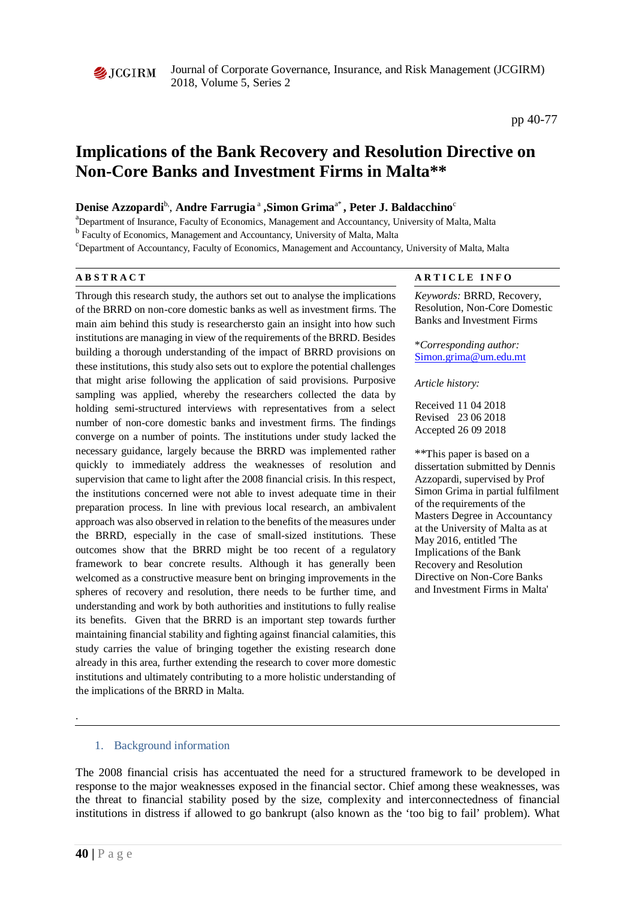# Implications of the Bank Recovery and Resolution Directive on Non-Core Banks and Investment Firms in Malta**

**Denise Azzopardi**[b], **Andre Farrugia**[a], **Simon Grima**[a*], **Peter J. Baldacchino**[c]

[a]Department of Insurance, Faculty of Economics, Management and Accountancy, University of Malta, Malta

[b] Faculty of Economics, Management and Accountancy, University of Malta, Malta

[c]Department of Accountancy, Faculty of Economics, Management and Accountancy, University of Malta, Malta

## ABSTRACT

Through this research study, the authors set out to analyse the implications of the BRRD on non-core domestic banks as well as investment firms. The main aim behind this study is researchersto gain an insight into how such institutions are managing in view of the requirements of the BRRD. Besides building a thorough understanding of the impact of BRRD provisions on these institutions, this study also sets out to explore the potential challenges that might arise following the application of said provisions. Purposive sampling was applied, whereby the researchers collected the data by holding semi-structured interviews with representatives from a select number of non-core domestic banks and investment firms. The findings converge on a number of points. The institutions under study lacked the necessary guidance, largely because the BRRD was implemented rather quickly to immediately address the weaknesses of resolution and supervision that came to light after the 2008 financial crisis. In this respect, the institutions concerned were not able to invest adequate time in their preparation process. In line with previous local research, an ambivalent approach was also observed in relation to the benefits of the measures under the BRRD, especially in the case of small-sized institutions. These outcomes show that the BRRD might be too recent of a regulatory framework to bear concrete results. Although it has generally been welcomed as a constructive measure bent on bringing improvements in the spheres of recovery and resolution, there needs to be further time, and understanding and work by both authorities and institutions to fully realise its benefits. Given that the BRRD is an important step towards further maintaining financial stability and fighting against financial calamities, this study carries the value of bringing together the existing research done already in this area, further extending the research to cover more domestic institutions and ultimately contributing to a more holistic understanding of the implications of the BRRD in Malta.

## ARTICLE INFO

*Keywords:* BRRD, Recovery, Resolution, Non-Core Domestic Banks and Investment Firms

*\*Corresponding author:* Simon.grima@um.edu.mt

*Article history:*

Received 11 04 2018
Revised 23 06 2018
Accepted 26 09 2018

**This paper is based on a dissertation submitted by Dennis Azzopardi, supervised by Prof Simon Grima in partial fulfilment of the requirements of the Masters Degree in Accountancy at the University of Malta as at May 2016, entitled 'The Implications of the Bank Recovery and Resolution Directive on Non-Core Banks and Investment Firms in Malta'

## 1. Background information

The 2008 financial crisis has accentuated the need for a structured framework to be developed in response to the major weaknesses exposed in the financial sector. Chief among these weaknesses, was the threat to financial stability posed by the size, complexity and interconnectedness of financial institutions in distress if allowed to go bankrupt (also known as the 'too big to fail' problem). What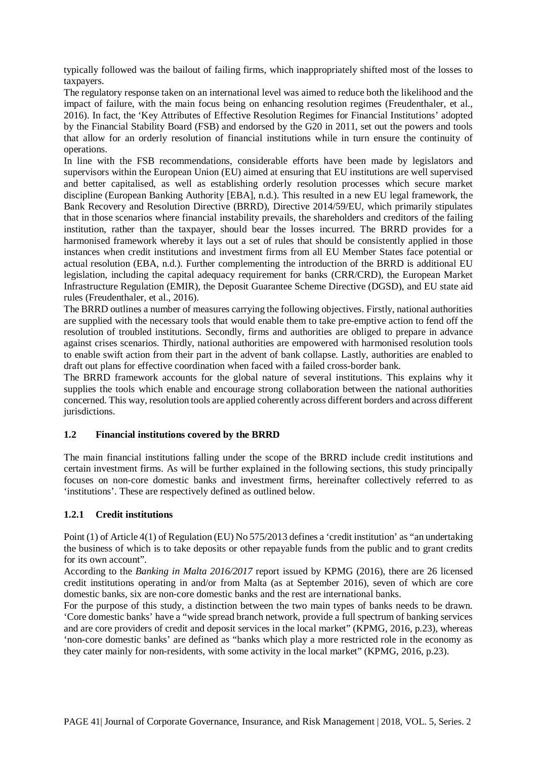typically followed was the bailout of failing firms, which inappropriately shifted most of the losses to taxpayers.

The regulatory response taken on an international level was aimed to reduce both the likelihood and the impact of failure, with the main focus being on enhancing resolution regimes (Freudenthaler, et al., 2016). In fact, the 'Key Attributes of Effective Resolution Regimes for Financial Institutions' adopted by the Financial Stability Board (FSB) and endorsed by the G20 in 2011, set out the powers and tools that allow for an orderly resolution of financial institutions while in turn ensure the continuity of operations.

In line with the FSB recommendations, considerable efforts have been made by legislators and supervisors within the European Union (EU) aimed at ensuring that EU institutions are well supervised and better capitalised, as well as establishing orderly resolution processes which secure market discipline (European Banking Authority [EBA], n.d.). This resulted in a new EU legal framework, the Bank Recovery and Resolution Directive (BRRD), Directive 2014/59/EU, which primarily stipulates that in those scenarios where financial instability prevails, the shareholders and creditors of the failing institution, rather than the taxpayer, should bear the losses incurred. The BRRD provides for a harmonised framework whereby it lays out a set of rules that should be consistently applied in those instances when credit institutions and investment firms from all EU Member States face potential or actual resolution (EBA, n.d.). Further complementing the introduction of the BRRD is additional EU legislation, including the capital adequacy requirement for banks (CRR/CRD), the European Market Infrastructure Regulation (EMIR), the Deposit Guarantee Scheme Directive (DGSD), and EU state aid rules (Freudenthaler, et al., 2016).

The BRRD outlines a number of measures carrying the following objectives. Firstly, national authorities are supplied with the necessary tools that would enable them to take pre-emptive action to fend off the resolution of troubled institutions. Secondly, firms and authorities are obliged to prepare in advance against crises scenarios. Thirdly, national authorities are empowered with harmonised resolution tools to enable swift action from their part in the advent of bank collapse. Lastly, authorities are enabled to draft out plans for effective coordination when faced with a failed cross-border bank.

The BRRD framework accounts for the global nature of several institutions. This explains why it supplies the tools which enable and encourage strong collaboration between the national authorities concerned. This way, resolution tools are applied coherently across different borders and across different jurisdictions.

### 1.2 Financial institutions covered by the BRRD

The main financial institutions falling under the scope of the BRRD include credit institutions and certain investment firms. As will be further explained in the following sections, this study principally focuses on non-core domestic banks and investment firms, hereinafter collectively referred to as 'institutions'. These are respectively defined as outlined below.

#### 1.2.1 Credit institutions

Point (1) of Article 4(1) of Regulation (EU) No 575/2013 defines a 'credit institution' as "an undertaking the business of which is to take deposits or other repayable funds from the public and to grant credits for its own account".

According to the *Banking in Malta 2016/2017* report issued by KPMG (2016), there are 26 licensed credit institutions operating in and/or from Malta (as at September 2016), seven of which are core domestic banks, six are non-core domestic banks and the rest are international banks.

For the purpose of this study, a distinction between the two main types of banks needs to be drawn. 'Core domestic banks' have a "wide spread branch network, provide a full spectrum of banking services and are core providers of credit and deposit services in the local market" (KPMG, 2016, p.23), whereas 'non-core domestic banks' are defined as "banks which play a more restricted role in the economy as they cater mainly for non-residents, with some activity in the local market" (KPMG, 2016, p.23).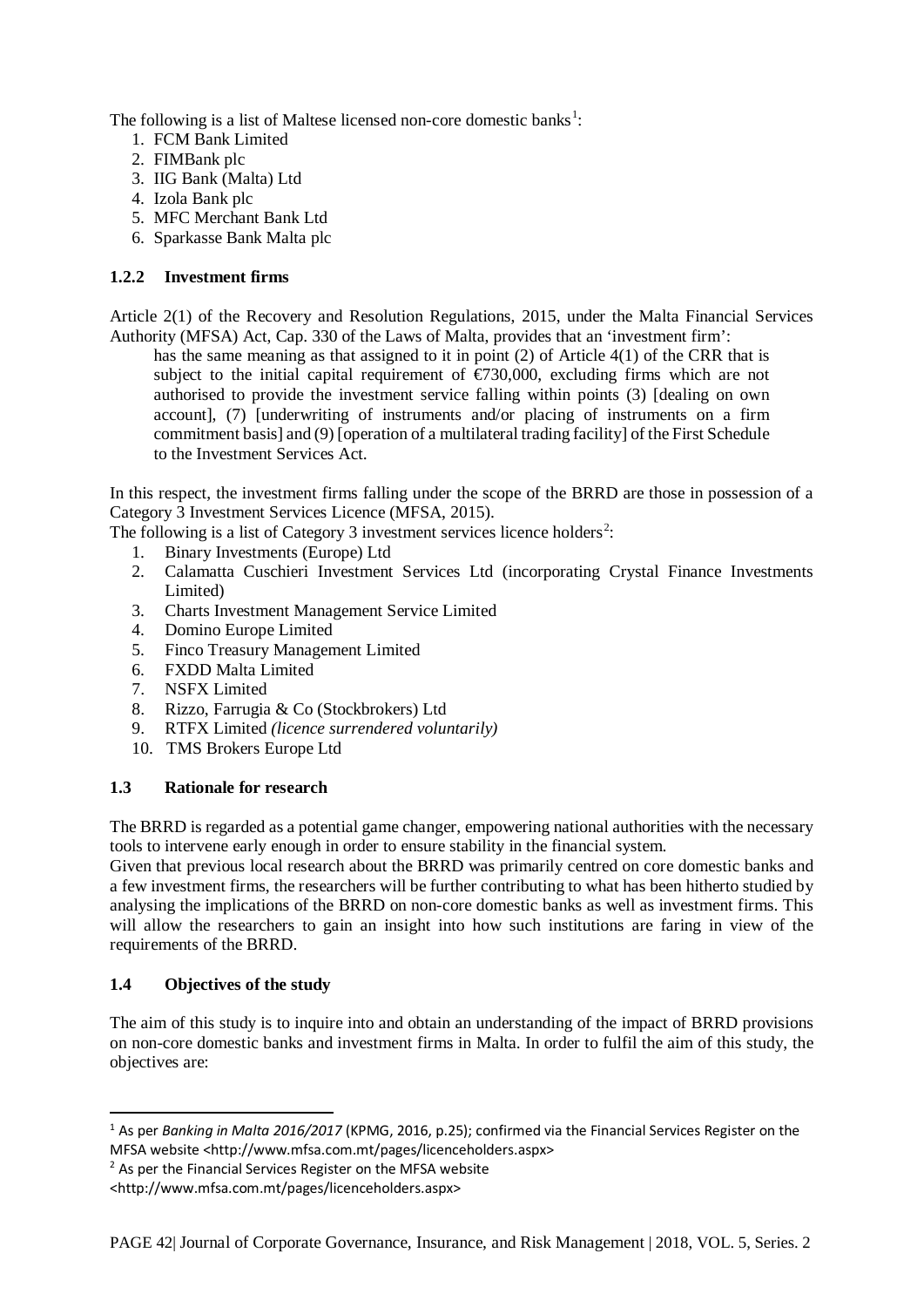The following is a list of Maltese licensed non-core domestic banks[1]:

1. FCM Bank Limited
2. FIMBank plc
3. IIG Bank (Malta) Ltd
4. Izola Bank plc
5. MFC Merchant Bank Ltd
6. Sparkasse Bank Malta plc

### 1.2.2 Investment firms

Article 2(1) of the Recovery and Resolution Regulations, 2015, under the Malta Financial Services Authority (MFSA) Act, Cap. 330 of the Laws of Malta, provides that an 'investment firm':

> has the same meaning as that assigned to it in point (2) of Article 4(1) of the CRR that is subject to the initial capital requirement of €730,000, excluding firms which are not authorised to provide the investment service falling within points (3) [dealing on own account], (7) [underwriting of instruments and/or placing of instruments on a firm commitment basis] and (9) [operation of a multilateral trading facility] of the First Schedule to the Investment Services Act.

In this respect, the investment firms falling under the scope of the BRRD are those in possession of a Category 3 Investment Services Licence (MFSA, 2015).

The following is a list of Category 3 investment services licence holders[2]:

1. Binary Investments (Europe) Ltd
2. Calamatta Cuschieri Investment Services Ltd (incorporating Crystal Finance Investments Limited)
3. Charts Investment Management Service Limited
4. Domino Europe Limited
5. Finco Treasury Management Limited
6. FXDD Malta Limited
7. NSFX Limited
8. Rizzo, Farrugia & Co (Stockbrokers) Ltd
9. RTFX Limited *(licence surrendered voluntarily)*
10. TMS Brokers Europe Ltd

## 1.3 Rationale for research

The BRRD is regarded as a potential game changer, empowering national authorities with the necessary tools to intervene early enough in order to ensure stability in the financial system.

Given that previous local research about the BRRD was primarily centred on core domestic banks and a few investment firms, the researchers will be further contributing to what has been hitherto studied by analysing the implications of the BRRD on non-core domestic banks as well as investment firms. This will allow the researchers to gain an insight into how such institutions are faring in view of the requirements of the BRRD.

## 1.4 Objectives of the study

The aim of this study is to inquire into and obtain an understanding of the impact of BRRD provisions on non-core domestic banks and investment firms in Malta. In order to fulfil the aim of this study, the objectives are:

---

[1] As per *Banking in Malta 2016/2017* (KPMG, 2016, p.25); confirmed via the Financial Services Register on the MFSA website <http://www.mfsa.com.mt/pages/licenceholders.aspx>

[2] As per the Financial Services Register on the MFSA website <http://www.mfsa.com.mt/pages/licenceholders.aspx>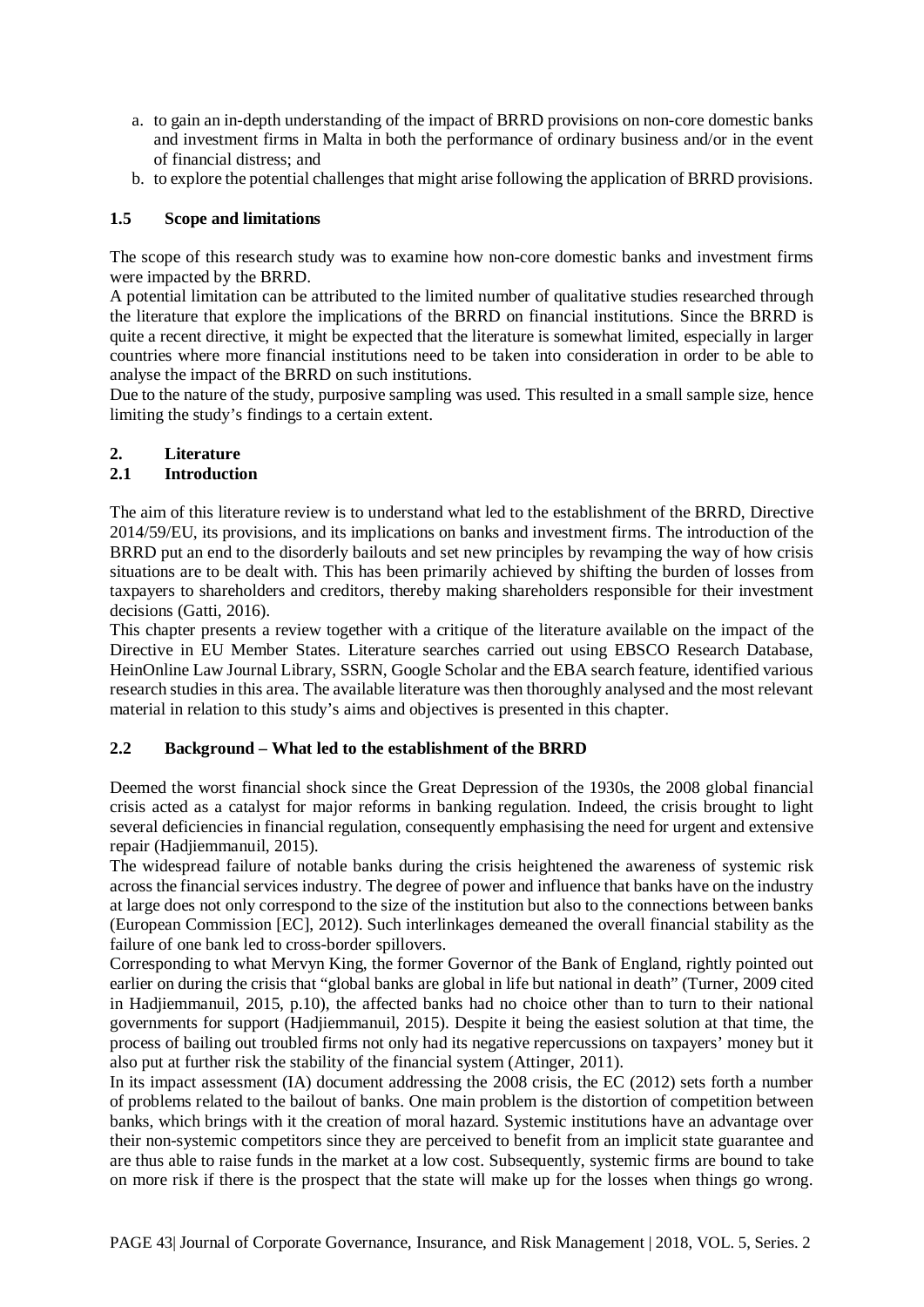a. to gain an in-depth understanding of the impact of BRRD provisions on non-core domestic banks and investment firms in Malta in both the performance of ordinary business and/or in the event of financial distress; and
b. to explore the potential challenges that might arise following the application of BRRD provisions.

### 1.5 Scope and limitations

The scope of this research study was to examine how non-core domestic banks and investment firms were impacted by the BRRD.

A potential limitation can be attributed to the limited number of qualitative studies researched through the literature that explore the implications of the BRRD on financial institutions. Since the BRRD is quite a recent directive, it might be expected that the literature is somewhat limited, especially in larger countries where more financial institutions need to be taken into consideration in order to be able to analyse the impact of the BRRD on such institutions.

Due to the nature of the study, purposive sampling was used. This resulted in a small sample size, hence limiting the study's findings to a certain extent.

## 2. Literature

### 2.1 Introduction

The aim of this literature review is to understand what led to the establishment of the BRRD, Directive 2014/59/EU, its provisions, and its implications on banks and investment firms. The introduction of the BRRD put an end to the disorderly bailouts and set new principles by revamping the way of how crisis situations are to be dealt with. This has been primarily achieved by shifting the burden of losses from taxpayers to shareholders and creditors, thereby making shareholders responsible for their investment decisions (Gatti, 2016).

This chapter presents a review together with a critique of the literature available on the impact of the Directive in EU Member States. Literature searches carried out using EBSCO Research Database, HeinOnline Law Journal Library, SSRN, Google Scholar and the EBA search feature, identified various research studies in this area. The available literature was then thoroughly analysed and the most relevant material in relation to this study's aims and objectives is presented in this chapter.

### 2.2 Background – What led to the establishment of the BRRD

Deemed the worst financial shock since the Great Depression of the 1930s, the 2008 global financial crisis acted as a catalyst for major reforms in banking regulation. Indeed, the crisis brought to light several deficiencies in financial regulation, consequently emphasising the need for urgent and extensive repair (Hadjiemmanuil, 2015).

The widespread failure of notable banks during the crisis heightened the awareness of systemic risk across the financial services industry. The degree of power and influence that banks have on the industry at large does not only correspond to the size of the institution but also to the connections between banks (European Commission [EC], 2012). Such interlinkages demeaned the overall financial stability as the failure of one bank led to cross-border spillovers.

Corresponding to what Mervyn King, the former Governor of the Bank of England, rightly pointed out earlier on during the crisis that "global banks are global in life but national in death" (Turner, 2009 cited in Hadjiemmanuil, 2015, p.10), the affected banks had no choice other than to turn to their national governments for support (Hadjiemmanuil, 2015). Despite it being the easiest solution at that time, the process of bailing out troubled firms not only had its negative repercussions on taxpayers' money but it also put at further risk the stability of the financial system (Attinger, 2011).

In its impact assessment (IA) document addressing the 2008 crisis, the EC (2012) sets forth a number of problems related to the bailout of banks. One main problem is the distortion of competition between banks, which brings with it the creation of moral hazard. Systemic institutions have an advantage over their non-systemic competitors since they are perceived to benefit from an implicit state guarantee and are thus able to raise funds in the market at a low cost. Subsequently, systemic firms are bound to take on more risk if there is the prospect that the state will make up for the losses when things go wrong.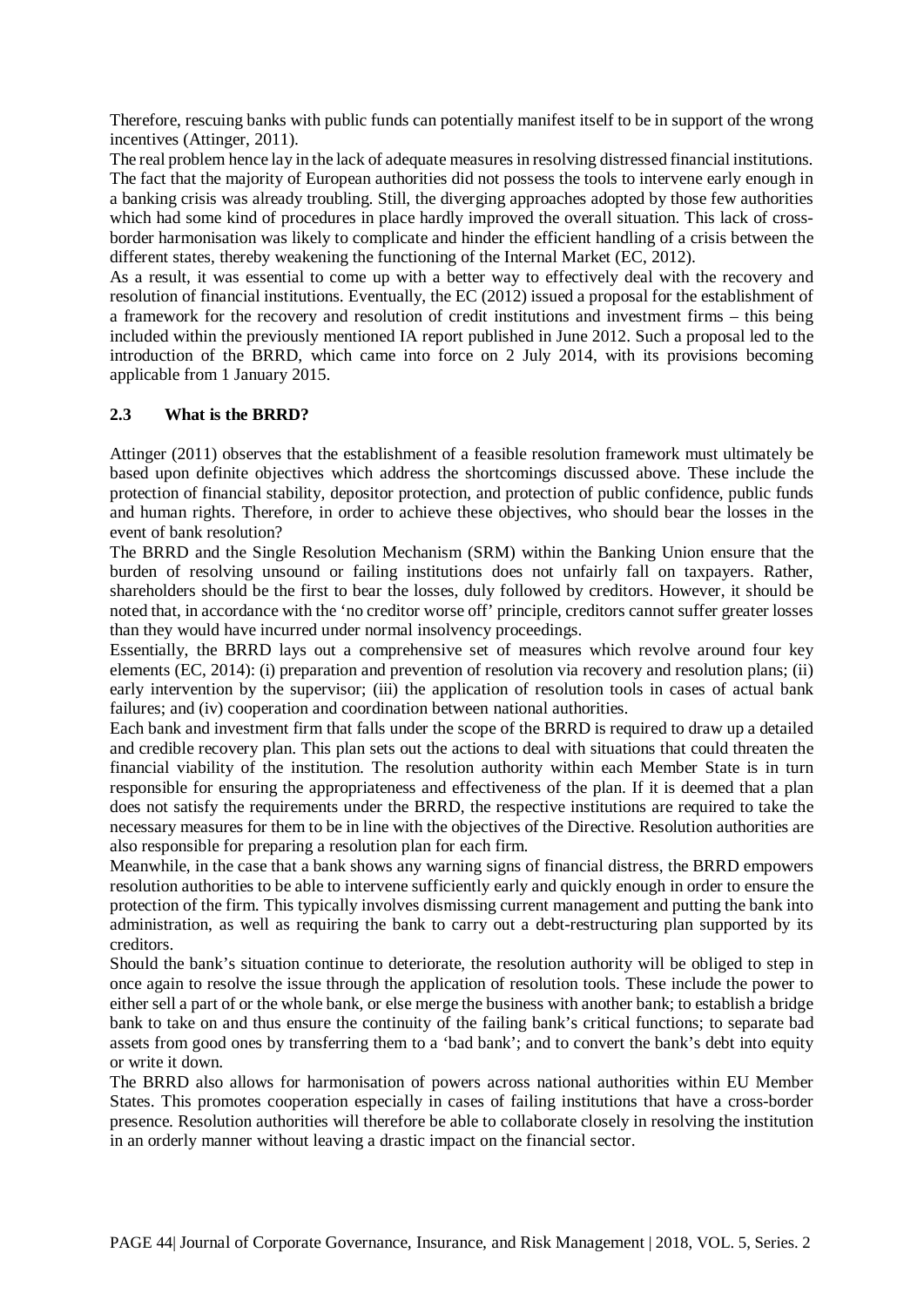Therefore, rescuing banks with public funds can potentially manifest itself to be in support of the wrong incentives (Attinger, 2011).

The real problem hence lay in the lack of adequate measures in resolving distressed financial institutions. The fact that the majority of European authorities did not possess the tools to intervene early enough in a banking crisis was already troubling. Still, the diverging approaches adopted by those few authorities which had some kind of procedures in place hardly improved the overall situation. This lack of cross-border harmonisation was likely to complicate and hinder the efficient handling of a crisis between the different states, thereby weakening the functioning of the Internal Market (EC, 2012).

As a result, it was essential to come up with a better way to effectively deal with the recovery and resolution of financial institutions. Eventually, the EC (2012) issued a proposal for the establishment of a framework for the recovery and resolution of credit institutions and investment firms – this being included within the previously mentioned IA report published in June 2012. Such a proposal led to the introduction of the BRRD, which came into force on 2 July 2014, with its provisions becoming applicable from 1 January 2015.

### 2.3 What is the BRRD?

Attinger (2011) observes that the establishment of a feasible resolution framework must ultimately be based upon definite objectives which address the shortcomings discussed above. These include the protection of financial stability, depositor protection, and protection of public confidence, public funds and human rights. Therefore, in order to achieve these objectives, who should bear the losses in the event of bank resolution?

The BRRD and the Single Resolution Mechanism (SRM) within the Banking Union ensure that the burden of resolving unsound or failing institutions does not unfairly fall on taxpayers. Rather, shareholders should be the first to bear the losses, duly followed by creditors. However, it should be noted that, in accordance with the 'no creditor worse off' principle, creditors cannot suffer greater losses than they would have incurred under normal insolvency proceedings.

Essentially, the BRRD lays out a comprehensive set of measures which revolve around four key elements (EC, 2014): (i) preparation and prevention of resolution via recovery and resolution plans; (ii) early intervention by the supervisor; (iii) the application of resolution tools in cases of actual bank failures; and (iv) cooperation and coordination between national authorities.

Each bank and investment firm that falls under the scope of the BRRD is required to draw up a detailed and credible recovery plan. This plan sets out the actions to deal with situations that could threaten the financial viability of the institution. The resolution authority within each Member State is in turn responsible for ensuring the appropriateness and effectiveness of the plan. If it is deemed that a plan does not satisfy the requirements under the BRRD, the respective institutions are required to take the necessary measures for them to be in line with the objectives of the Directive. Resolution authorities are also responsible for preparing a resolution plan for each firm.

Meanwhile, in the case that a bank shows any warning signs of financial distress, the BRRD empowers resolution authorities to be able to intervene sufficiently early and quickly enough in order to ensure the protection of the firm. This typically involves dismissing current management and putting the bank into administration, as well as requiring the bank to carry out a debt-restructuring plan supported by its creditors.

Should the bank's situation continue to deteriorate, the resolution authority will be obliged to step in once again to resolve the issue through the application of resolution tools. These include the power to either sell a part of or the whole bank, or else merge the business with another bank; to establish a bridge bank to take on and thus ensure the continuity of the failing bank's critical functions; to separate bad assets from good ones by transferring them to a 'bad bank'; and to convert the bank's debt into equity or write it down.

The BRRD also allows for harmonisation of powers across national authorities within EU Member States. This promotes cooperation especially in cases of failing institutions that have a cross-border presence. Resolution authorities will therefore be able to collaborate closely in resolving the institution in an orderly manner without leaving a drastic impact on the financial sector.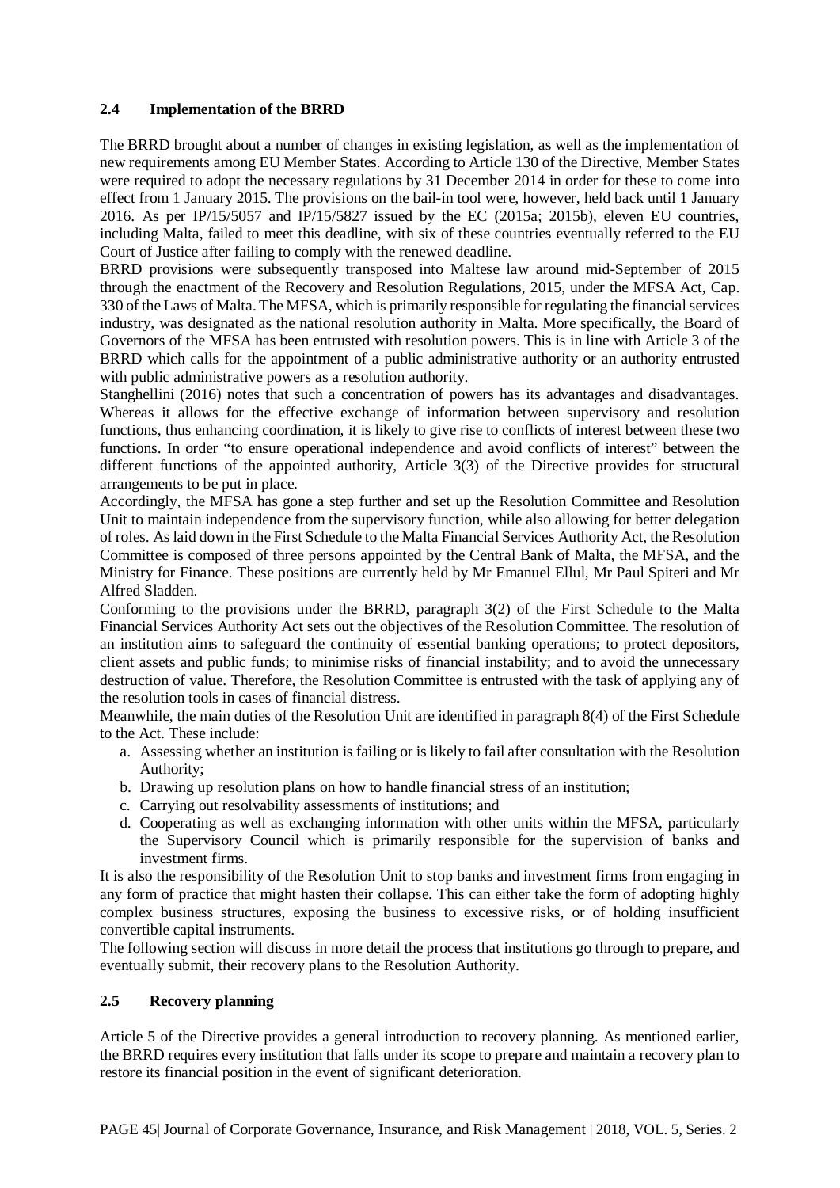### 2.4 Implementation of the BRRD

The BRRD brought about a number of changes in existing legislation, as well as the implementation of new requirements among EU Member States. According to Article 130 of the Directive, Member States were required to adopt the necessary regulations by 31 December 2014 in order for these to come into effect from 1 January 2015. The provisions on the bail-in tool were, however, held back until 1 January 2016. As per IP/15/5057 and IP/15/5827 issued by the EC (2015a; 2015b), eleven EU countries, including Malta, failed to meet this deadline, with six of these countries eventually referred to the EU Court of Justice after failing to comply with the renewed deadline.

BRRD provisions were subsequently transposed into Maltese law around mid-September of 2015 through the enactment of the Recovery and Resolution Regulations, 2015, under the MFSA Act, Cap. 330 of the Laws of Malta. The MFSA, which is primarily responsible for regulating the financial services industry, was designated as the national resolution authority in Malta. More specifically, the Board of Governors of the MFSA has been entrusted with resolution powers. This is in line with Article 3 of the BRRD which calls for the appointment of a public administrative authority or an authority entrusted with public administrative powers as a resolution authority.

Stanghellini (2016) notes that such a concentration of powers has its advantages and disadvantages. Whereas it allows for the effective exchange of information between supervisory and resolution functions, thus enhancing coordination, it is likely to give rise to conflicts of interest between these two functions. In order "to ensure operational independence and avoid conflicts of interest" between the different functions of the appointed authority, Article 3(3) of the Directive provides for structural arrangements to be put in place.

Accordingly, the MFSA has gone a step further and set up the Resolution Committee and Resolution Unit to maintain independence from the supervisory function, while also allowing for better delegation of roles. As laid down in the First Schedule to the Malta Financial Services Authority Act, the Resolution Committee is composed of three persons appointed by the Central Bank of Malta, the MFSA, and the Ministry for Finance. These positions are currently held by Mr Emanuel Ellul, Mr Paul Spiteri and Mr Alfred Sladden.

Conforming to the provisions under the BRRD, paragraph 3(2) of the First Schedule to the Malta Financial Services Authority Act sets out the objectives of the Resolution Committee. The resolution of an institution aims to safeguard the continuity of essential banking operations; to protect depositors, client assets and public funds; to minimise risks of financial instability; and to avoid the unnecessary destruction of value. Therefore, the Resolution Committee is entrusted with the task of applying any of the resolution tools in cases of financial distress.

Meanwhile, the main duties of the Resolution Unit are identified in paragraph 8(4) of the First Schedule to the Act. These include:

a. Assessing whether an institution is failing or is likely to fail after consultation with the Resolution Authority;
b. Drawing up resolution plans on how to handle financial stress of an institution;
c. Carrying out resolvability assessments of institutions; and
d. Cooperating as well as exchanging information with other units within the MFSA, particularly the Supervisory Council which is primarily responsible for the supervision of banks and investment firms.

It is also the responsibility of the Resolution Unit to stop banks and investment firms from engaging in any form of practice that might hasten their collapse. This can either take the form of adopting highly complex business structures, exposing the business to excessive risks, or of holding insufficient convertible capital instruments.

The following section will discuss in more detail the process that institutions go through to prepare, and eventually submit, their recovery plans to the Resolution Authority.

### 2.5 Recovery planning

Article 5 of the Directive provides a general introduction to recovery planning. As mentioned earlier, the BRRD requires every institution that falls under its scope to prepare and maintain a recovery plan to restore its financial position in the event of significant deterioration.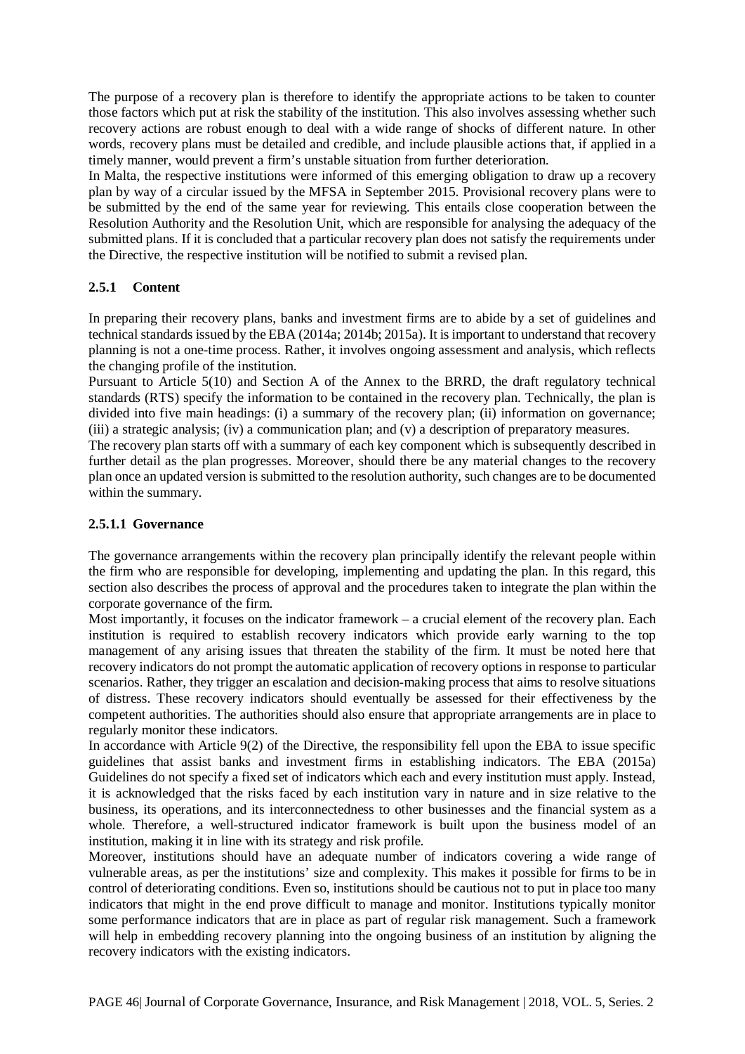The purpose of a recovery plan is therefore to identify the appropriate actions to be taken to counter those factors which put at risk the stability of the institution. This also involves assessing whether such recovery actions are robust enough to deal with a wide range of shocks of different nature. In other words, recovery plans must be detailed and credible, and include plausible actions that, if applied in a timely manner, would prevent a firm's unstable situation from further deterioration.

In Malta, the respective institutions were informed of this emerging obligation to draw up a recovery plan by way of a circular issued by the MFSA in September 2015. Provisional recovery plans were to be submitted by the end of the same year for reviewing. This entails close cooperation between the Resolution Authority and the Resolution Unit, which are responsible for analysing the adequacy of the submitted plans. If it is concluded that a particular recovery plan does not satisfy the requirements under the Directive, the respective institution will be notified to submit a revised plan.

### 2.5.1 Content

In preparing their recovery plans, banks and investment firms are to abide by a set of guidelines and technical standards issued by the EBA (2014a; 2014b; 2015a). It is important to understand that recovery planning is not a one-time process. Rather, it involves ongoing assessment and analysis, which reflects the changing profile of the institution.

Pursuant to Article 5(10) and Section A of the Annex to the BRRD, the draft regulatory technical standards (RTS) specify the information to be contained in the recovery plan. Technically, the plan is divided into five main headings: (i) a summary of the recovery plan; (ii) information on governance; (iii) a strategic analysis; (iv) a communication plan; and (v) a description of preparatory measures.

The recovery plan starts off with a summary of each key component which is subsequently described in further detail as the plan progresses. Moreover, should there be any material changes to the recovery plan once an updated version is submitted to the resolution authority, such changes are to be documented within the summary.

#### 2.5.1.1 Governance

The governance arrangements within the recovery plan principally identify the relevant people within the firm who are responsible for developing, implementing and updating the plan. In this regard, this section also describes the process of approval and the procedures taken to integrate the plan within the corporate governance of the firm.

Most importantly, it focuses on the indicator framework – a crucial element of the recovery plan. Each institution is required to establish recovery indicators which provide early warning to the top management of any arising issues that threaten the stability of the firm. It must be noted here that recovery indicators do not prompt the automatic application of recovery options in response to particular scenarios. Rather, they trigger an escalation and decision-making process that aims to resolve situations of distress. These recovery indicators should eventually be assessed for their effectiveness by the competent authorities. The authorities should also ensure that appropriate arrangements are in place to regularly monitor these indicators.

In accordance with Article 9(2) of the Directive, the responsibility fell upon the EBA to issue specific guidelines that assist banks and investment firms in establishing indicators. The EBA (2015a) Guidelines do not specify a fixed set of indicators which each and every institution must apply. Instead, it is acknowledged that the risks faced by each institution vary in nature and in size relative to the business, its operations, and its interconnectedness to other businesses and the financial system as a whole. Therefore, a well-structured indicator framework is built upon the business model of an institution, making it in line with its strategy and risk profile.

Moreover, institutions should have an adequate number of indicators covering a wide range of vulnerable areas, as per the institutions' size and complexity. This makes it possible for firms to be in control of deteriorating conditions. Even so, institutions should be cautious not to put in place too many indicators that might in the end prove difficult to manage and monitor. Institutions typically monitor some performance indicators that are in place as part of regular risk management. Such a framework will help in embedding recovery planning into the ongoing business of an institution by aligning the recovery indicators with the existing indicators.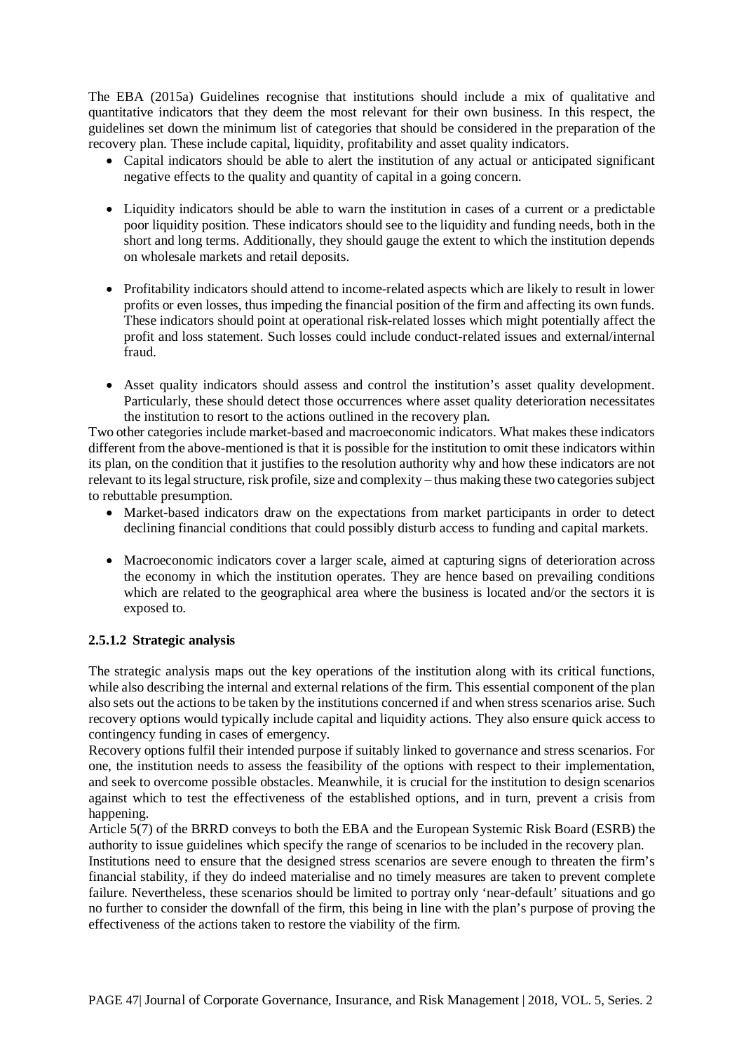The EBA (2015a) Guidelines recognise that institutions should include a mix of qualitative and quantitative indicators that they deem the most relevant for their own business. In this respect, the guidelines set down the minimum list of categories that should be considered in the preparation of the recovery plan. These include capital, liquidity, profitability and asset quality indicators.

- Capital indicators should be able to alert the institution of any actual or anticipated significant negative effects to the quality and quantity of capital in a going concern.

- Liquidity indicators should be able to warn the institution in cases of a current or a predictable poor liquidity position. These indicators should see to the liquidity and funding needs, both in the short and long terms. Additionally, they should gauge the extent to which the institution depends on wholesale markets and retail deposits.

- Profitability indicators should attend to income-related aspects which are likely to result in lower profits or even losses, thus impeding the financial position of the firm and affecting its own funds. These indicators should point at operational risk-related losses which might potentially affect the profit and loss statement. Such losses could include conduct-related issues and external/internal fraud.

- Asset quality indicators should assess and control the institution's asset quality development. Particularly, these should detect those occurrences where asset quality deterioration necessitates the institution to resort to the actions outlined in the recovery plan.

Two other categories include market-based and macroeconomic indicators. What makes these indicators different from the above-mentioned is that it is possible for the institution to omit these indicators within its plan, on the condition that it justifies to the resolution authority why and how these indicators are not relevant to its legal structure, risk profile, size and complexity – thus making these two categories subject to rebuttable presumption.

- Market-based indicators draw on the expectations from market participants in order to detect declining financial conditions that could possibly disturb access to funding and capital markets.

- Macroeconomic indicators cover a larger scale, aimed at capturing signs of deterioration across the economy in which the institution operates. They are hence based on prevailing conditions which are related to the geographical area where the business is located and/or the sectors it is exposed to.

#### 2.5.1.2 Strategic analysis

The strategic analysis maps out the key operations of the institution along with its critical functions, while also describing the internal and external relations of the firm. This essential component of the plan also sets out the actions to be taken by the institutions concerned if and when stress scenarios arise. Such recovery options would typically include capital and liquidity actions. They also ensure quick access to contingency funding in cases of emergency.

Recovery options fulfil their intended purpose if suitably linked to governance and stress scenarios. For one, the institution needs to assess the feasibility of the options with respect to their implementation, and seek to overcome possible obstacles. Meanwhile, it is crucial for the institution to design scenarios against which to test the effectiveness of the established options, and in turn, prevent a crisis from happening.

Article 5(7) of the BRRD conveys to both the EBA and the European Systemic Risk Board (ESRB) the authority to issue guidelines which specify the range of scenarios to be included in the recovery plan.

Institutions need to ensure that the designed stress scenarios are severe enough to threaten the firm's financial stability, if they do indeed materialise and no timely measures are taken to prevent complete failure. Nevertheless, these scenarios should be limited to portray only 'near-default' situations and go no further to consider the downfall of the firm, this being in line with the plan's purpose of proving the effectiveness of the actions taken to restore the viability of the firm.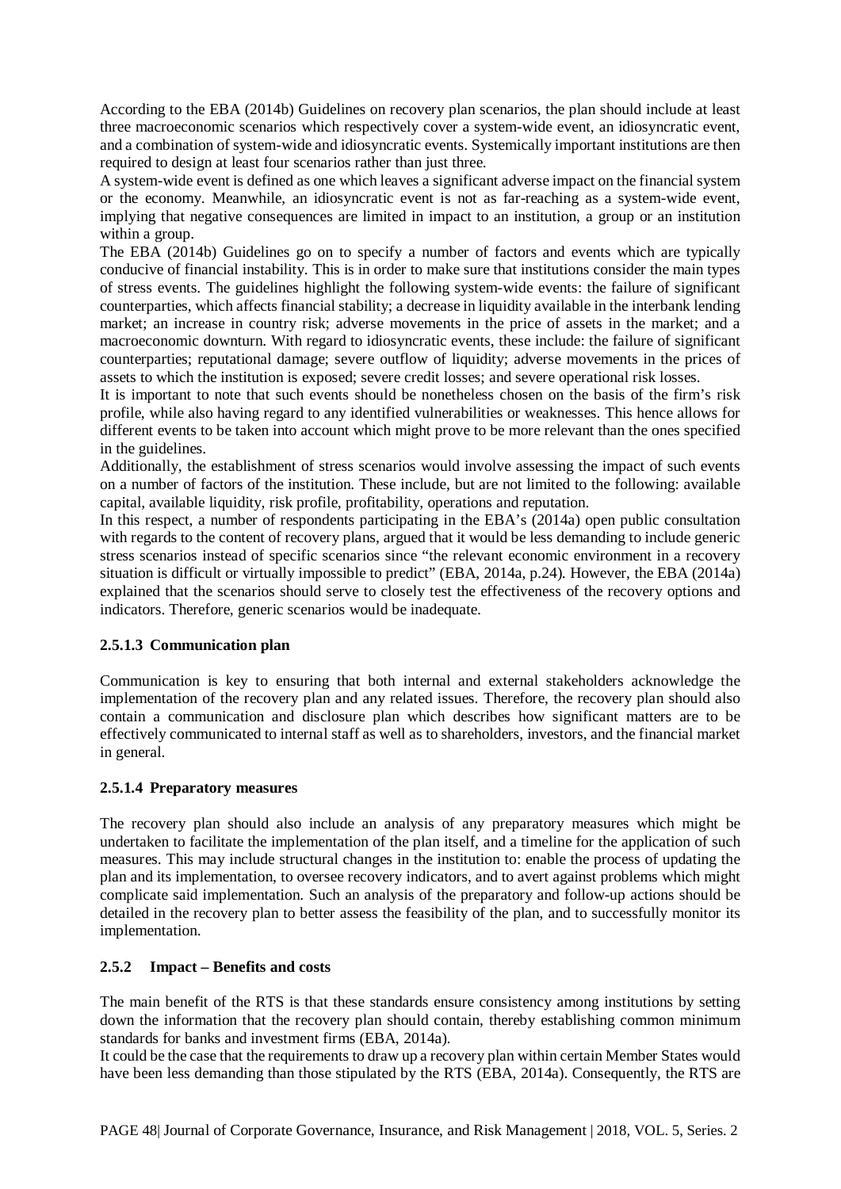According to the EBA (2014b) Guidelines on recovery plan scenarios, the plan should include at least three macroeconomic scenarios which respectively cover a system-wide event, an idiosyncratic event, and a combination of system-wide and idiosyncratic events. Systemically important institutions are then required to design at least four scenarios rather than just three.

A system-wide event is defined as one which leaves a significant adverse impact on the financial system or the economy. Meanwhile, an idiosyncratic event is not as far-reaching as a system-wide event, implying that negative consequences are limited in impact to an institution, a group or an institution within a group.

The EBA (2014b) Guidelines go on to specify a number of factors and events which are typically conducive of financial instability. This is in order to make sure that institutions consider the main types of stress events. The guidelines highlight the following system-wide events: the failure of significant counterparties, which affects financial stability; a decrease in liquidity available in the interbank lending market; an increase in country risk; adverse movements in the price of assets in the market; and a macroeconomic downturn. With regard to idiosyncratic events, these include: the failure of significant counterparties; reputational damage; severe outflow of liquidity; adverse movements in the prices of assets to which the institution is exposed; severe credit losses; and severe operational risk losses.

It is important to note that such events should be nonetheless chosen on the basis of the firm's risk profile, while also having regard to any identified vulnerabilities or weaknesses. This hence allows for different events to be taken into account which might prove to be more relevant than the ones specified in the guidelines.

Additionally, the establishment of stress scenarios would involve assessing the impact of such events on a number of factors of the institution. These include, but are not limited to the following: available capital, available liquidity, risk profile, profitability, operations and reputation.

In this respect, a number of respondents participating in the EBA's (2014a) open public consultation with regards to the content of recovery plans, argued that it would be less demanding to include generic stress scenarios instead of specific scenarios since "the relevant economic environment in a recovery situation is difficult or virtually impossible to predict" (EBA, 2014a, p.24). However, the EBA (2014a) explained that the scenarios should serve to closely test the effectiveness of the recovery options and indicators. Therefore, generic scenarios would be inadequate.

#### 2.5.1.3 Communication plan

Communication is key to ensuring that both internal and external stakeholders acknowledge the implementation of the recovery plan and any related issues. Therefore, the recovery plan should also contain a communication and disclosure plan which describes how significant matters are to be effectively communicated to internal staff as well as to shareholders, investors, and the financial market in general.

#### 2.5.1.4 Preparatory measures

The recovery plan should also include an analysis of any preparatory measures which might be undertaken to facilitate the implementation of the plan itself, and a timeline for the application of such measures. This may include structural changes in the institution to: enable the process of updating the plan and its implementation, to oversee recovery indicators, and to avert against problems which might complicate said implementation. Such an analysis of the preparatory and follow-up actions should be detailed in the recovery plan to better assess the feasibility of the plan, and to successfully monitor its implementation.

### 2.5.2 Impact – Benefits and costs

The main benefit of the RTS is that these standards ensure consistency among institutions by setting down the information that the recovery plan should contain, thereby establishing common minimum standards for banks and investment firms (EBA, 2014a).

It could be the case that the requirements to draw up a recovery plan within certain Member States would have been less demanding than those stipulated by the RTS (EBA, 2014a). Consequently, the RTS are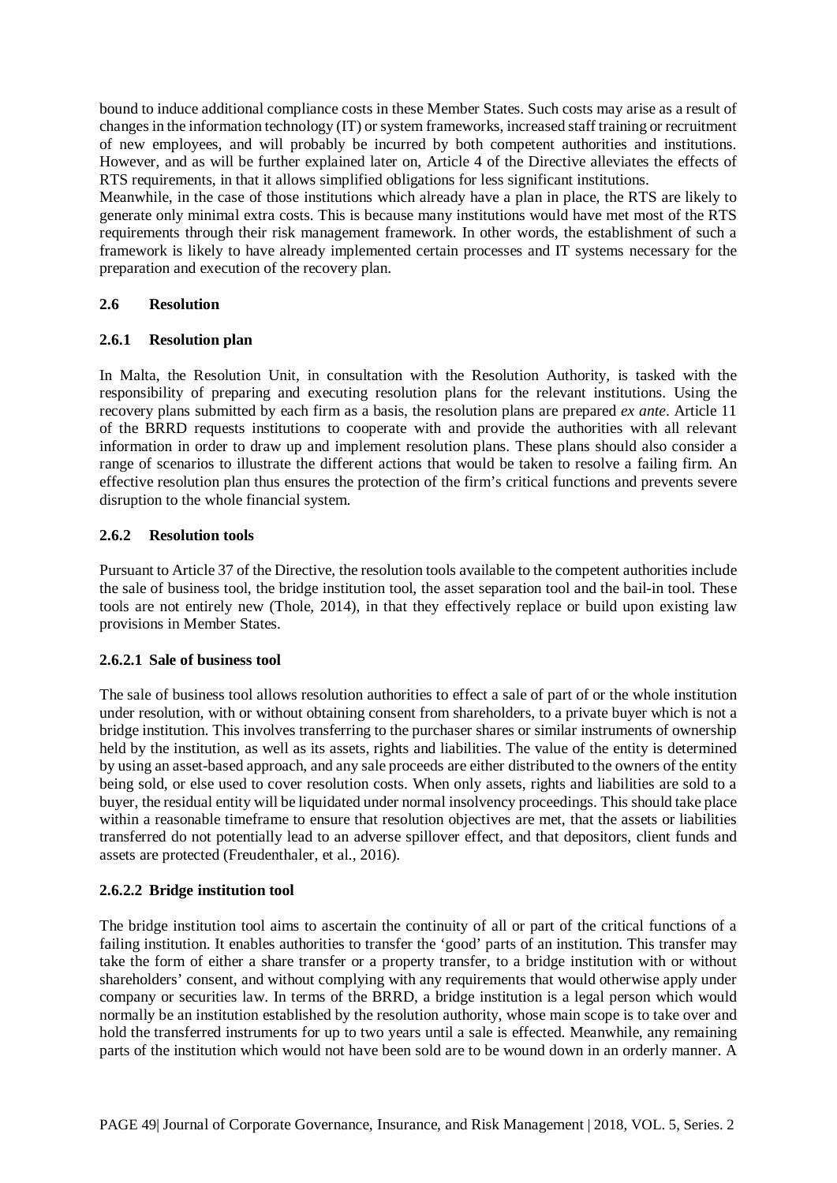bound to induce additional compliance costs in these Member States. Such costs may arise as a result of changes in the information technology (IT) or system frameworks, increased staff training or recruitment of new employees, and will probably be incurred by both competent authorities and institutions. However, and as will be further explained later on, Article 4 of the Directive alleviates the effects of RTS requirements, in that it allows simplified obligations for less significant institutions.

Meanwhile, in the case of those institutions which already have a plan in place, the RTS are likely to generate only minimal extra costs. This is because many institutions would have met most of the RTS requirements through their risk management framework. In other words, the establishment of such a framework is likely to have already implemented certain processes and IT systems necessary for the preparation and execution of the recovery plan.

## 2.6 Resolution

### 2.6.1 Resolution plan

In Malta, the Resolution Unit, in consultation with the Resolution Authority, is tasked with the responsibility of preparing and executing resolution plans for the relevant institutions. Using the recovery plans submitted by each firm as a basis, the resolution plans are prepared *ex ante*. Article 11 of the BRRD requests institutions to cooperate with and provide the authorities with all relevant information in order to draw up and implement resolution plans. These plans should also consider a range of scenarios to illustrate the different actions that would be taken to resolve a failing firm. An effective resolution plan thus ensures the protection of the firm's critical functions and prevents severe disruption to the whole financial system.

### 2.6.2 Resolution tools

Pursuant to Article 37 of the Directive, the resolution tools available to the competent authorities include the sale of business tool, the bridge institution tool, the asset separation tool and the bail-in tool. These tools are not entirely new (Thole, 2014), in that they effectively replace or build upon existing law provisions in Member States.

#### 2.6.2.1 Sale of business tool

The sale of business tool allows resolution authorities to effect a sale of part of or the whole institution under resolution, with or without obtaining consent from shareholders, to a private buyer which is not a bridge institution. This involves transferring to the purchaser shares or similar instruments of ownership held by the institution, as well as its assets, rights and liabilities. The value of the entity is determined by using an asset-based approach, and any sale proceeds are either distributed to the owners of the entity being sold, or else used to cover resolution costs. When only assets, rights and liabilities are sold to a buyer, the residual entity will be liquidated under normal insolvency proceedings. This should take place within a reasonable timeframe to ensure that resolution objectives are met, that the assets or liabilities transferred do not potentially lead to an adverse spillover effect, and that depositors, client funds and assets are protected (Freudenthaler, et al., 2016).

#### 2.6.2.2 Bridge institution tool

The bridge institution tool aims to ascertain the continuity of all or part of the critical functions of a failing institution. It enables authorities to transfer the 'good' parts of an institution. This transfer may take the form of either a share transfer or a property transfer, to a bridge institution with or without shareholders' consent, and without complying with any requirements that would otherwise apply under company or securities law. In terms of the BRRD, a bridge institution is a legal person which would normally be an institution established by the resolution authority, whose main scope is to take over and hold the transferred instruments for up to two years until a sale is effected. Meanwhile, any remaining parts of the institution which would not have been sold are to be wound down in an orderly manner. A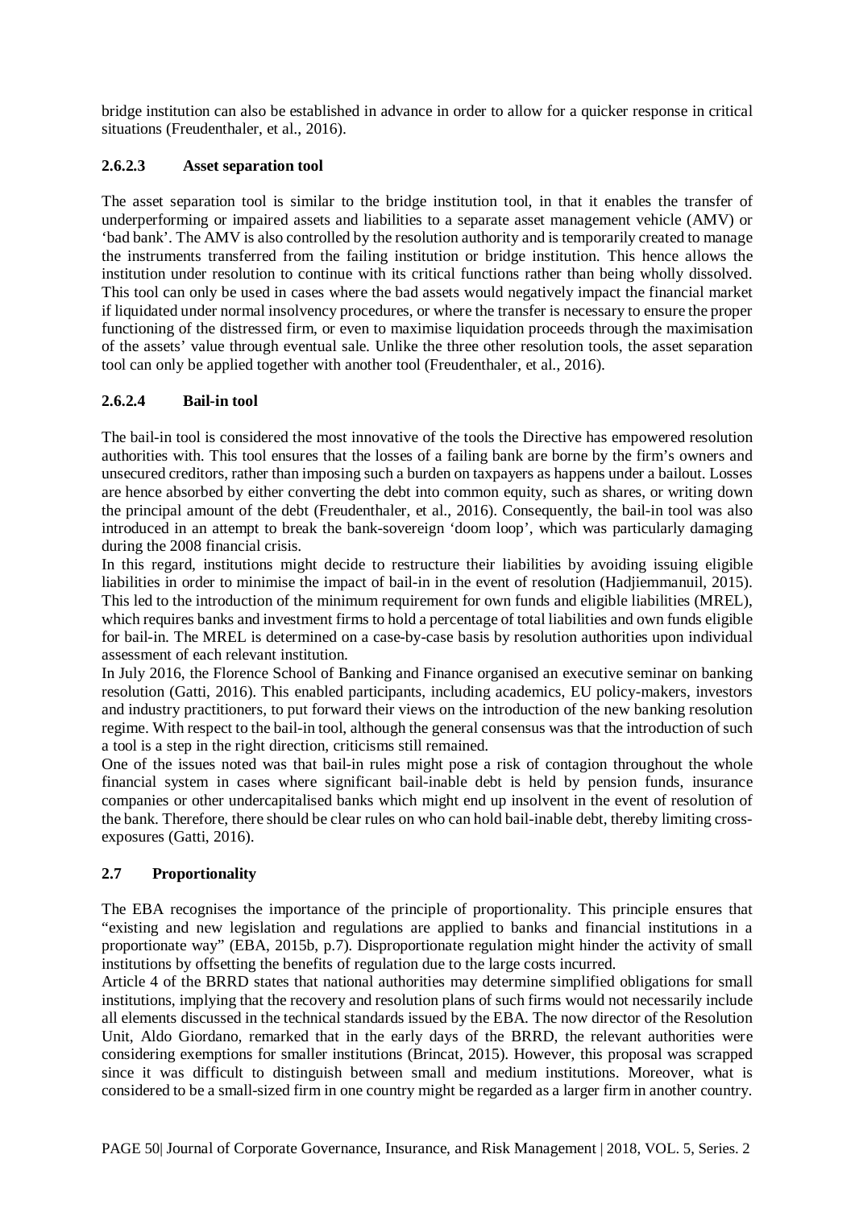bridge institution can also be established in advance in order to allow for a quicker response in critical situations (Freudenthaler, et al., 2016).

#### 2.6.2.3 Asset separation tool

The asset separation tool is similar to the bridge institution tool, in that it enables the transfer of underperforming or impaired assets and liabilities to a separate asset management vehicle (AMV) or 'bad bank'. The AMV is also controlled by the resolution authority and is temporarily created to manage the instruments transferred from the failing institution or bridge institution. This hence allows the institution under resolution to continue with its critical functions rather than being wholly dissolved. This tool can only be used in cases where the bad assets would negatively impact the financial market if liquidated under normal insolvency procedures, or where the transfer is necessary to ensure the proper functioning of the distressed firm, or even to maximise liquidation proceeds through the maximisation of the assets' value through eventual sale. Unlike the three other resolution tools, the asset separation tool can only be applied together with another tool (Freudenthaler, et al., 2016).

#### 2.6.2.4 Bail-in tool

The bail-in tool is considered the most innovative of the tools the Directive has empowered resolution authorities with. This tool ensures that the losses of a failing bank are borne by the firm's owners and unsecured creditors, rather than imposing such a burden on taxpayers as happens under a bailout. Losses are hence absorbed by either converting the debt into common equity, such as shares, or writing down the principal amount of the debt (Freudenthaler, et al., 2016). Consequently, the bail-in tool was also introduced in an attempt to break the bank-sovereign 'doom loop', which was particularly damaging during the 2008 financial crisis.

In this regard, institutions might decide to restructure their liabilities by avoiding issuing eligible liabilities in order to minimise the impact of bail-in in the event of resolution (Hadjiemmanuil, 2015). This led to the introduction of the minimum requirement for own funds and eligible liabilities (MREL), which requires banks and investment firms to hold a percentage of total liabilities and own funds eligible for bail-in. The MREL is determined on a case-by-case basis by resolution authorities upon individual assessment of each relevant institution.

In July 2016, the Florence School of Banking and Finance organised an executive seminar on banking resolution (Gatti, 2016). This enabled participants, including academics, EU policy-makers, investors and industry practitioners, to put forward their views on the introduction of the new banking resolution regime. With respect to the bail-in tool, although the general consensus was that the introduction of such a tool is a step in the right direction, criticisms still remained.

One of the issues noted was that bail-in rules might pose a risk of contagion throughout the whole financial system in cases where significant bail-inable debt is held by pension funds, insurance companies or other undercapitalised banks which might end up insolvent in the event of resolution of the bank. Therefore, there should be clear rules on who can hold bail-inable debt, thereby limiting cross-exposures (Gatti, 2016).

### 2.7 Proportionality

The EBA recognises the importance of the principle of proportionality. This principle ensures that "existing and new legislation and regulations are applied to banks and financial institutions in a proportionate way" (EBA, 2015b, p.7). Disproportionate regulation might hinder the activity of small institutions by offsetting the benefits of regulation due to the large costs incurred.

Article 4 of the BRRD states that national authorities may determine simplified obligations for small institutions, implying that the recovery and resolution plans of such firms would not necessarily include all elements discussed in the technical standards issued by the EBA. The now director of the Resolution Unit, Aldo Giordano, remarked that in the early days of the BRRD, the relevant authorities were considering exemptions for smaller institutions (Brincat, 2015). However, this proposal was scrapped since it was difficult to distinguish between small and medium institutions. Moreover, what is considered to be a small-sized firm in one country might be regarded as a larger firm in another country.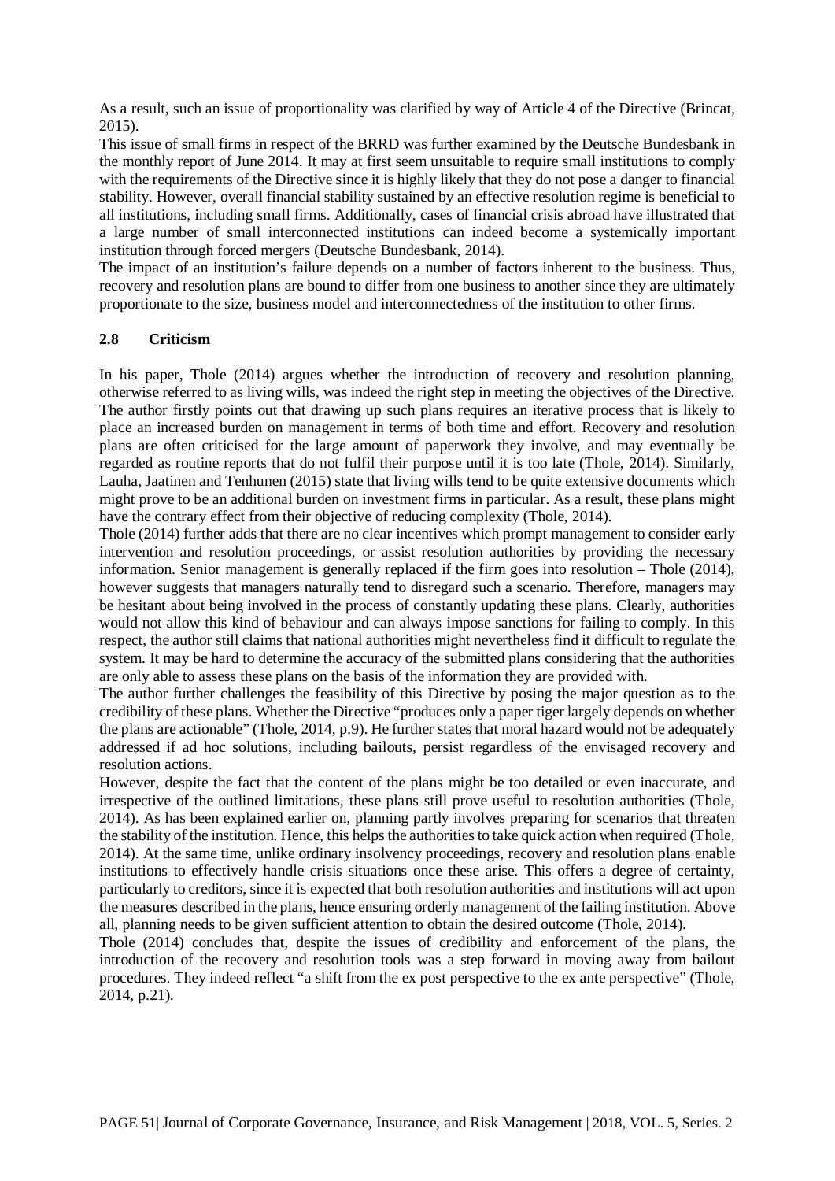As a result, such an issue of proportionality was clarified by way of Article 4 of the Directive (Brincat, 2015).

This issue of small firms in respect of the BRRD was further examined by the Deutsche Bundesbank in the monthly report of June 2014. It may at first seem unsuitable to require small institutions to comply with the requirements of the Directive since it is highly likely that they do not pose a danger to financial stability. However, overall financial stability sustained by an effective resolution regime is beneficial to all institutions, including small firms. Additionally, cases of financial crisis abroad have illustrated that a large number of small interconnected institutions can indeed become a systemically important institution through forced mergers (Deutsche Bundesbank, 2014).

The impact of an institution's failure depends on a number of factors inherent to the business. Thus, recovery and resolution plans are bound to differ from one business to another since they are ultimately proportionate to the size, business model and interconnectedness of the institution to other firms.

### 2.8 Criticism

In his paper, Thole (2014) argues whether the introduction of recovery and resolution planning, otherwise referred to as living wills, was indeed the right step in meeting the objectives of the Directive. The author firstly points out that drawing up such plans requires an iterative process that is likely to place an increased burden on management in terms of both time and effort. Recovery and resolution plans are often criticised for the large amount of paperwork they involve, and may eventually be regarded as routine reports that do not fulfil their purpose until it is too late (Thole, 2014). Similarly, Lauha, Jaatinen and Tenhunen (2015) state that living wills tend to be quite extensive documents which might prove to be an additional burden on investment firms in particular. As a result, these plans might have the contrary effect from their objective of reducing complexity (Thole, 2014).

Thole (2014) further adds that there are no clear incentives which prompt management to consider early intervention and resolution proceedings, or assist resolution authorities by providing the necessary information. Senior management is generally replaced if the firm goes into resolution – Thole (2014), however suggests that managers naturally tend to disregard such a scenario. Therefore, managers may be hesitant about being involved in the process of constantly updating these plans. Clearly, authorities would not allow this kind of behaviour and can always impose sanctions for failing to comply. In this respect, the author still claims that national authorities might nevertheless find it difficult to regulate the system. It may be hard to determine the accuracy of the submitted plans considering that the authorities are only able to assess these plans on the basis of the information they are provided with.

The author further challenges the feasibility of this Directive by posing the major question as to the credibility of these plans. Whether the Directive "produces only a paper tiger largely depends on whether the plans are actionable" (Thole, 2014, p.9). He further states that moral hazard would not be adequately addressed if ad hoc solutions, including bailouts, persist regardless of the envisaged recovery and resolution actions.

However, despite the fact that the content of the plans might be too detailed or even inaccurate, and irrespective of the outlined limitations, these plans still prove useful to resolution authorities (Thole, 2014). As has been explained earlier on, planning partly involves preparing for scenarios that threaten the stability of the institution. Hence, this helps the authorities to take quick action when required (Thole, 2014). At the same time, unlike ordinary insolvency proceedings, recovery and resolution plans enable institutions to effectively handle crisis situations once these arise. This offers a degree of certainty, particularly to creditors, since it is expected that both resolution authorities and institutions will act upon the measures described in the plans, hence ensuring orderly management of the failing institution. Above all, planning needs to be given sufficient attention to obtain the desired outcome (Thole, 2014).

Thole (2014) concludes that, despite the issues of credibility and enforcement of the plans, the introduction of the recovery and resolution tools was a step forward in moving away from bailout procedures. They indeed reflect "a shift from the ex post perspective to the ex ante perspective" (Thole, 2014, p.21).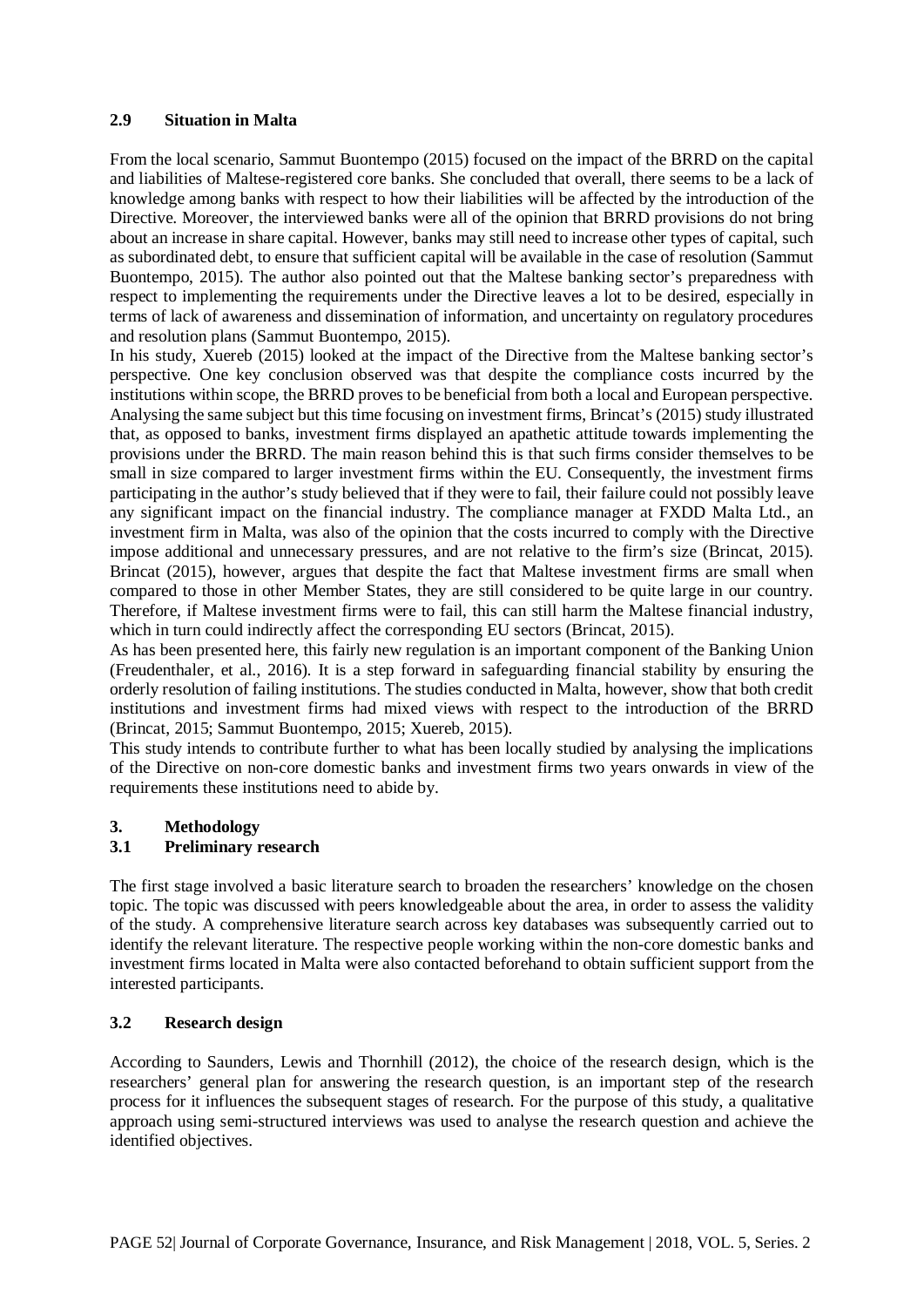## 2.9 Situation in Malta

From the local scenario, Sammut Buontempo (2015) focused on the impact of the BRRD on the capital and liabilities of Maltese-registered core banks. She concluded that overall, there seems to be a lack of knowledge among banks with respect to how their liabilities will be affected by the introduction of the Directive. Moreover, the interviewed banks were all of the opinion that BRRD provisions do not bring about an increase in share capital. However, banks may still need to increase other types of capital, such as subordinated debt, to ensure that sufficient capital will be available in the case of resolution (Sammut Buontempo, 2015). The author also pointed out that the Maltese banking sector's preparedness with respect to implementing the requirements under the Directive leaves a lot to be desired, especially in terms of lack of awareness and dissemination of information, and uncertainty on regulatory procedures and resolution plans (Sammut Buontempo, 2015).

In his study, Xuereb (2015) looked at the impact of the Directive from the Maltese banking sector's perspective. One key conclusion observed was that despite the compliance costs incurred by the institutions within scope, the BRRD proves to be beneficial from both a local and European perspective. Analysing the same subject but this time focusing on investment firms, Brincat's (2015) study illustrated that, as opposed to banks, investment firms displayed an apathetic attitude towards implementing the provisions under the BRRD. The main reason behind this is that such firms consider themselves to be small in size compared to larger investment firms within the EU. Consequently, the investment firms participating in the author's study believed that if they were to fail, their failure could not possibly leave any significant impact on the financial industry. The compliance manager at FXDD Malta Ltd., an investment firm in Malta, was also of the opinion that the costs incurred to comply with the Directive impose additional and unnecessary pressures, and are not relative to the firm's size (Brincat, 2015). Brincat (2015), however, argues that despite the fact that Maltese investment firms are small when compared to those in other Member States, they are still considered to be quite large in our country. Therefore, if Maltese investment firms were to fail, this can still harm the Maltese financial industry, which in turn could indirectly affect the corresponding EU sectors (Brincat, 2015).

As has been presented here, this fairly new regulation is an important component of the Banking Union (Freudenthaler, et al., 2016). It is a step forward in safeguarding financial stability by ensuring the orderly resolution of failing institutions. The studies conducted in Malta, however, show that both credit institutions and investment firms had mixed views with respect to the introduction of the BRRD (Brincat, 2015; Sammut Buontempo, 2015; Xuereb, 2015).

This study intends to contribute further to what has been locally studied by analysing the implications of the Directive on non-core domestic banks and investment firms two years onwards in view of the requirements these institutions need to abide by.

# 3. Methodology

## 3.1 Preliminary research

The first stage involved a basic literature search to broaden the researchers' knowledge on the chosen topic. The topic was discussed with peers knowledgeable about the area, in order to assess the validity of the study. A comprehensive literature search across key databases was subsequently carried out to identify the relevant literature. The respective people working within the non-core domestic banks and investment firms located in Malta were also contacted beforehand to obtain sufficient support from the interested participants.

## 3.2 Research design

According to Saunders, Lewis and Thornhill (2012), the choice of the research design, which is the researchers' general plan for answering the research question, is an important step of the research process for it influences the subsequent stages of research. For the purpose of this study, a qualitative approach using semi-structured interviews was used to analyse the research question and achieve the identified objectives.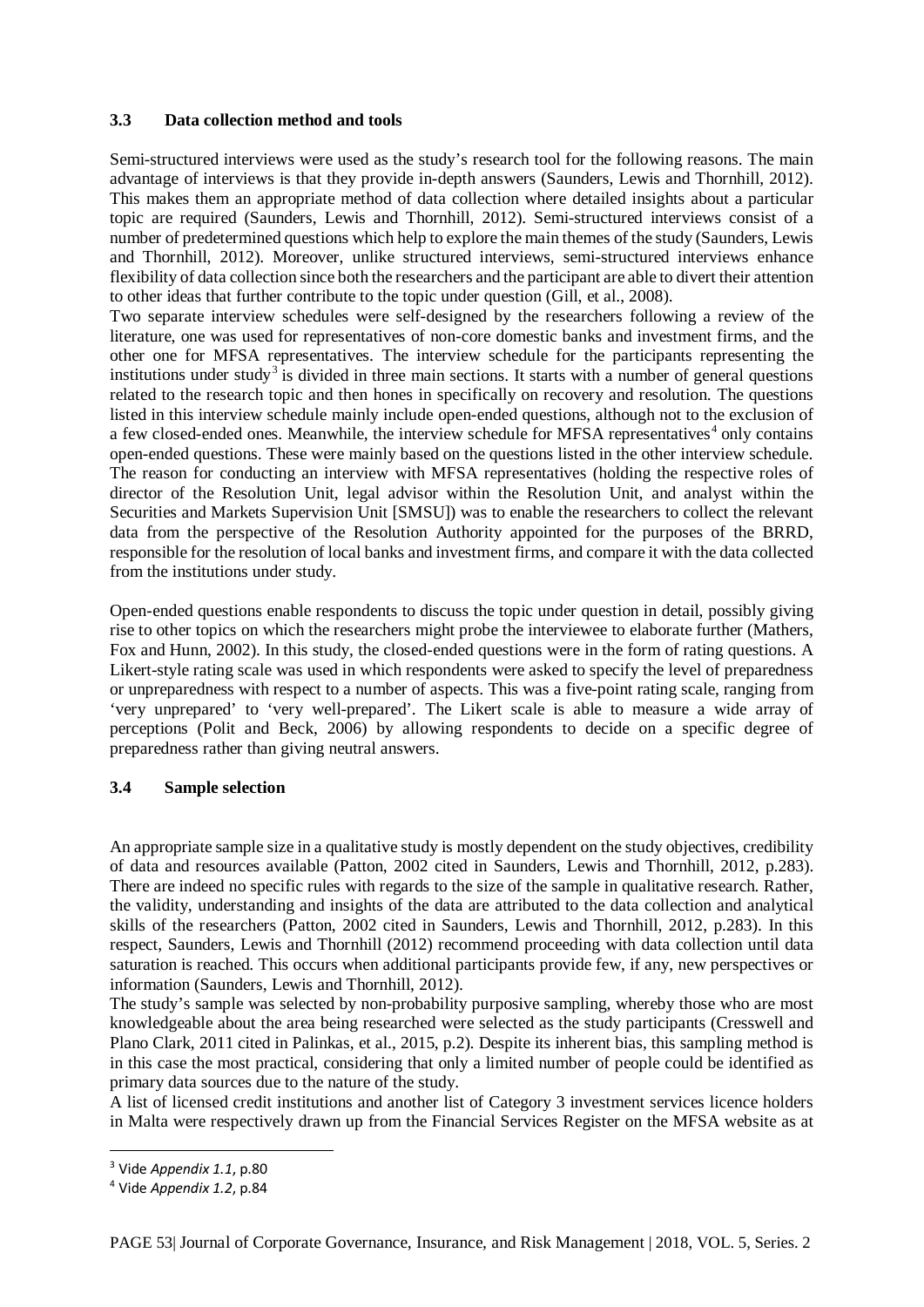### 3.3 Data collection method and tools

Semi-structured interviews were used as the study's research tool for the following reasons. The main advantage of interviews is that they provide in-depth answers (Saunders, Lewis and Thornhill, 2012). This makes them an appropriate method of data collection where detailed insights about a particular topic are required (Saunders, Lewis and Thornhill, 2012). Semi-structured interviews consist of a number of predetermined questions which help to explore the main themes of the study (Saunders, Lewis and Thornhill, 2012). Moreover, unlike structured interviews, semi-structured interviews enhance flexibility of data collection since both the researchers and the participant are able to divert their attention to other ideas that further contribute to the topic under question (Gill, et al., 2008).

Two separate interview schedules were self-designed by the researchers following a review of the literature, one was used for representatives of non-core domestic banks and investment firms, and the other one for MFSA representatives. The interview schedule for the participants representing the institutions under study[3] is divided in three main sections. It starts with a number of general questions related to the research topic and then hones in specifically on recovery and resolution. The questions listed in this interview schedule mainly include open-ended questions, although not to the exclusion of a few closed-ended ones. Meanwhile, the interview schedule for MFSA representatives[4] only contains open-ended questions. These were mainly based on the questions listed in the other interview schedule. The reason for conducting an interview with MFSA representatives (holding the respective roles of director of the Resolution Unit, legal advisor within the Resolution Unit, and analyst within the Securities and Markets Supervision Unit [SMSU]) was to enable the researchers to collect the relevant data from the perspective of the Resolution Authority appointed for the purposes of the BRRD, responsible for the resolution of local banks and investment firms, and compare it with the data collected from the institutions under study.

Open-ended questions enable respondents to discuss the topic under question in detail, possibly giving rise to other topics on which the researchers might probe the interviewee to elaborate further (Mathers, Fox and Hunn, 2002). In this study, the closed-ended questions were in the form of rating questions. A Likert-style rating scale was used in which respondents were asked to specify the level of preparedness or unpreparedness with respect to a number of aspects. This was a five-point rating scale, ranging from 'very unprepared' to 'very well-prepared'. The Likert scale is able to measure a wide array of perceptions (Polit and Beck, 2006) by allowing respondents to decide on a specific degree of preparedness rather than giving neutral answers.

### 3.4 Sample selection

An appropriate sample size in a qualitative study is mostly dependent on the study objectives, credibility of data and resources available (Patton, 2002 cited in Saunders, Lewis and Thornhill, 2012, p.283). There are indeed no specific rules with regards to the size of the sample in qualitative research. Rather, the validity, understanding and insights of the data are attributed to the data collection and analytical skills of the researchers (Patton, 2002 cited in Saunders, Lewis and Thornhill, 2012, p.283). In this respect, Saunders, Lewis and Thornhill (2012) recommend proceeding with data collection until data saturation is reached. This occurs when additional participants provide few, if any, new perspectives or information (Saunders, Lewis and Thornhill, 2012).

The study's sample was selected by non-probability purposive sampling, whereby those who are most knowledgeable about the area being researched were selected as the study participants (Cresswell and Plano Clark, 2011 cited in Palinkas, et al., 2015, p.2). Despite its inherent bias, this sampling method is in this case the most practical, considering that only a limited number of people could be identified as primary data sources due to the nature of the study.

A list of licensed credit institutions and another list of Category 3 investment services licence holders in Malta were respectively drawn up from the Financial Services Register on the MFSA website as at

[3] Vide *Appendix 1.1*, p.80

[4] Vide *Appendix 1.2*, p.84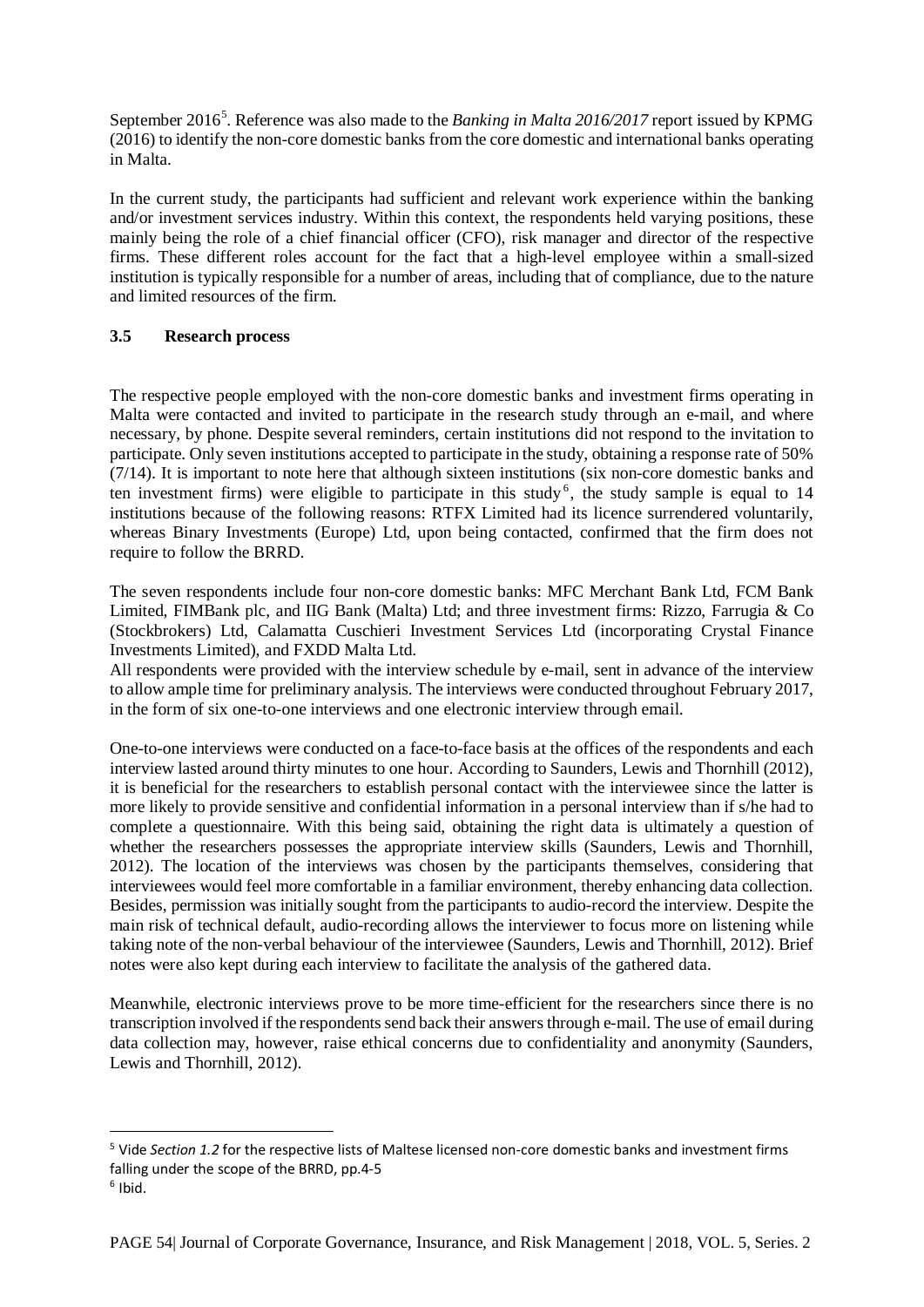September 2016[5]. Reference was also made to the *Banking in Malta 2016/2017* report issued by KPMG (2016) to identify the non-core domestic banks from the core domestic and international banks operating in Malta.

In the current study, the participants had sufficient and relevant work experience within the banking and/or investment services industry. Within this context, the respondents held varying positions, these mainly being the role of a chief financial officer (CFO), risk manager and director of the respective firms. These different roles account for the fact that a high-level employee within a small-sized institution is typically responsible for a number of areas, including that of compliance, due to the nature and limited resources of the firm.

### 3.5 Research process

The respective people employed with the non-core domestic banks and investment firms operating in Malta were contacted and invited to participate in the research study through an e-mail, and where necessary, by phone. Despite several reminders, certain institutions did not respond to the invitation to participate. Only seven institutions accepted to participate in the study, obtaining a response rate of 50% (7/14). It is important to note here that although sixteen institutions (six non-core domestic banks and ten investment firms) were eligible to participate in this study[6], the study sample is equal to 14 institutions because of the following reasons: RTFX Limited had its licence surrendered voluntarily, whereas Binary Investments (Europe) Ltd, upon being contacted, confirmed that the firm does not require to follow the BRRD.

The seven respondents include four non-core domestic banks: MFC Merchant Bank Ltd, FCM Bank Limited, FIMBank plc, and IIG Bank (Malta) Ltd; and three investment firms: Rizzo, Farrugia & Co (Stockbrokers) Ltd, Calamatta Cuschieri Investment Services Ltd (incorporating Crystal Finance Investments Limited), and FXDD Malta Ltd.
All respondents were provided with the interview schedule by e-mail, sent in advance of the interview to allow ample time for preliminary analysis. The interviews were conducted throughout February 2017, in the form of six one-to-one interviews and one electronic interview through email.

One-to-one interviews were conducted on a face-to-face basis at the offices of the respondents and each interview lasted around thirty minutes to one hour. According to Saunders, Lewis and Thornhill (2012), it is beneficial for the researchers to establish personal contact with the interviewee since the latter is more likely to provide sensitive and confidential information in a personal interview than if s/he had to complete a questionnaire. With this being said, obtaining the right data is ultimately a question of whether the researchers possesses the appropriate interview skills (Saunders, Lewis and Thornhill, 2012). The location of the interviews was chosen by the participants themselves, considering that interviewees would feel more comfortable in a familiar environment, thereby enhancing data collection. Besides, permission was initially sought from the participants to audio-record the interview. Despite the main risk of technical default, audio-recording allows the interviewer to focus more on listening while taking note of the non-verbal behaviour of the interviewee (Saunders, Lewis and Thornhill, 2012). Brief notes were also kept during each interview to facilitate the analysis of the gathered data.

Meanwhile, electronic interviews prove to be more time-efficient for the researchers since there is no transcription involved if the respondents send back their answers through e-mail. The use of email during data collection may, however, raise ethical concerns due to confidentiality and anonymity (Saunders, Lewis and Thornhill, 2012).

---

[5] Vide *Section 1.2* for the respective lists of Maltese licensed non-core domestic banks and investment firms falling under the scope of the BRRD, pp.4-5

[6] Ibid.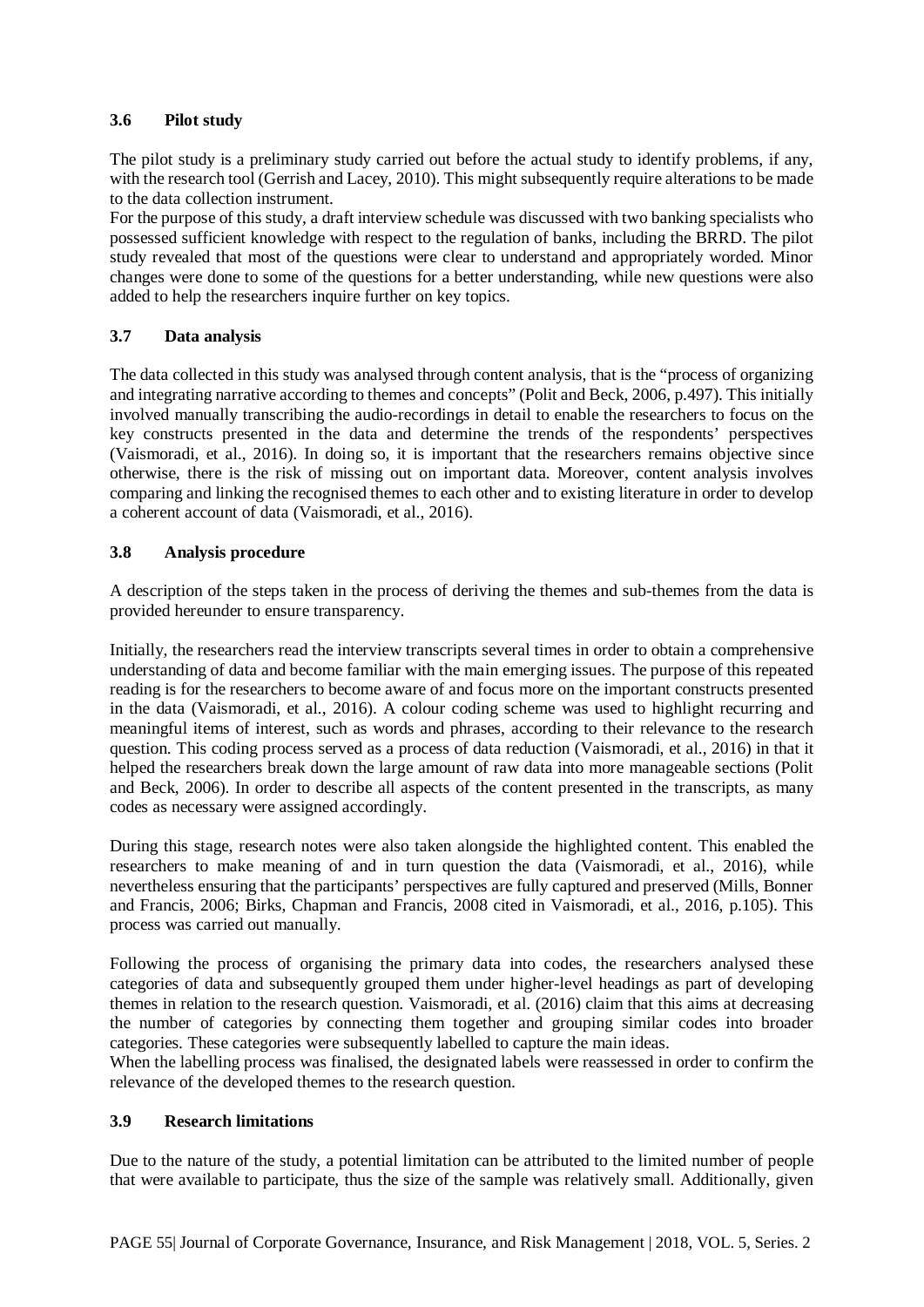### 3.6 Pilot study

The pilot study is a preliminary study carried out before the actual study to identify problems, if any, with the research tool (Gerrish and Lacey, 2010). This might subsequently require alterations to be made to the data collection instrument.

For the purpose of this study, a draft interview schedule was discussed with two banking specialists who possessed sufficient knowledge with respect to the regulation of banks, including the BRRD. The pilot study revealed that most of the questions were clear to understand and appropriately worded. Minor changes were done to some of the questions for a better understanding, while new questions were also added to help the researchers inquire further on key topics.

### 3.7 Data analysis

The data collected in this study was analysed through content analysis, that is the "process of organizing and integrating narrative according to themes and concepts" (Polit and Beck, 2006, p.497). This initially involved manually transcribing the audio-recordings in detail to enable the researchers to focus on the key constructs presented in the data and determine the trends of the respondents' perspectives (Vaismoradi, et al., 2016). In doing so, it is important that the researchers remains objective since otherwise, there is the risk of missing out on important data. Moreover, content analysis involves comparing and linking the recognised themes to each other and to existing literature in order to develop a coherent account of data (Vaismoradi, et al., 2016).

### 3.8 Analysis procedure

A description of the steps taken in the process of deriving the themes and sub-themes from the data is provided hereunder to ensure transparency.

Initially, the researchers read the interview transcripts several times in order to obtain a comprehensive understanding of data and become familiar with the main emerging issues. The purpose of this repeated reading is for the researchers to become aware of and focus more on the important constructs presented in the data (Vaismoradi, et al., 2016). A colour coding scheme was used to highlight recurring and meaningful items of interest, such as words and phrases, according to their relevance to the research question. This coding process served as a process of data reduction (Vaismoradi, et al., 2016) in that it helped the researchers break down the large amount of raw data into more manageable sections (Polit and Beck, 2006). In order to describe all aspects of the content presented in the transcripts, as many codes as necessary were assigned accordingly.

During this stage, research notes were also taken alongside the highlighted content. This enabled the researchers to make meaning of and in turn question the data (Vaismoradi, et al., 2016), while nevertheless ensuring that the participants' perspectives are fully captured and preserved (Mills, Bonner and Francis, 2006; Birks, Chapman and Francis, 2008 cited in Vaismoradi, et al., 2016, p.105). This process was carried out manually.

Following the process of organising the primary data into codes, the researchers analysed these categories of data and subsequently grouped them under higher-level headings as part of developing themes in relation to the research question. Vaismoradi, et al. (2016) claim that this aims at decreasing the number of categories by connecting them together and grouping similar codes into broader categories. These categories were subsequently labelled to capture the main ideas.

When the labelling process was finalised, the designated labels were reassessed in order to confirm the relevance of the developed themes to the research question.

### 3.9 Research limitations

Due to the nature of the study, a potential limitation can be attributed to the limited number of people that were available to participate, thus the size of the sample was relatively small. Additionally, given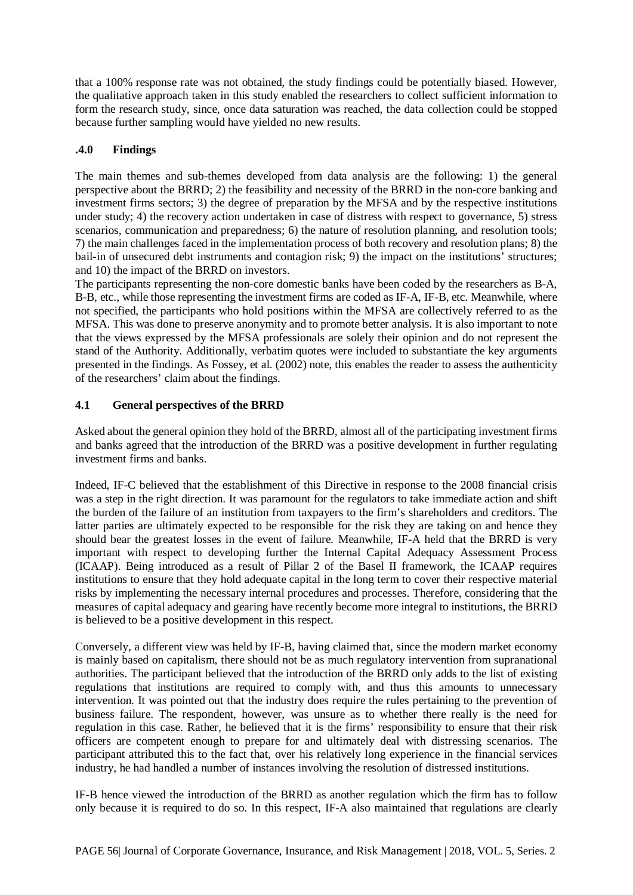that a 100% response rate was not obtained, the study findings could be potentially biased. However, the qualitative approach taken in this study enabled the researchers to collect sufficient information to form the research study, since, once data saturation was reached, the data collection could be stopped because further sampling would have yielded no new results.

## .4.0 Findings

The main themes and sub-themes developed from data analysis are the following: 1) the general perspective about the BRRD; 2) the feasibility and necessity of the BRRD in the non-core banking and investment firms sectors; 3) the degree of preparation by the MFSA and by the respective institutions under study; 4) the recovery action undertaken in case of distress with respect to governance, 5) stress scenarios, communication and preparedness; 6) the nature of resolution planning, and resolution tools; 7) the main challenges faced in the implementation process of both recovery and resolution plans; 8) the bail-in of unsecured debt instruments and contagion risk; 9) the impact on the institutions' structures; and 10) the impact of the BRRD on investors.

The participants representing the non-core domestic banks have been coded by the researchers as B-A, B-B, etc., while those representing the investment firms are coded as IF-A, IF-B, etc. Meanwhile, where not specified, the participants who hold positions within the MFSA are collectively referred to as the MFSA. This was done to preserve anonymity and to promote better analysis. It is also important to note that the views expressed by the MFSA professionals are solely their opinion and do not represent the stand of the Authority. Additionally, verbatim quotes were included to substantiate the key arguments presented in the findings. As Fossey, et al. (2002) note, this enables the reader to assess the authenticity of the researchers' claim about the findings.

### 4.1 General perspectives of the BRRD

Asked about the general opinion they hold of the BRRD, almost all of the participating investment firms and banks agreed that the introduction of the BRRD was a positive development in further regulating investment firms and banks.

Indeed, IF-C believed that the establishment of this Directive in response to the 2008 financial crisis was a step in the right direction. It was paramount for the regulators to take immediate action and shift the burden of the failure of an institution from taxpayers to the firm's shareholders and creditors. The latter parties are ultimately expected to be responsible for the risk they are taking on and hence they should bear the greatest losses in the event of failure. Meanwhile, IF-A held that the BRRD is very important with respect to developing further the Internal Capital Adequacy Assessment Process (ICAAP). Being introduced as a result of Pillar 2 of the Basel II framework, the ICAAP requires institutions to ensure that they hold adequate capital in the long term to cover their respective material risks by implementing the necessary internal procedures and processes. Therefore, considering that the measures of capital adequacy and gearing have recently become more integral to institutions, the BRRD is believed to be a positive development in this respect.

Conversely, a different view was held by IF-B, having claimed that, since the modern market economy is mainly based on capitalism, there should not be as much regulatory intervention from supranational authorities. The participant believed that the introduction of the BRRD only adds to the list of existing regulations that institutions are required to comply with, and thus this amounts to unnecessary intervention. It was pointed out that the industry does require the rules pertaining to the prevention of business failure. The respondent, however, was unsure as to whether there really is the need for regulation in this case. Rather, he believed that it is the firms' responsibility to ensure that their risk officers are competent enough to prepare for and ultimately deal with distressing scenarios. The participant attributed this to the fact that, over his relatively long experience in the financial services industry, he had handled a number of instances involving the resolution of distressed institutions.

IF-B hence viewed the introduction of the BRRD as another regulation which the firm has to follow only because it is required to do so. In this respect, IF-A also maintained that regulations are clearly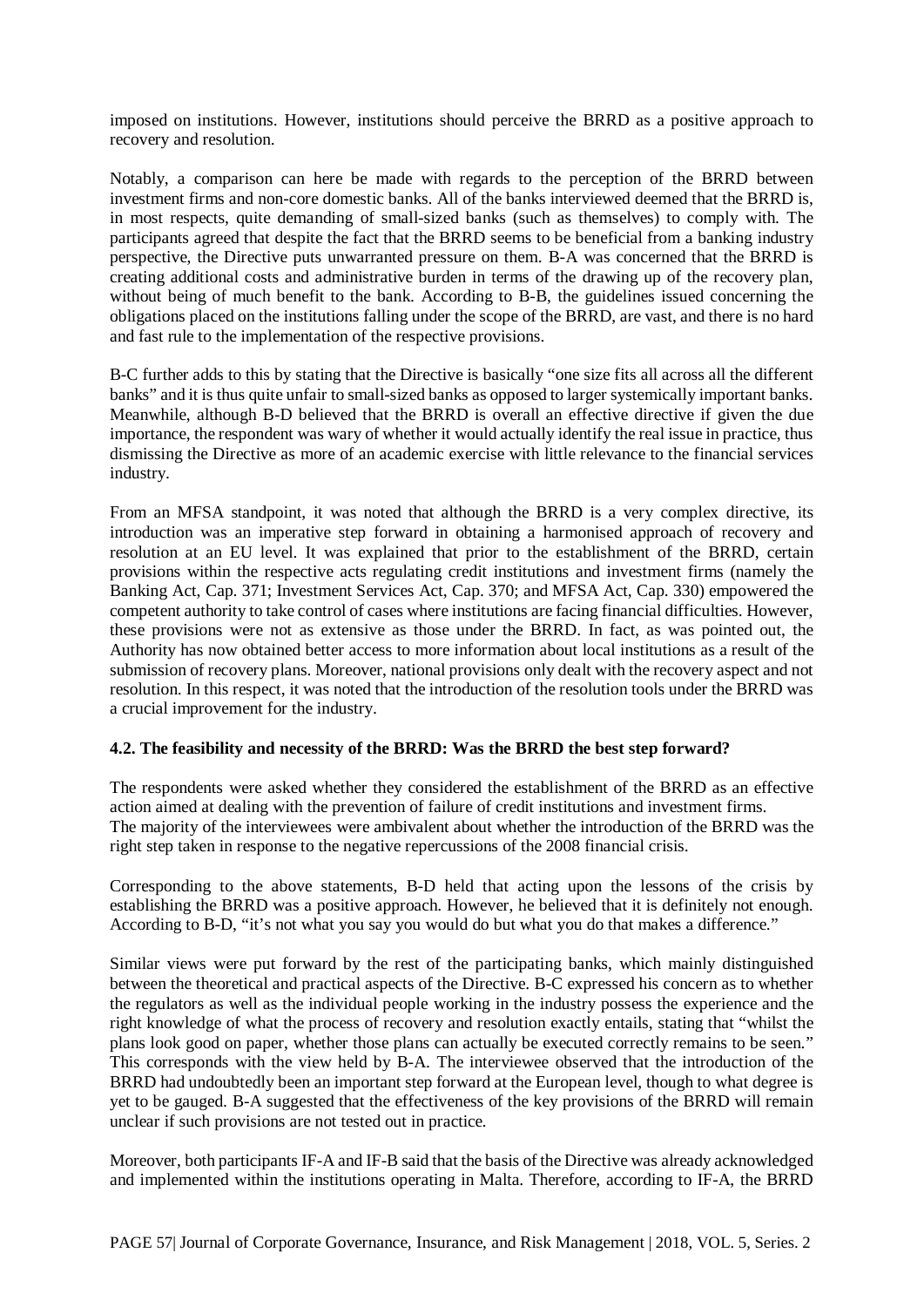imposed on institutions. However, institutions should perceive the BRRD as a positive approach to recovery and resolution.

Notably, a comparison can here be made with regards to the perception of the BRRD between investment firms and non-core domestic banks. All of the banks interviewed deemed that the BRRD is, in most respects, quite demanding of small-sized banks (such as themselves) to comply with. The participants agreed that despite the fact that the BRRD seems to be beneficial from a banking industry perspective, the Directive puts unwarranted pressure on them. B-A was concerned that the BRRD is creating additional costs and administrative burden in terms of the drawing up of the recovery plan, without being of much benefit to the bank. According to B-B, the guidelines issued concerning the obligations placed on the institutions falling under the scope of the BRRD, are vast, and there is no hard and fast rule to the implementation of the respective provisions.

B-C further adds to this by stating that the Directive is basically "one size fits all across all the different banks" and it is thus quite unfair to small-sized banks as opposed to larger systemically important banks. Meanwhile, although B-D believed that the BRRD is overall an effective directive if given the due importance, the respondent was wary of whether it would actually identify the real issue in practice, thus dismissing the Directive as more of an academic exercise with little relevance to the financial services industry.

From an MFSA standpoint, it was noted that although the BRRD is a very complex directive, its introduction was an imperative step forward in obtaining a harmonised approach of recovery and resolution at an EU level. It was explained that prior to the establishment of the BRRD, certain provisions within the respective acts regulating credit institutions and investment firms (namely the Banking Act, Cap. 371; Investment Services Act, Cap. 370; and MFSA Act, Cap. 330) empowered the competent authority to take control of cases where institutions are facing financial difficulties. However, these provisions were not as extensive as those under the BRRD. In fact, as was pointed out, the Authority has now obtained better access to more information about local institutions as a result of the submission of recovery plans. Moreover, national provisions only dealt with the recovery aspect and not resolution. In this respect, it was noted that the introduction of the resolution tools under the BRRD was a crucial improvement for the industry.

### 4.2. The feasibility and necessity of the BRRD: Was the BRRD the best step forward?

The respondents were asked whether they considered the establishment of the BRRD as an effective action aimed at dealing with the prevention of failure of credit institutions and investment firms. The majority of the interviewees were ambivalent about whether the introduction of the BRRD was the right step taken in response to the negative repercussions of the 2008 financial crisis.

Corresponding to the above statements, B-D held that acting upon the lessons of the crisis by establishing the BRRD was a positive approach. However, he believed that it is definitely not enough. According to B-D, "it's not what you say you would do but what you do that makes a difference."

Similar views were put forward by the rest of the participating banks, which mainly distinguished between the theoretical and practical aspects of the Directive. B-C expressed his concern as to whether the regulators as well as the individual people working in the industry possess the experience and the right knowledge of what the process of recovery and resolution exactly entails, stating that "whilst the plans look good on paper, whether those plans can actually be executed correctly remains to be seen." This corresponds with the view held by B-A. The interviewee observed that the introduction of the BRRD had undoubtedly been an important step forward at the European level, though to what degree is yet to be gauged. B-A suggested that the effectiveness of the key provisions of the BRRD will remain unclear if such provisions are not tested out in practice.

Moreover, both participants IF-A and IF-B said that the basis of the Directive was already acknowledged and implemented within the institutions operating in Malta. Therefore, according to IF-A, the BRRD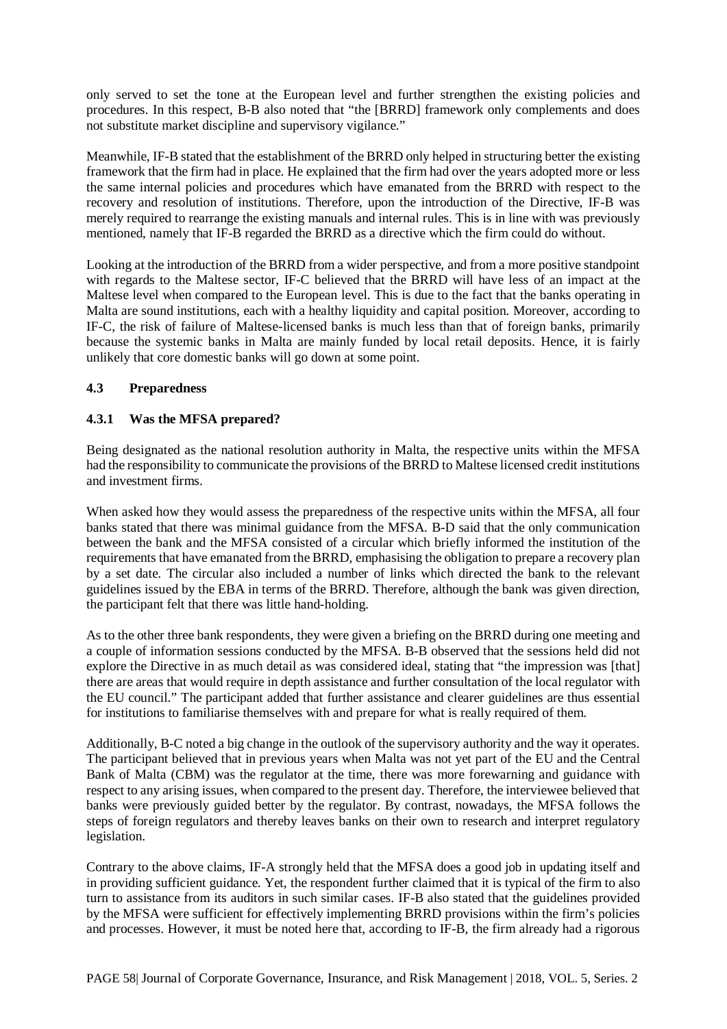only served to set the tone at the European level and further strengthen the existing policies and procedures. In this respect, B-B also noted that "the [BRRD] framework only complements and does not substitute market discipline and supervisory vigilance."

Meanwhile, IF-B stated that the establishment of the BRRD only helped in structuring better the existing framework that the firm had in place. He explained that the firm had over the years adopted more or less the same internal policies and procedures which have emanated from the BRRD with respect to the recovery and resolution of institutions. Therefore, upon the introduction of the Directive, IF-B was merely required to rearrange the existing manuals and internal rules. This is in line with was previously mentioned, namely that IF-B regarded the BRRD as a directive which the firm could do without.

Looking at the introduction of the BRRD from a wider perspective, and from a more positive standpoint with regards to the Maltese sector, IF-C believed that the BRRD will have less of an impact at the Maltese level when compared to the European level. This is due to the fact that the banks operating in Malta are sound institutions, each with a healthy liquidity and capital position. Moreover, according to IF-C, the risk of failure of Maltese-licensed banks is much less than that of foreign banks, primarily because the systemic banks in Malta are mainly funded by local retail deposits. Hence, it is fairly unlikely that core domestic banks will go down at some point.

### 4.3 Preparedness

#### 4.3.1 Was the MFSA prepared?

Being designated as the national resolution authority in Malta, the respective units within the MFSA had the responsibility to communicate the provisions of the BRRD to Maltese licensed credit institutions and investment firms.

When asked how they would assess the preparedness of the respective units within the MFSA, all four banks stated that there was minimal guidance from the MFSA. B-D said that the only communication between the bank and the MFSA consisted of a circular which briefly informed the institution of the requirements that have emanated from the BRRD, emphasising the obligation to prepare a recovery plan by a set date. The circular also included a number of links which directed the bank to the relevant guidelines issued by the EBA in terms of the BRRD. Therefore, although the bank was given direction, the participant felt that there was little hand-holding.

As to the other three bank respondents, they were given a briefing on the BRRD during one meeting and a couple of information sessions conducted by the MFSA. B-B observed that the sessions held did not explore the Directive in as much detail as was considered ideal, stating that "the impression was [that] there are areas that would require in depth assistance and further consultation of the local regulator with the EU council." The participant added that further assistance and clearer guidelines are thus essential for institutions to familiarise themselves with and prepare for what is really required of them.

Additionally, B-C noted a big change in the outlook of the supervisory authority and the way it operates. The participant believed that in previous years when Malta was not yet part of the EU and the Central Bank of Malta (CBM) was the regulator at the time, there was more forewarning and guidance with respect to any arising issues, when compared to the present day. Therefore, the interviewee believed that banks were previously guided better by the regulator. By contrast, nowadays, the MFSA follows the steps of foreign regulators and thereby leaves banks on their own to research and interpret regulatory legislation.

Contrary to the above claims, IF-A strongly held that the MFSA does a good job in updating itself and in providing sufficient guidance. Yet, the respondent further claimed that it is typical of the firm to also turn to assistance from its auditors in such similar cases. IF-B also stated that the guidelines provided by the MFSA were sufficient for effectively implementing BRRD provisions within the firm's policies and processes. However, it must be noted here that, according to IF-B, the firm already had a rigorous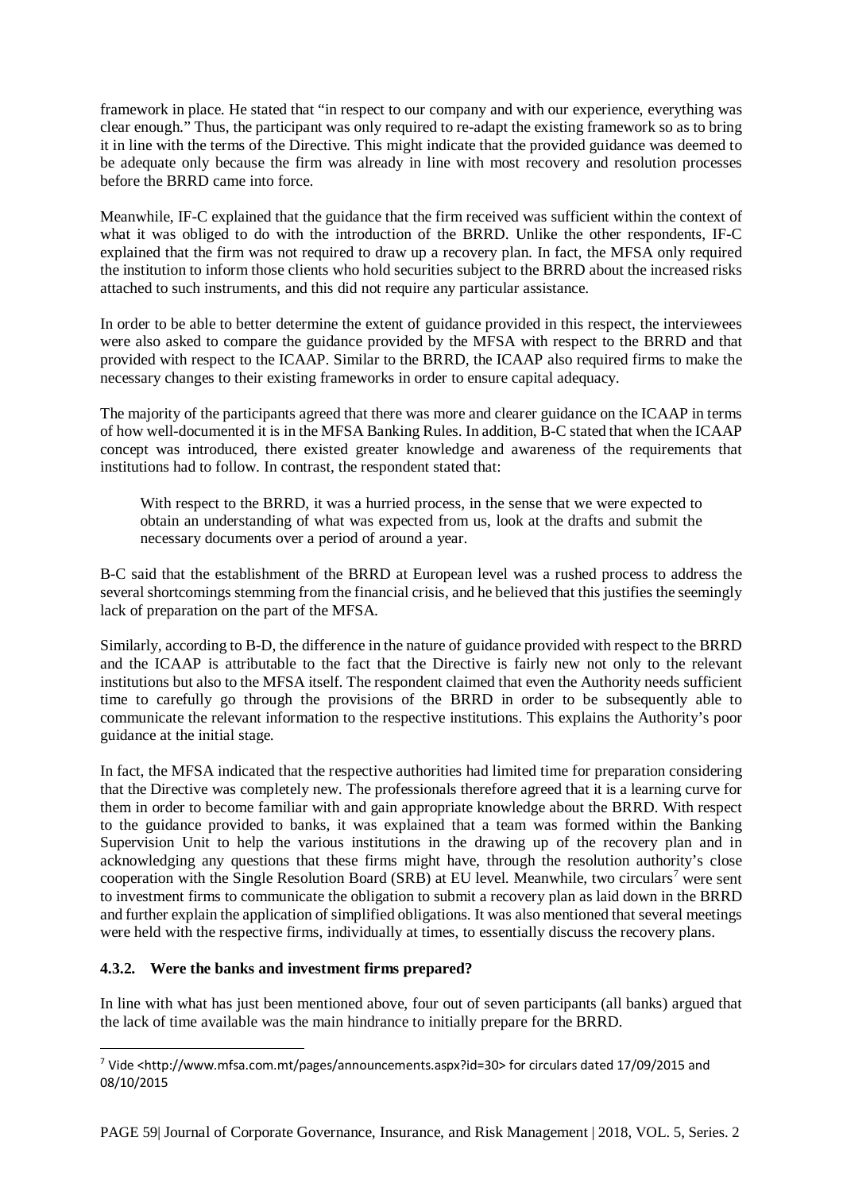framework in place. He stated that "in respect to our company and with our experience, everything was clear enough." Thus, the participant was only required to re-adapt the existing framework so as to bring it in line with the terms of the Directive. This might indicate that the provided guidance was deemed to be adequate only because the firm was already in line with most recovery and resolution processes before the BRRD came into force.

Meanwhile, IF-C explained that the guidance that the firm received was sufficient within the context of what it was obliged to do with the introduction of the BRRD. Unlike the other respondents, IF-C explained that the firm was not required to draw up a recovery plan. In fact, the MFSA only required the institution to inform those clients who hold securities subject to the BRRD about the increased risks attached to such instruments, and this did not require any particular assistance.

In order to be able to better determine the extent of guidance provided in this respect, the interviewees were also asked to compare the guidance provided by the MFSA with respect to the BRRD and that provided with respect to the ICAAP. Similar to the BRRD, the ICAAP also required firms to make the necessary changes to their existing frameworks in order to ensure capital adequacy.

The majority of the participants agreed that there was more and clearer guidance on the ICAAP in terms of how well-documented it is in the MFSA Banking Rules. In addition, B-C stated that when the ICAAP concept was introduced, there existed greater knowledge and awareness of the requirements that institutions had to follow. In contrast, the respondent stated that:

> With respect to the BRRD, it was a hurried process, in the sense that we were expected to obtain an understanding of what was expected from us, look at the drafts and submit the necessary documents over a period of around a year.

B-C said that the establishment of the BRRD at European level was a rushed process to address the several shortcomings stemming from the financial crisis, and he believed that this justifies the seemingly lack of preparation on the part of the MFSA.

Similarly, according to B-D, the difference in the nature of guidance provided with respect to the BRRD and the ICAAP is attributable to the fact that the Directive is fairly new not only to the relevant institutions but also to the MFSA itself. The respondent claimed that even the Authority needs sufficient time to carefully go through the provisions of the BRRD in order to be subsequently able to communicate the relevant information to the respective institutions. This explains the Authority's poor guidance at the initial stage.

In fact, the MFSA indicated that the respective authorities had limited time for preparation considering that the Directive was completely new. The professionals therefore agreed that it is a learning curve for them in order to become familiar with and gain appropriate knowledge about the BRRD. With respect to the guidance provided to banks, it was explained that a team was formed within the Banking Supervision Unit to help the various institutions in the drawing up of the recovery plan and in acknowledging any questions that these firms might have, through the resolution authority's close cooperation with the Single Resolution Board (SRB) at EU level. Meanwhile, two circulars[7] were sent to investment firms to communicate the obligation to submit a recovery plan as laid down in the BRRD and further explain the application of simplified obligations. It was also mentioned that several meetings were held with the respective firms, individually at times, to essentially discuss the recovery plans.

### 4.3.2. Were the banks and investment firms prepared?

In line with what has just been mentioned above, four out of seven participants (all banks) argued that the lack of time available was the main hindrance to initially prepare for the BRRD.

[7] Vide <http://www.mfsa.com.mt/pages/announcements.aspx?id=30> for circulars dated 17/09/2015 and 08/10/2015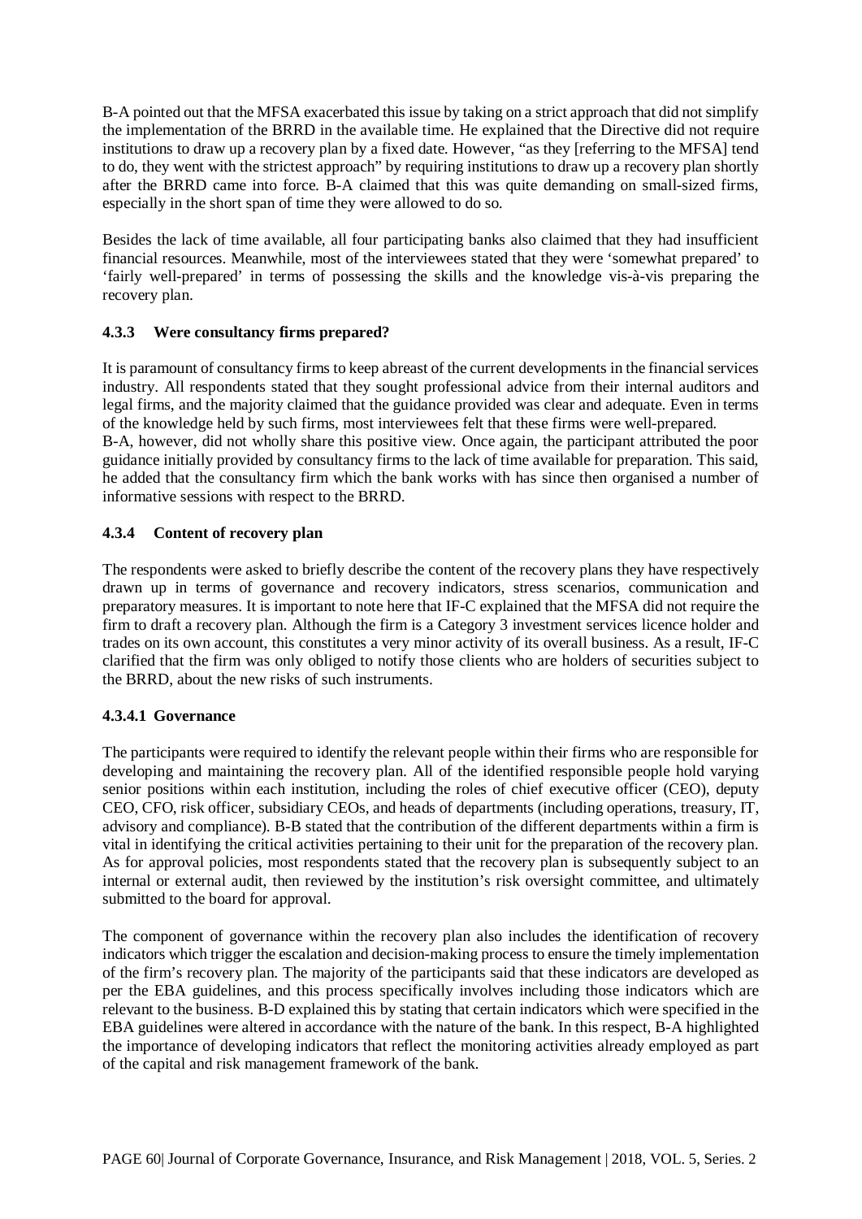B-A pointed out that the MFSA exacerbated this issue by taking on a strict approach that did not simplify the implementation of the BRRD in the available time. He explained that the Directive did not require institutions to draw up a recovery plan by a fixed date. However, "as they [referring to the MFSA] tend to do, they went with the strictest approach" by requiring institutions to draw up a recovery plan shortly after the BRRD came into force. B-A claimed that this was quite demanding on small-sized firms, especially in the short span of time they were allowed to do so.

Besides the lack of time available, all four participating banks also claimed that they had insufficient financial resources. Meanwhile, most of the interviewees stated that they were 'somewhat prepared' to 'fairly well-prepared' in terms of possessing the skills and the knowledge vis-à-vis preparing the recovery plan.

### 4.3.3 Were consultancy firms prepared?

It is paramount of consultancy firms to keep abreast of the current developments in the financial services industry. All respondents stated that they sought professional advice from their internal auditors and legal firms, and the majority claimed that the guidance provided was clear and adequate. Even in terms of the knowledge held by such firms, most interviewees felt that these firms were well-prepared.
B-A, however, did not wholly share this positive view. Once again, the participant attributed the poor guidance initially provided by consultancy firms to the lack of time available for preparation. This said, he added that the consultancy firm which the bank works with has since then organised a number of informative sessions with respect to the BRRD.

### 4.3.4 Content of recovery plan

The respondents were asked to briefly describe the content of the recovery plans they have respectively drawn up in terms of governance and recovery indicators, stress scenarios, communication and preparatory measures. It is important to note here that IF-C explained that the MFSA did not require the firm to draft a recovery plan. Although the firm is a Category 3 investment services licence holder and trades on its own account, this constitutes a very minor activity of its overall business. As a result, IF-C clarified that the firm was only obliged to notify those clients who are holders of securities subject to the BRRD, about the new risks of such instruments.

#### 4.3.4.1 Governance

The participants were required to identify the relevant people within their firms who are responsible for developing and maintaining the recovery plan. All of the identified responsible people hold varying senior positions within each institution, including the roles of chief executive officer (CEO), deputy CEO, CFO, risk officer, subsidiary CEOs, and heads of departments (including operations, treasury, IT, advisory and compliance). B-B stated that the contribution of the different departments within a firm is vital in identifying the critical activities pertaining to their unit for the preparation of the recovery plan. As for approval policies, most respondents stated that the recovery plan is subsequently subject to an internal or external audit, then reviewed by the institution's risk oversight committee, and ultimately submitted to the board for approval.

The component of governance within the recovery plan also includes the identification of recovery indicators which trigger the escalation and decision-making process to ensure the timely implementation of the firm's recovery plan. The majority of the participants said that these indicators are developed as per the EBA guidelines, and this process specifically involves including those indicators which are relevant to the business. B-D explained this by stating that certain indicators which were specified in the EBA guidelines were altered in accordance with the nature of the bank. In this respect, B-A highlighted the importance of developing indicators that reflect the monitoring activities already employed as part of the capital and risk management framework of the bank.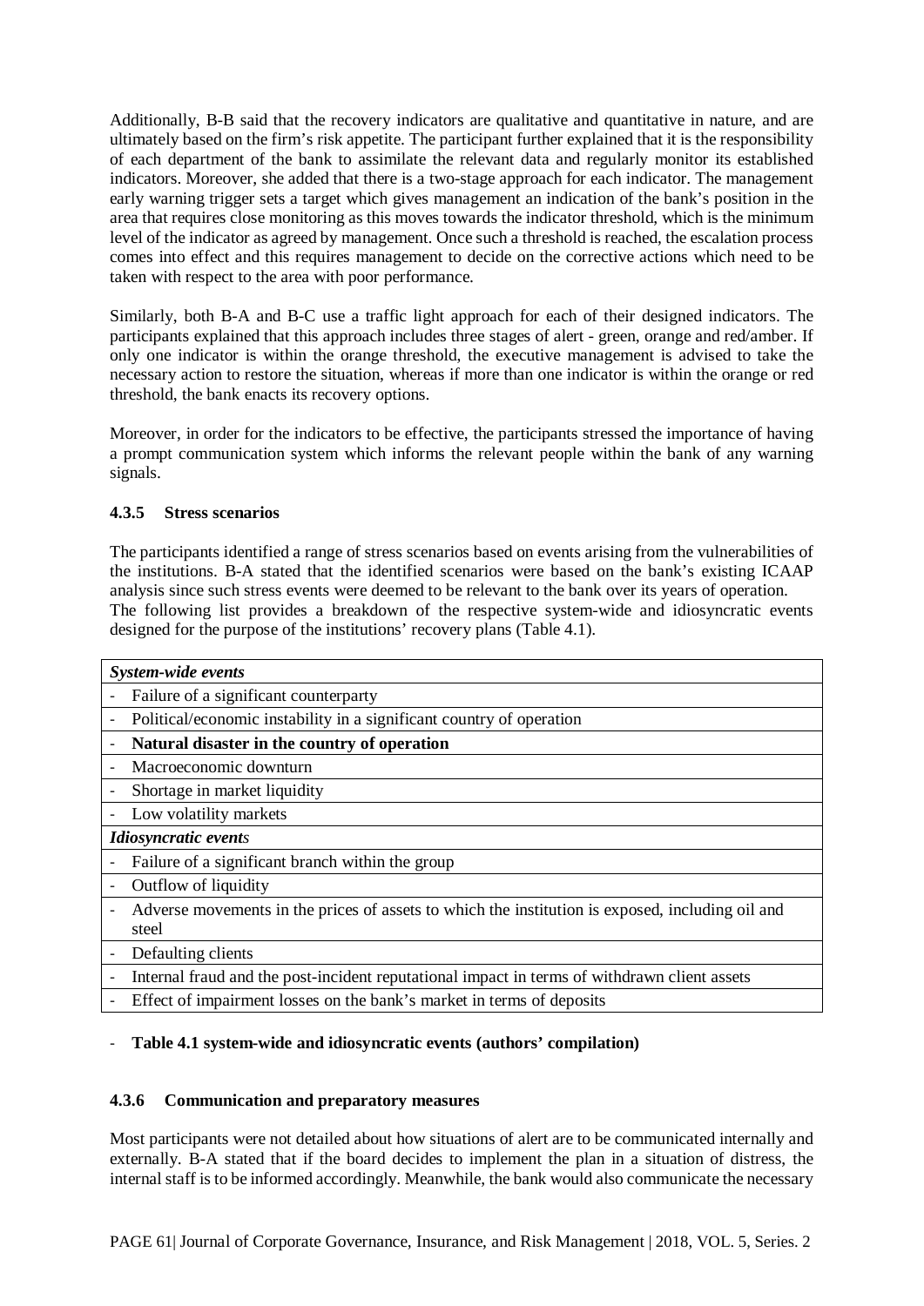Additionally, B-B said that the recovery indicators are qualitative and quantitative in nature, and are ultimately based on the firm's risk appetite. The participant further explained that it is the responsibility of each department of the bank to assimilate the relevant data and regularly monitor its established indicators. Moreover, she added that there is a two-stage approach for each indicator. The management early warning trigger sets a target which gives management an indication of the bank's position in the area that requires close monitoring as this moves towards the indicator threshold, which is the minimum level of the indicator as agreed by management. Once such a threshold is reached, the escalation process comes into effect and this requires management to decide on the corrective actions which need to be taken with respect to the area with poor performance.

Similarly, both B-A and B-C use a traffic light approach for each of their designed indicators. The participants explained that this approach includes three stages of alert - green, orange and red/amber. If only one indicator is within the orange threshold, the executive management is advised to take the necessary action to restore the situation, whereas if more than one indicator is within the orange or red threshold, the bank enacts its recovery options.

Moreover, in order for the indicators to be effective, the participants stressed the importance of having a prompt communication system which informs the relevant people within the bank of any warning signals.

### 4.3.5 Stress scenarios

The participants identified a range of stress scenarios based on events arising from the vulnerabilities of the institutions. B-A stated that the identified scenarios were based on the bank's existing ICAAP analysis since such stress events were deemed to be relevant to the bank over its years of operation.
The following list provides a breakdown of the respective system-wide and idiosyncratic events designed for the purpose of the institutions' recovery plans (Table 4.1).

| ***System-wide events*** |
|---|
| - Failure of a significant counterparty |
| - Political/economic instability in a significant country of operation |
| - **Natural disaster in the country of operation** |
| - Macroeconomic downturn |
| - Shortage in market liquidity |
| - Low volatility markets |
| ***Idiosyncratic events*** |
| - Failure of a significant branch within the group |
| - Outflow of liquidity |
| - Adverse movements in the prices of assets to which the institution is exposed, including oil and steel |
| - Defaulting clients |
| - Internal fraud and the post-incident reputational impact in terms of withdrawn client assets |
| - Effect of impairment losses on the bank's market in terms of deposits |

- **Table 4.1 system-wide and idiosyncratic events (authors' compilation)**

### 4.3.6 Communication and preparatory measures

Most participants were not detailed about how situations of alert are to be communicated internally and externally. B-A stated that if the board decides to implement the plan in a situation of distress, the internal staff is to be informed accordingly. Meanwhile, the bank would also communicate the necessary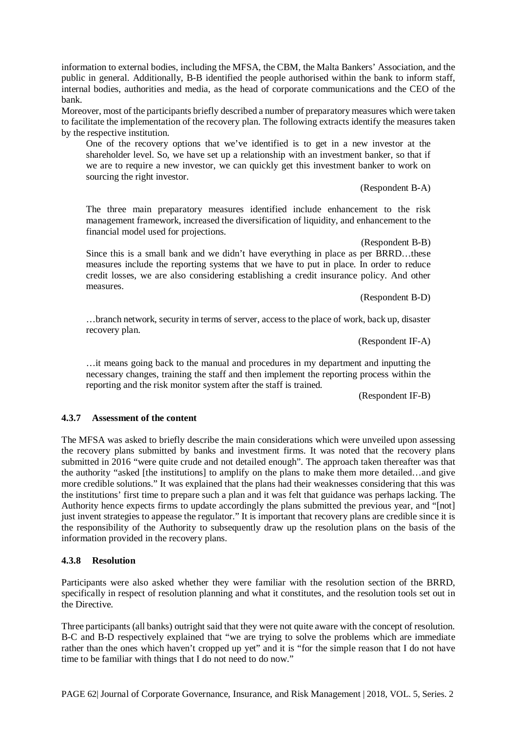information to external bodies, including the MFSA, the CBM, the Malta Bankers' Association, and the public in general. Additionally, B-B identified the people authorised within the bank to inform staff, internal bodies, authorities and media, as the head of corporate communications and the CEO of the bank.

Moreover, most of the participants briefly described a number of preparatory measures which were taken to facilitate the implementation of the recovery plan. The following extracts identify the measures taken by the respective institution.

> One of the recovery options that we've identified is to get in a new investor at the shareholder level. So, we have set up a relationship with an investment banker, so that if we are to require a new investor, we can quickly get this investment banker to work on sourcing the right investor.
>
> (Respondent B-A)

> The three main preparatory measures identified include enhancement to the risk management framework, increased the diversification of liquidity, and enhancement to the financial model used for projections.
>
> (Respondent B-B)

> Since this is a small bank and we didn't have everything in place as per BRRD…these measures include the reporting systems that we have to put in place. In order to reduce credit losses, we are also considering establishing a credit insurance policy. And other measures.
>
> (Respondent B-D)

> …branch network, security in terms of server, access to the place of work, back up, disaster recovery plan.
>
> (Respondent IF-A)

> …it means going back to the manual and procedures in my department and inputting the necessary changes, training the staff and then implement the reporting process within the reporting and the risk monitor system after the staff is trained.
>
> (Respondent IF-B)

### 4.3.7 Assessment of the content

The MFSA was asked to briefly describe the main considerations which were unveiled upon assessing the recovery plans submitted by banks and investment firms. It was noted that the recovery plans submitted in 2016 "were quite crude and not detailed enough". The approach taken thereafter was that the authority "asked [the institutions] to amplify on the plans to make them more detailed…and give more credible solutions." It was explained that the plans had their weaknesses considering that this was the institutions' first time to prepare such a plan and it was felt that guidance was perhaps lacking. The Authority hence expects firms to update accordingly the plans submitted the previous year, and "[not] just invent strategies to appease the regulator." It is important that recovery plans are credible since it is the responsibility of the Authority to subsequently draw up the resolution plans on the basis of the information provided in the recovery plans.

### 4.3.8 Resolution

Participants were also asked whether they were familiar with the resolution section of the BRRD, specifically in respect of resolution planning and what it constitutes, and the resolution tools set out in the Directive.

Three participants (all banks) outright said that they were not quite aware with the concept of resolution. B-C and B-D respectively explained that "we are trying to solve the problems which are immediate rather than the ones which haven't cropped up yet" and it is "for the simple reason that I do not have time to be familiar with things that I do not need to do now."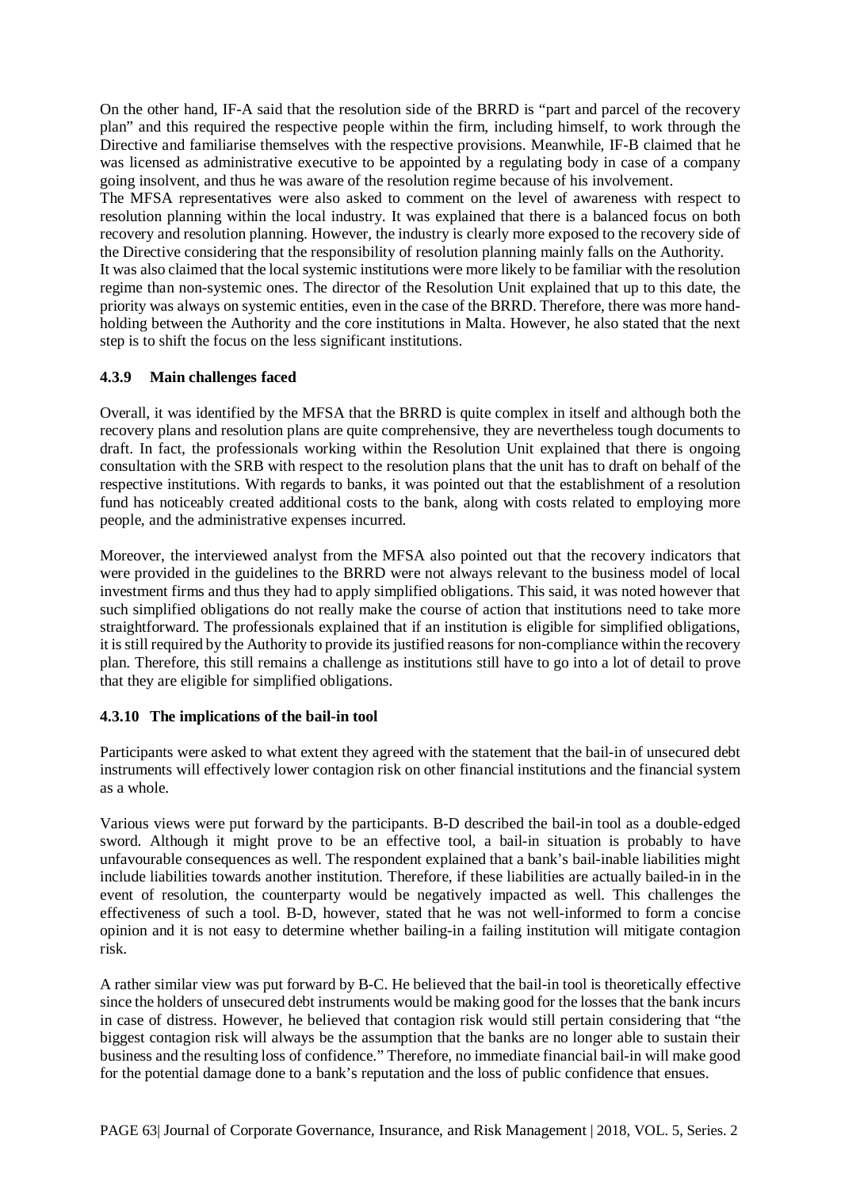On the other hand, IF-A said that the resolution side of the BRRD is "part and parcel of the recovery plan" and this required the respective people within the firm, including himself, to work through the Directive and familiarise themselves with the respective provisions. Meanwhile, IF-B claimed that he was licensed as administrative executive to be appointed by a regulating body in case of a company going insolvent, and thus he was aware of the resolution regime because of his involvement.

The MFSA representatives were also asked to comment on the level of awareness with respect to resolution planning within the local industry. It was explained that there is a balanced focus on both recovery and resolution planning. However, the industry is clearly more exposed to the recovery side of the Directive considering that the responsibility of resolution planning mainly falls on the Authority.

It was also claimed that the local systemic institutions were more likely to be familiar with the resolution regime than non-systemic ones. The director of the Resolution Unit explained that up to this date, the priority was always on systemic entities, even in the case of the BRRD. Therefore, there was more hand-holding between the Authority and the core institutions in Malta. However, he also stated that the next step is to shift the focus on the less significant institutions.

### 4.3.9 Main challenges faced

Overall, it was identified by the MFSA that the BRRD is quite complex in itself and although both the recovery plans and resolution plans are quite comprehensive, they are nevertheless tough documents to draft. In fact, the professionals working within the Resolution Unit explained that there is ongoing consultation with the SRB with respect to the resolution plans that the unit has to draft on behalf of the respective institutions. With regards to banks, it was pointed out that the establishment of a resolution fund has noticeably created additional costs to the bank, along with costs related to employing more people, and the administrative expenses incurred.

Moreover, the interviewed analyst from the MFSA also pointed out that the recovery indicators that were provided in the guidelines to the BRRD were not always relevant to the business model of local investment firms and thus they had to apply simplified obligations. This said, it was noted however that such simplified obligations do not really make the course of action that institutions need to take more straightforward. The professionals explained that if an institution is eligible for simplified obligations, it is still required by the Authority to provide its justified reasons for non-compliance within the recovery plan. Therefore, this still remains a challenge as institutions still have to go into a lot of detail to prove that they are eligible for simplified obligations.

### 4.3.10 The implications of the bail-in tool

Participants were asked to what extent they agreed with the statement that the bail-in of unsecured debt instruments will effectively lower contagion risk on other financial institutions and the financial system as a whole.

Various views were put forward by the participants. B-D described the bail-in tool as a double-edged sword. Although it might prove to be an effective tool, a bail-in situation is probably to have unfavourable consequences as well. The respondent explained that a bank's bail-inable liabilities might include liabilities towards another institution. Therefore, if these liabilities are actually bailed-in in the event of resolution, the counterparty would be negatively impacted as well. This challenges the effectiveness of such a tool. B-D, however, stated that he was not well-informed to form a concise opinion and it is not easy to determine whether bailing-in a failing institution will mitigate contagion risk.

A rather similar view was put forward by B-C. He believed that the bail-in tool is theoretically effective since the holders of unsecured debt instruments would be making good for the losses that the bank incurs in case of distress. However, he believed that contagion risk would still pertain considering that "the biggest contagion risk will always be the assumption that the banks are no longer able to sustain their business and the resulting loss of confidence." Therefore, no immediate financial bail-in will make good for the potential damage done to a bank's reputation and the loss of public confidence that ensues.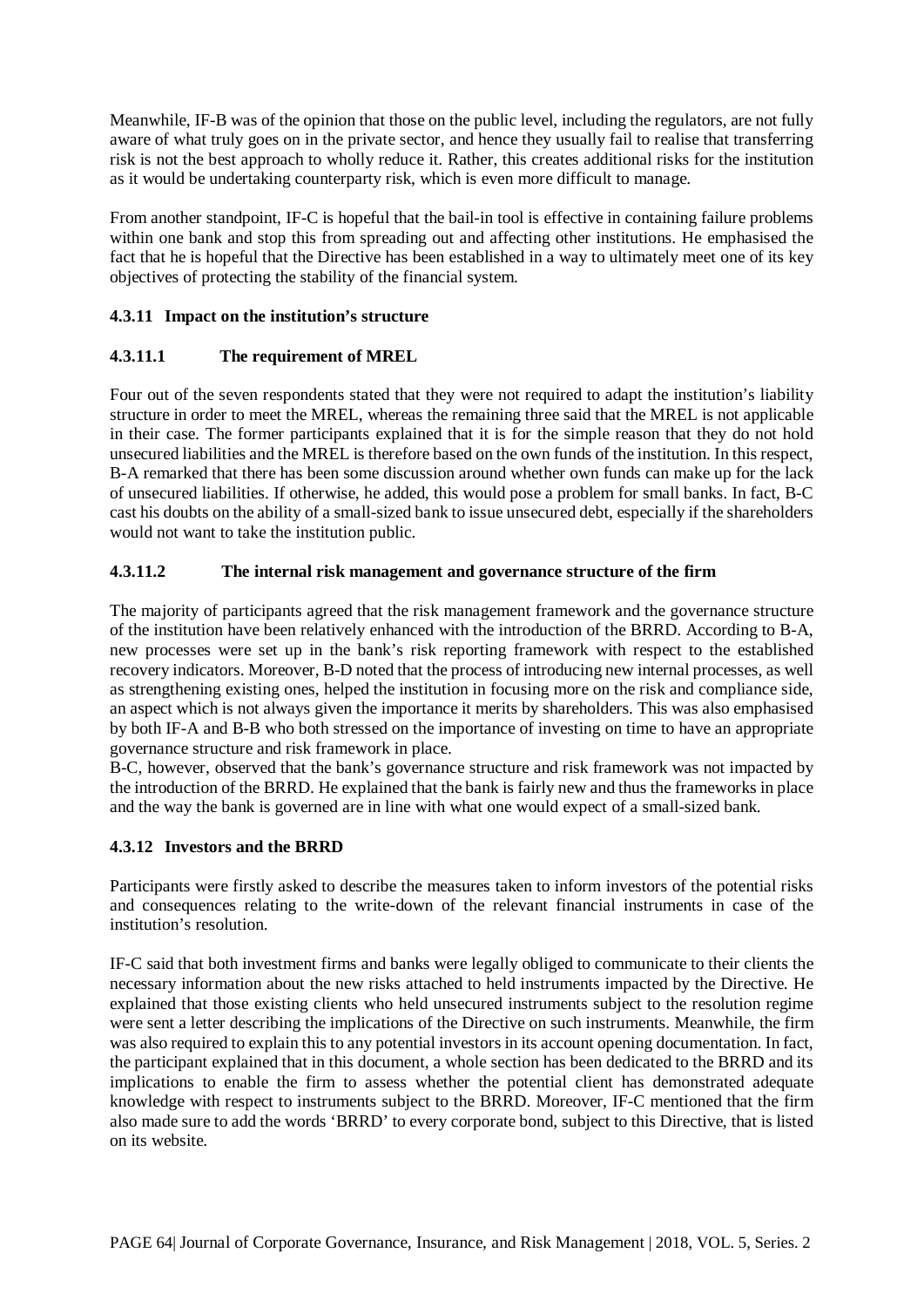Meanwhile, IF-B was of the opinion that those on the public level, including the regulators, are not fully aware of what truly goes on in the private sector, and hence they usually fail to realise that transferring risk is not the best approach to wholly reduce it. Rather, this creates additional risks for the institution as it would be undertaking counterparty risk, which is even more difficult to manage.

From another standpoint, IF-C is hopeful that the bail-in tool is effective in containing failure problems within one bank and stop this from spreading out and affecting other institutions. He emphasised the fact that he is hopeful that the Directive has been established in a way to ultimately meet one of its key objectives of protecting the stability of the financial system.

### 4.3.11 Impact on the institution's structure

#### 4.3.11.1 The requirement of MREL

Four out of the seven respondents stated that they were not required to adapt the institution's liability structure in order to meet the MREL, whereas the remaining three said that the MREL is not applicable in their case. The former participants explained that it is for the simple reason that they do not hold unsecured liabilities and the MREL is therefore based on the own funds of the institution. In this respect, B-A remarked that there has been some discussion around whether own funds can make up for the lack of unsecured liabilities. If otherwise, he added, this would pose a problem for small banks. In fact, B-C cast his doubts on the ability of a small-sized bank to issue unsecured debt, especially if the shareholders would not want to take the institution public.

#### 4.3.11.2 The internal risk management and governance structure of the firm

The majority of participants agreed that the risk management framework and the governance structure of the institution have been relatively enhanced with the introduction of the BRRD. According to B-A, new processes were set up in the bank's risk reporting framework with respect to the established recovery indicators. Moreover, B-D noted that the process of introducing new internal processes, as well as strengthening existing ones, helped the institution in focusing more on the risk and compliance side, an aspect which is not always given the importance it merits by shareholders. This was also emphasised by both IF-A and B-B who both stressed on the importance of investing on time to have an appropriate governance structure and risk framework in place.

B-C, however, observed that the bank's governance structure and risk framework was not impacted by the introduction of the BRRD. He explained that the bank is fairly new and thus the frameworks in place and the way the bank is governed are in line with what one would expect of a small-sized bank.

### 4.3.12 Investors and the BRRD

Participants were firstly asked to describe the measures taken to inform investors of the potential risks and consequences relating to the write-down of the relevant financial instruments in case of the institution's resolution.

IF-C said that both investment firms and banks were legally obliged to communicate to their clients the necessary information about the new risks attached to held instruments impacted by the Directive. He explained that those existing clients who held unsecured instruments subject to the resolution regime were sent a letter describing the implications of the Directive on such instruments. Meanwhile, the firm was also required to explain this to any potential investors in its account opening documentation. In fact, the participant explained that in this document, a whole section has been dedicated to the BRRD and its implications to enable the firm to assess whether the potential client has demonstrated adequate knowledge with respect to instruments subject to the BRRD. Moreover, IF-C mentioned that the firm also made sure to add the words 'BRRD' to every corporate bond, subject to this Directive, that is listed on its website.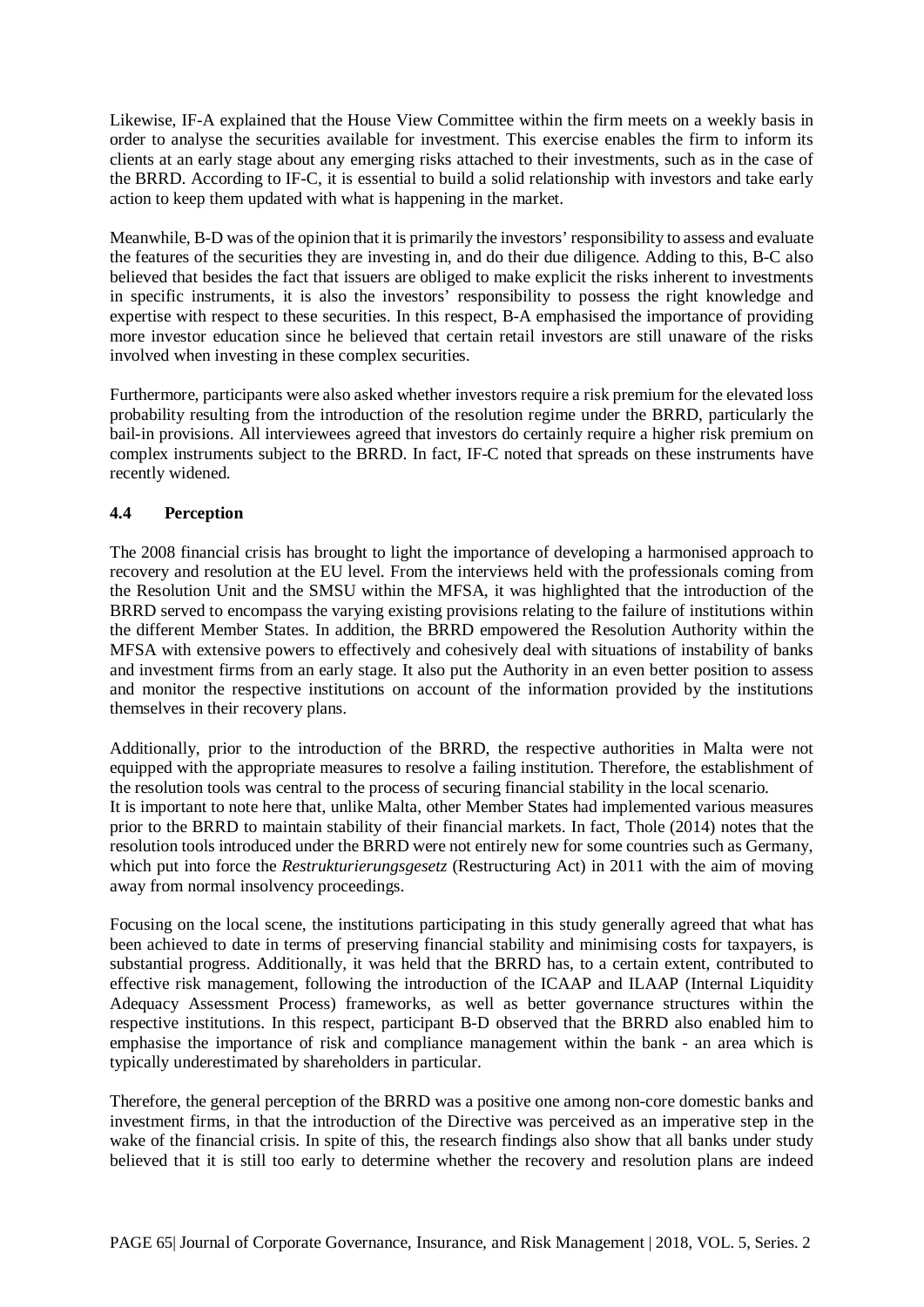Likewise, IF-A explained that the House View Committee within the firm meets on a weekly basis in order to analyse the securities available for investment. This exercise enables the firm to inform its clients at an early stage about any emerging risks attached to their investments, such as in the case of the BRRD. According to IF-C, it is essential to build a solid relationship with investors and take early action to keep them updated with what is happening in the market.

Meanwhile, B-D was of the opinion that it is primarily the investors' responsibility to assess and evaluate the features of the securities they are investing in, and do their due diligence. Adding to this, B-C also believed that besides the fact that issuers are obliged to make explicit the risks inherent to investments in specific instruments, it is also the investors' responsibility to possess the right knowledge and expertise with respect to these securities. In this respect, B-A emphasised the importance of providing more investor education since he believed that certain retail investors are still unaware of the risks involved when investing in these complex securities.

Furthermore, participants were also asked whether investors require a risk premium for the elevated loss probability resulting from the introduction of the resolution regime under the BRRD, particularly the bail-in provisions. All interviewees agreed that investors do certainly require a higher risk premium on complex instruments subject to the BRRD. In fact, IF-C noted that spreads on these instruments have recently widened.

### 4.4 Perception

The 2008 financial crisis has brought to light the importance of developing a harmonised approach to recovery and resolution at the EU level. From the interviews held with the professionals coming from the Resolution Unit and the SMSU within the MFSA, it was highlighted that the introduction of the BRRD served to encompass the varying existing provisions relating to the failure of institutions within the different Member States. In addition, the BRRD empowered the Resolution Authority within the MFSA with extensive powers to effectively and cohesively deal with situations of instability of banks and investment firms from an early stage. It also put the Authority in an even better position to assess and monitor the respective institutions on account of the information provided by the institutions themselves in their recovery plans.

Additionally, prior to the introduction of the BRRD, the respective authorities in Malta were not equipped with the appropriate measures to resolve a failing institution. Therefore, the establishment of the resolution tools was central to the process of securing financial stability in the local scenario.
It is important to note here that, unlike Malta, other Member States had implemented various measures prior to the BRRD to maintain stability of their financial markets. In fact, Thole (2014) notes that the resolution tools introduced under the BRRD were not entirely new for some countries such as Germany, which put into force the *Restrukturierungsgesetz* (Restructuring Act) in 2011 with the aim of moving away from normal insolvency proceedings.

Focusing on the local scene, the institutions participating in this study generally agreed that what has been achieved to date in terms of preserving financial stability and minimising costs for taxpayers, is substantial progress. Additionally, it was held that the BRRD has, to a certain extent, contributed to effective risk management, following the introduction of the ICAAP and ILAAP (Internal Liquidity Adequacy Assessment Process) frameworks, as well as better governance structures within the respective institutions. In this respect, participant B-D observed that the BRRD also enabled him to emphasise the importance of risk and compliance management within the bank - an area which is typically underestimated by shareholders in particular.

Therefore, the general perception of the BRRD was a positive one among non-core domestic banks and investment firms, in that the introduction of the Directive was perceived as an imperative step in the wake of the financial crisis. In spite of this, the research findings also show that all banks under study believed that it is still too early to determine whether the recovery and resolution plans are indeed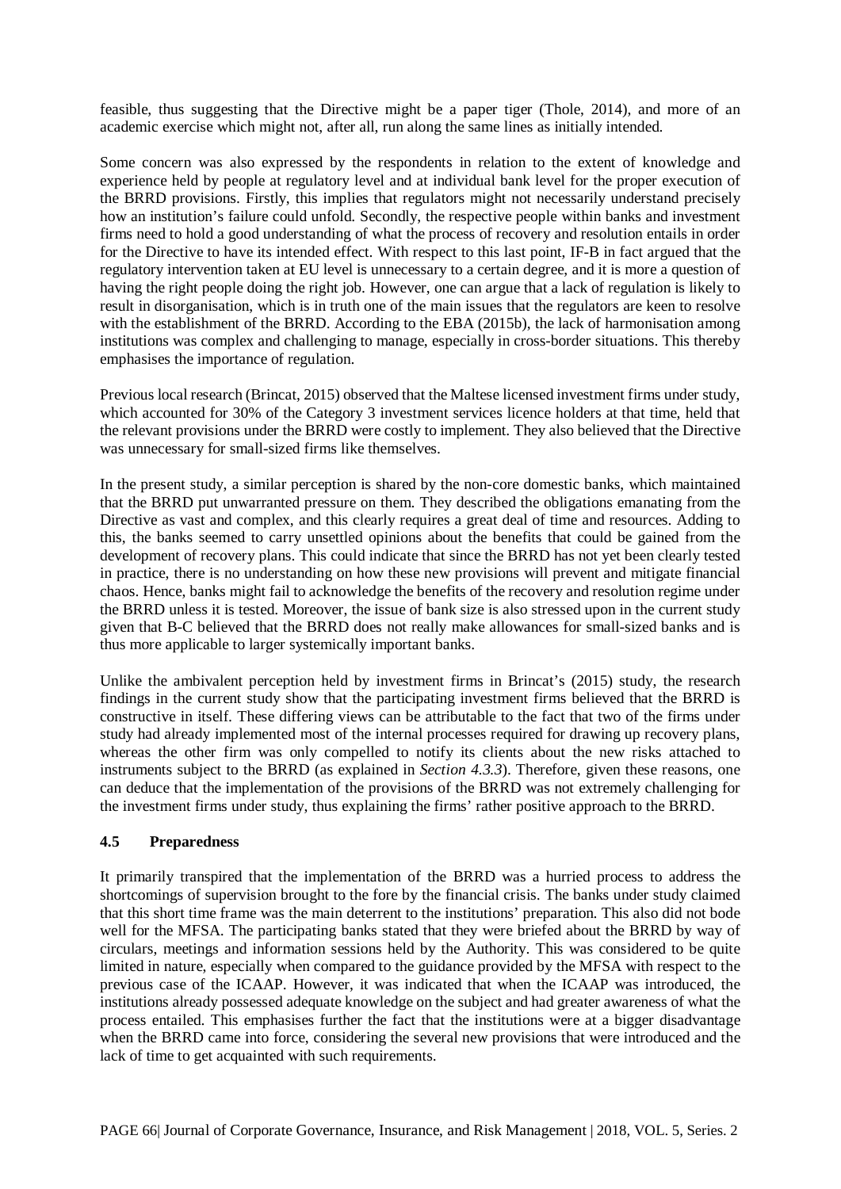feasible, thus suggesting that the Directive might be a paper tiger (Thole, 2014), and more of an academic exercise which might not, after all, run along the same lines as initially intended.

Some concern was also expressed by the respondents in relation to the extent of knowledge and experience held by people at regulatory level and at individual bank level for the proper execution of the BRRD provisions. Firstly, this implies that regulators might not necessarily understand precisely how an institution's failure could unfold. Secondly, the respective people within banks and investment firms need to hold a good understanding of what the process of recovery and resolution entails in order for the Directive to have its intended effect. With respect to this last point, IF-B in fact argued that the regulatory intervention taken at EU level is unnecessary to a certain degree, and it is more a question of having the right people doing the right job. However, one can argue that a lack of regulation is likely to result in disorganisation, which is in truth one of the main issues that the regulators are keen to resolve with the establishment of the BRRD. According to the EBA (2015b), the lack of harmonisation among institutions was complex and challenging to manage, especially in cross-border situations. This thereby emphasises the importance of regulation.

Previous local research (Brincat, 2015) observed that the Maltese licensed investment firms under study, which accounted for 30% of the Category 3 investment services licence holders at that time, held that the relevant provisions under the BRRD were costly to implement. They also believed that the Directive was unnecessary for small-sized firms like themselves.

In the present study, a similar perception is shared by the non-core domestic banks, which maintained that the BRRD put unwarranted pressure on them. They described the obligations emanating from the Directive as vast and complex, and this clearly requires a great deal of time and resources. Adding to this, the banks seemed to carry unsettled opinions about the benefits that could be gained from the development of recovery plans. This could indicate that since the BRRD has not yet been clearly tested in practice, there is no understanding on how these new provisions will prevent and mitigate financial chaos. Hence, banks might fail to acknowledge the benefits of the recovery and resolution regime under the BRRD unless it is tested. Moreover, the issue of bank size is also stressed upon in the current study given that B-C believed that the BRRD does not really make allowances for small-sized banks and is thus more applicable to larger systemically important banks.

Unlike the ambivalent perception held by investment firms in Brincat's (2015) study, the research findings in the current study show that the participating investment firms believed that the BRRD is constructive in itself. These differing views can be attributable to the fact that two of the firms under study had already implemented most of the internal processes required for drawing up recovery plans, whereas the other firm was only compelled to notify its clients about the new risks attached to instruments subject to the BRRD (as explained in *Section 4.3.3*). Therefore, given these reasons, one can deduce that the implementation of the provisions of the BRRD was not extremely challenging for the investment firms under study, thus explaining the firms' rather positive approach to the BRRD.

### 4.5 Preparedness

It primarily transpired that the implementation of the BRRD was a hurried process to address the shortcomings of supervision brought to the fore by the financial crisis. The banks under study claimed that this short time frame was the main deterrent to the institutions' preparation. This also did not bode well for the MFSA. The participating banks stated that they were briefed about the BRRD by way of circulars, meetings and information sessions held by the Authority. This was considered to be quite limited in nature, especially when compared to the guidance provided by the MFSA with respect to the previous case of the ICAAP. However, it was indicated that when the ICAAP was introduced, the institutions already possessed adequate knowledge on the subject and had greater awareness of what the process entailed. This emphasises further the fact that the institutions were at a bigger disadvantage when the BRRD came into force, considering the several new provisions that were introduced and the lack of time to get acquainted with such requirements.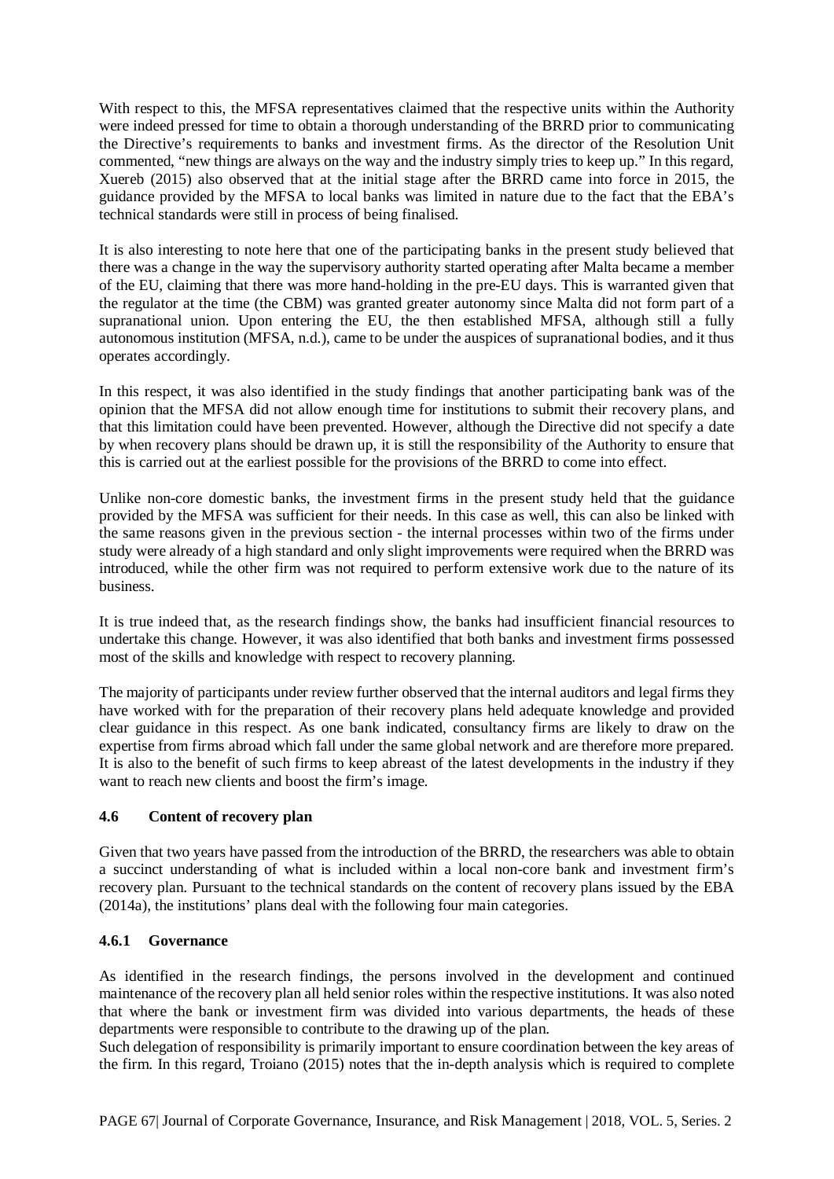With respect to this, the MFSA representatives claimed that the respective units within the Authority were indeed pressed for time to obtain a thorough understanding of the BRRD prior to communicating the Directive's requirements to banks and investment firms. As the director of the Resolution Unit commented, "new things are always on the way and the industry simply tries to keep up." In this regard, Xuereb (2015) also observed that at the initial stage after the BRRD came into force in 2015, the guidance provided by the MFSA to local banks was limited in nature due to the fact that the EBA's technical standards were still in process of being finalised.

It is also interesting to note here that one of the participating banks in the present study believed that there was a change in the way the supervisory authority started operating after Malta became a member of the EU, claiming that there was more hand-holding in the pre-EU days. This is warranted given that the regulator at the time (the CBM) was granted greater autonomy since Malta did not form part of a supranational union. Upon entering the EU, the then established MFSA, although still a fully autonomous institution (MFSA, n.d.), came to be under the auspices of supranational bodies, and it thus operates accordingly.

In this respect, it was also identified in the study findings that another participating bank was of the opinion that the MFSA did not allow enough time for institutions to submit their recovery plans, and that this limitation could have been prevented. However, although the Directive did not specify a date by when recovery plans should be drawn up, it is still the responsibility of the Authority to ensure that this is carried out at the earliest possible for the provisions of the BRRD to come into effect.

Unlike non-core domestic banks, the investment firms in the present study held that the guidance provided by the MFSA was sufficient for their needs. In this case as well, this can also be linked with the same reasons given in the previous section - the internal processes within two of the firms under study were already of a high standard and only slight improvements were required when the BRRD was introduced, while the other firm was not required to perform extensive work due to the nature of its business.

It is true indeed that, as the research findings show, the banks had insufficient financial resources to undertake this change. However, it was also identified that both banks and investment firms possessed most of the skills and knowledge with respect to recovery planning.

The majority of participants under review further observed that the internal auditors and legal firms they have worked with for the preparation of their recovery plans held adequate knowledge and provided clear guidance in this respect. As one bank indicated, consultancy firms are likely to draw on the expertise from firms abroad which fall under the same global network and are therefore more prepared. It is also to the benefit of such firms to keep abreast of the latest developments in the industry if they want to reach new clients and boost the firm's image.

### 4.6 Content of recovery plan

Given that two years have passed from the introduction of the BRRD, the researchers was able to obtain a succinct understanding of what is included within a local non-core bank and investment firm's recovery plan. Pursuant to the technical standards on the content of recovery plans issued by the EBA (2014a), the institutions' plans deal with the following four main categories.

#### 4.6.1 Governance

As identified in the research findings, the persons involved in the development and continued maintenance of the recovery plan all held senior roles within the respective institutions. It was also noted that where the bank or investment firm was divided into various departments, the heads of these departments were responsible to contribute to the drawing up of the plan.

Such delegation of responsibility is primarily important to ensure coordination between the key areas of the firm. In this regard, Troiano (2015) notes that the in-depth analysis which is required to complete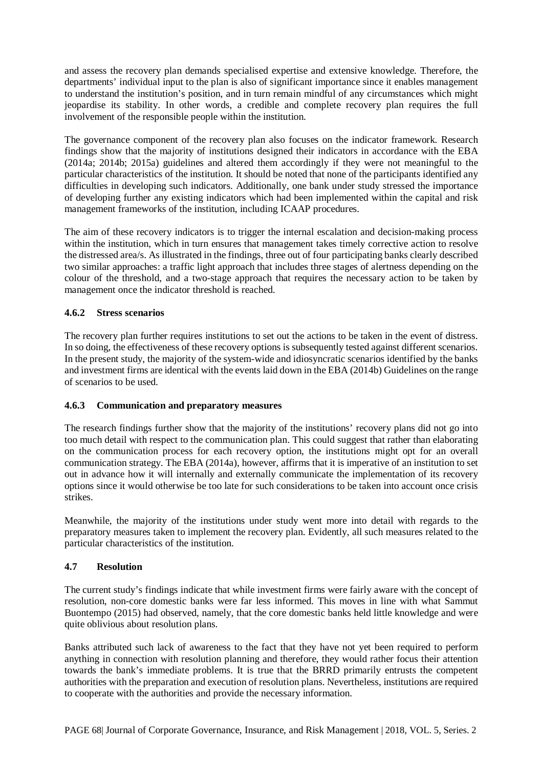and assess the recovery plan demands specialised expertise and extensive knowledge. Therefore, the departments' individual input to the plan is also of significant importance since it enables management to understand the institution's position, and in turn remain mindful of any circumstances which might jeopardise its stability. In other words, a credible and complete recovery plan requires the full involvement of the responsible people within the institution.

The governance component of the recovery plan also focuses on the indicator framework. Research findings show that the majority of institutions designed their indicators in accordance with the EBA (2014a; 2014b; 2015a) guidelines and altered them accordingly if they were not meaningful to the particular characteristics of the institution. It should be noted that none of the participants identified any difficulties in developing such indicators. Additionally, one bank under study stressed the importance of developing further any existing indicators which had been implemented within the capital and risk management frameworks of the institution, including ICAAP procedures.

The aim of these recovery indicators is to trigger the internal escalation and decision-making process within the institution, which in turn ensures that management takes timely corrective action to resolve the distressed area/s. As illustrated in the findings, three out of four participating banks clearly described two similar approaches: a traffic light approach that includes three stages of alertness depending on the colour of the threshold, and a two-stage approach that requires the necessary action to be taken by management once the indicator threshold is reached.

### 4.6.2 Stress scenarios

The recovery plan further requires institutions to set out the actions to be taken in the event of distress. In so doing, the effectiveness of these recovery options is subsequently tested against different scenarios. In the present study, the majority of the system-wide and idiosyncratic scenarios identified by the banks and investment firms are identical with the events laid down in the EBA (2014b) Guidelines on the range of scenarios to be used.

### 4.6.3 Communication and preparatory measures

The research findings further show that the majority of the institutions' recovery plans did not go into too much detail with respect to the communication plan. This could suggest that rather than elaborating on the communication process for each recovery option, the institutions might opt for an overall communication strategy. The EBA (2014a), however, affirms that it is imperative of an institution to set out in advance how it will internally and externally communicate the implementation of its recovery options since it would otherwise be too late for such considerations to be taken into account once crisis strikes.

Meanwhile, the majority of the institutions under study went more into detail with regards to the preparatory measures taken to implement the recovery plan. Evidently, all such measures related to the particular characteristics of the institution.

## 4.7 Resolution

The current study's findings indicate that while investment firms were fairly aware with the concept of resolution, non-core domestic banks were far less informed. This moves in line with what Sammut Buontempo (2015) had observed, namely, that the core domestic banks held little knowledge and were quite oblivious about resolution plans.

Banks attributed such lack of awareness to the fact that they have not yet been required to perform anything in connection with resolution planning and therefore, they would rather focus their attention towards the bank's immediate problems. It is true that the BRRD primarily entrusts the competent authorities with the preparation and execution of resolution plans. Nevertheless, institutions are required to cooperate with the authorities and provide the necessary information.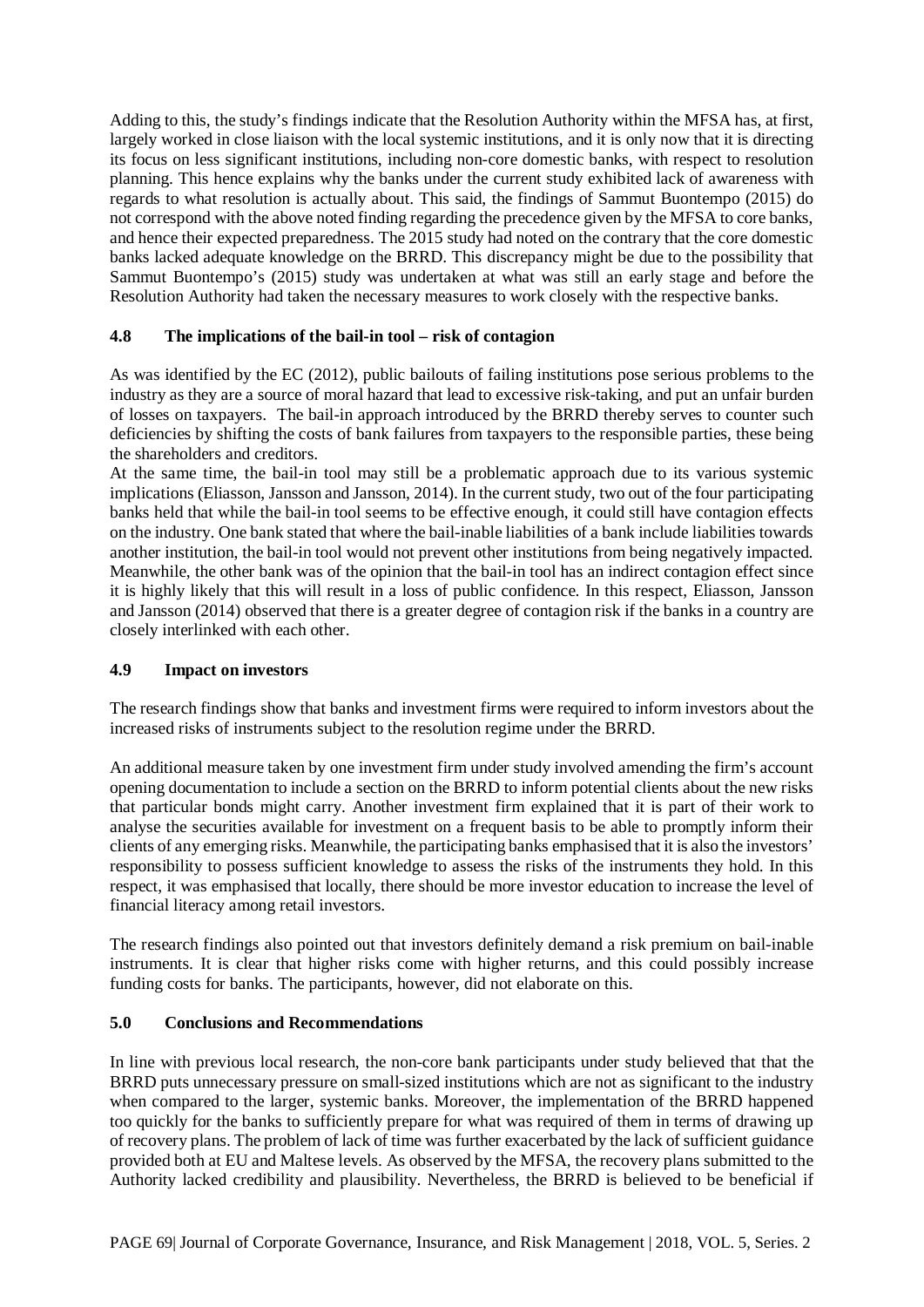Adding to this, the study's findings indicate that the Resolution Authority within the MFSA has, at first, largely worked in close liaison with the local systemic institutions, and it is only now that it is directing its focus on less significant institutions, including non-core domestic banks, with respect to resolution planning. This hence explains why the banks under the current study exhibited lack of awareness with regards to what resolution is actually about. This said, the findings of Sammut Buontempo (2015) do not correspond with the above noted finding regarding the precedence given by the MFSA to core banks, and hence their expected preparedness. The 2015 study had noted on the contrary that the core domestic banks lacked adequate knowledge on the BRRD. This discrepancy might be due to the possibility that Sammut Buontempo's (2015) study was undertaken at what was still an early stage and before the Resolution Authority had taken the necessary measures to work closely with the respective banks.

### 4.8 The implications of the bail-in tool – risk of contagion

As was identified by the EC (2012), public bailouts of failing institutions pose serious problems to the industry as they are a source of moral hazard that lead to excessive risk-taking, and put an unfair burden of losses on taxpayers. The bail-in approach introduced by the BRRD thereby serves to counter such deficiencies by shifting the costs of bank failures from taxpayers to the responsible parties, these being the shareholders and creditors.

At the same time, the bail-in tool may still be a problematic approach due to its various systemic implications (Eliasson, Jansson and Jansson, 2014). In the current study, two out of the four participating banks held that while the bail-in tool seems to be effective enough, it could still have contagion effects on the industry. One bank stated that where the bail-inable liabilities of a bank include liabilities towards another institution, the bail-in tool would not prevent other institutions from being negatively impacted. Meanwhile, the other bank was of the opinion that the bail-in tool has an indirect contagion effect since it is highly likely that this will result in a loss of public confidence. In this respect, Eliasson, Jansson and Jansson (2014) observed that there is a greater degree of contagion risk if the banks in a country are closely interlinked with each other.

### 4.9 Impact on investors

The research findings show that banks and investment firms were required to inform investors about the increased risks of instruments subject to the resolution regime under the BRRD.

An additional measure taken by one investment firm under study involved amending the firm's account opening documentation to include a section on the BRRD to inform potential clients about the new risks that particular bonds might carry. Another investment firm explained that it is part of their work to analyse the securities available for investment on a frequent basis to be able to promptly inform their clients of any emerging risks. Meanwhile, the participating banks emphasised that it is also the investors' responsibility to possess sufficient knowledge to assess the risks of the instruments they hold. In this respect, it was emphasised that locally, there should be more investor education to increase the level of financial literacy among retail investors.

The research findings also pointed out that investors definitely demand a risk premium on bail-inable instruments. It is clear that higher risks come with higher returns, and this could possibly increase funding costs for banks. The participants, however, did not elaborate on this.

## 5.0 Conclusions and Recommendations

In line with previous local research, the non-core bank participants under study believed that that the BRRD puts unnecessary pressure on small-sized institutions which are not as significant to the industry when compared to the larger, systemic banks. Moreover, the implementation of the BRRD happened too quickly for the banks to sufficiently prepare for what was required of them in terms of drawing up of recovery plans. The problem of lack of time was further exacerbated by the lack of sufficient guidance provided both at EU and Maltese levels. As observed by the MFSA, the recovery plans submitted to the Authority lacked credibility and plausibility. Nevertheless, the BRRD is believed to be beneficial if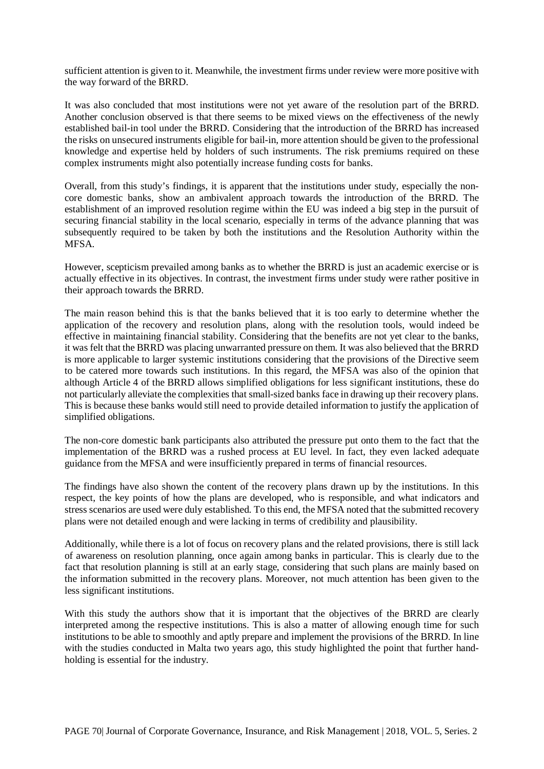sufficient attention is given to it. Meanwhile, the investment firms under review were more positive with the way forward of the BRRD.

It was also concluded that most institutions were not yet aware of the resolution part of the BRRD. Another conclusion observed is that there seems to be mixed views on the effectiveness of the newly established bail-in tool under the BRRD. Considering that the introduction of the BRRD has increased the risks on unsecured instruments eligible for bail-in, more attention should be given to the professional knowledge and expertise held by holders of such instruments. The risk premiums required on these complex instruments might also potentially increase funding costs for banks.

Overall, from this study's findings, it is apparent that the institutions under study, especially the non-core domestic banks, show an ambivalent approach towards the introduction of the BRRD. The establishment of an improved resolution regime within the EU was indeed a big step in the pursuit of securing financial stability in the local scenario, especially in terms of the advance planning that was subsequently required to be taken by both the institutions and the Resolution Authority within the MFSA.

However, scepticism prevailed among banks as to whether the BRRD is just an academic exercise or is actually effective in its objectives. In contrast, the investment firms under study were rather positive in their approach towards the BRRD.

The main reason behind this is that the banks believed that it is too early to determine whether the application of the recovery and resolution plans, along with the resolution tools, would indeed be effective in maintaining financial stability. Considering that the benefits are not yet clear to the banks, it was felt that the BRRD was placing unwarranted pressure on them. It was also believed that the BRRD is more applicable to larger systemic institutions considering that the provisions of the Directive seem to be catered more towards such institutions. In this regard, the MFSA was also of the opinion that although Article 4 of the BRRD allows simplified obligations for less significant institutions, these do not particularly alleviate the complexities that small-sized banks face in drawing up their recovery plans. This is because these banks would still need to provide detailed information to justify the application of simplified obligations.

The non-core domestic bank participants also attributed the pressure put onto them to the fact that the implementation of the BRRD was a rushed process at EU level. In fact, they even lacked adequate guidance from the MFSA and were insufficiently prepared in terms of financial resources.

The findings have also shown the content of the recovery plans drawn up by the institutions. In this respect, the key points of how the plans are developed, who is responsible, and what indicators and stress scenarios are used were duly established. To this end, the MFSA noted that the submitted recovery plans were not detailed enough and were lacking in terms of credibility and plausibility.

Additionally, while there is a lot of focus on recovery plans and the related provisions, there is still lack of awareness on resolution planning, once again among banks in particular. This is clearly due to the fact that resolution planning is still at an early stage, considering that such plans are mainly based on the information submitted in the recovery plans. Moreover, not much attention has been given to the less significant institutions.

With this study the authors show that it is important that the objectives of the BRRD are clearly interpreted among the respective institutions. This is also a matter of allowing enough time for such institutions to be able to smoothly and aptly prepare and implement the provisions of the BRRD. In line with the studies conducted in Malta two years ago, this study highlighted the point that further hand-holding is essential for the industry.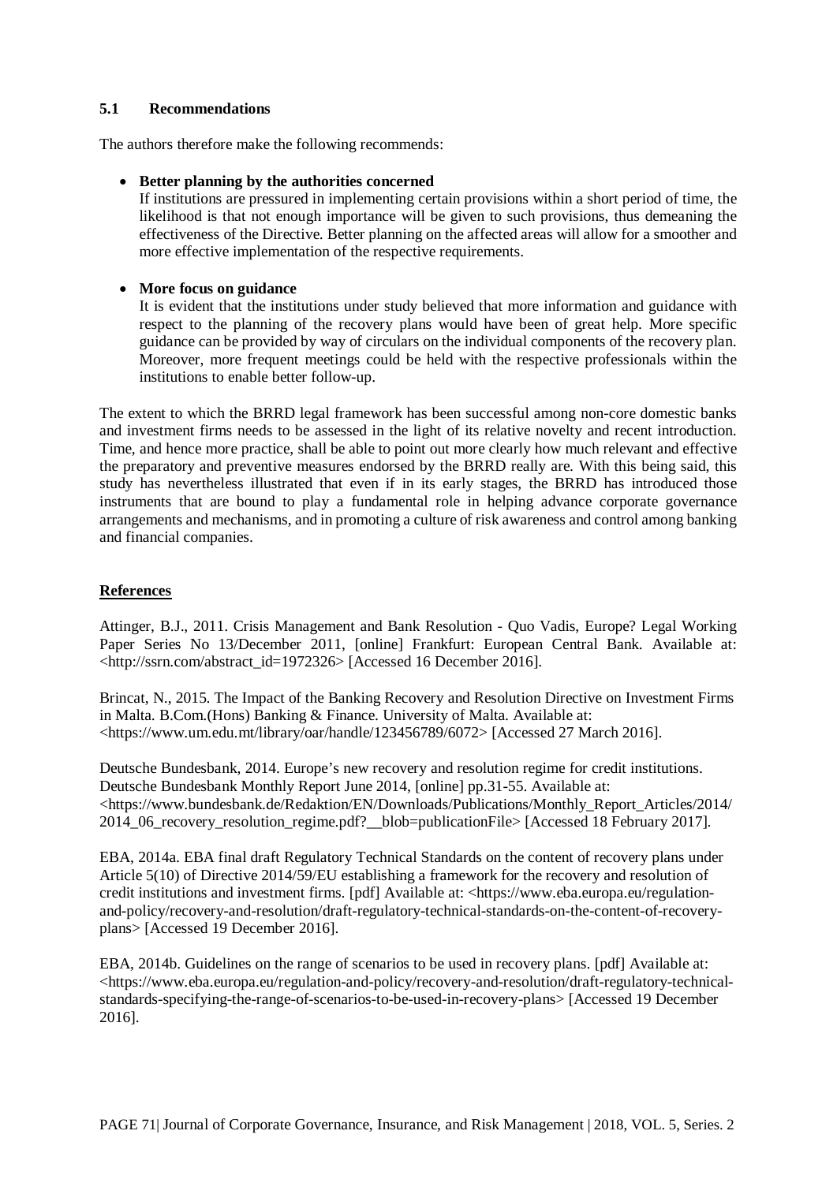### 5.1 Recommendations

The authors therefore make the following recommends:

- **Better planning by the authorities concerned**
  If institutions are pressured in implementing certain provisions within a short period of time, the likelihood is that not enough importance will be given to such provisions, thus demeaning the effectiveness of the Directive. Better planning on the affected areas will allow for a smoother and more effective implementation of the respective requirements.

- **More focus on guidance**
  It is evident that the institutions under study believed that more information and guidance with respect to the planning of the recovery plans would have been of great help. More specific guidance can be provided by way of circulars on the individual components of the recovery plan. Moreover, more frequent meetings could be held with the respective professionals within the institutions to enable better follow-up.

The extent to which the BRRD legal framework has been successful among non-core domestic banks and investment firms needs to be assessed in the light of its relative novelty and recent introduction. Time, and hence more practice, shall be able to point out more clearly how much relevant and effective the preparatory and preventive measures endorsed by the BRRD really are. With this being said, this study has nevertheless illustrated that even if in its early stages, the BRRD has introduced those instruments that are bound to play a fundamental role in helping advance corporate governance arrangements and mechanisms, and in promoting a culture of risk awareness and control among banking and financial companies.

## References

Attinger, B.J., 2011. Crisis Management and Bank Resolution - Quo Vadis, Europe? Legal Working Paper Series No 13/December 2011, [online] Frankfurt: European Central Bank. Available at: <http://ssrn.com/abstract_id=1972326> [Accessed 16 December 2016].

Brincat, N., 2015. The Impact of the Banking Recovery and Resolution Directive on Investment Firms in Malta. B.Com.(Hons) Banking & Finance. University of Malta. Available at: <https://www.um.edu.mt/library/oar/handle/123456789/6072> [Accessed 27 March 2016].

Deutsche Bundesbank, 2014. Europe's new recovery and resolution regime for credit institutions. Deutsche Bundesbank Monthly Report June 2014, [online] pp.31-55. Available at: <https://www.bundesbank.de/Redaktion/EN/Downloads/Publications/Monthly_Report_Articles/2014/2014_06_recovery_resolution_regime.pdf?__blob=publicationFile> [Accessed 18 February 2017].

EBA, 2014a. EBA final draft Regulatory Technical Standards on the content of recovery plans under Article 5(10) of Directive 2014/59/EU establishing a framework for the recovery and resolution of credit institutions and investment firms. [pdf] Available at: <https://www.eba.europa.eu/regulation-and-policy/recovery-and-resolution/draft-regulatory-technical-standards-on-the-content-of-recovery-plans> [Accessed 19 December 2016].

EBA, 2014b. Guidelines on the range of scenarios to be used in recovery plans. [pdf] Available at: <https://www.eba.europa.eu/regulation-and-policy/recovery-and-resolution/draft-regulatory-technical-standards-specifying-the-range-of-scenarios-to-be-used-in-recovery-plans> [Accessed 19 December 2016].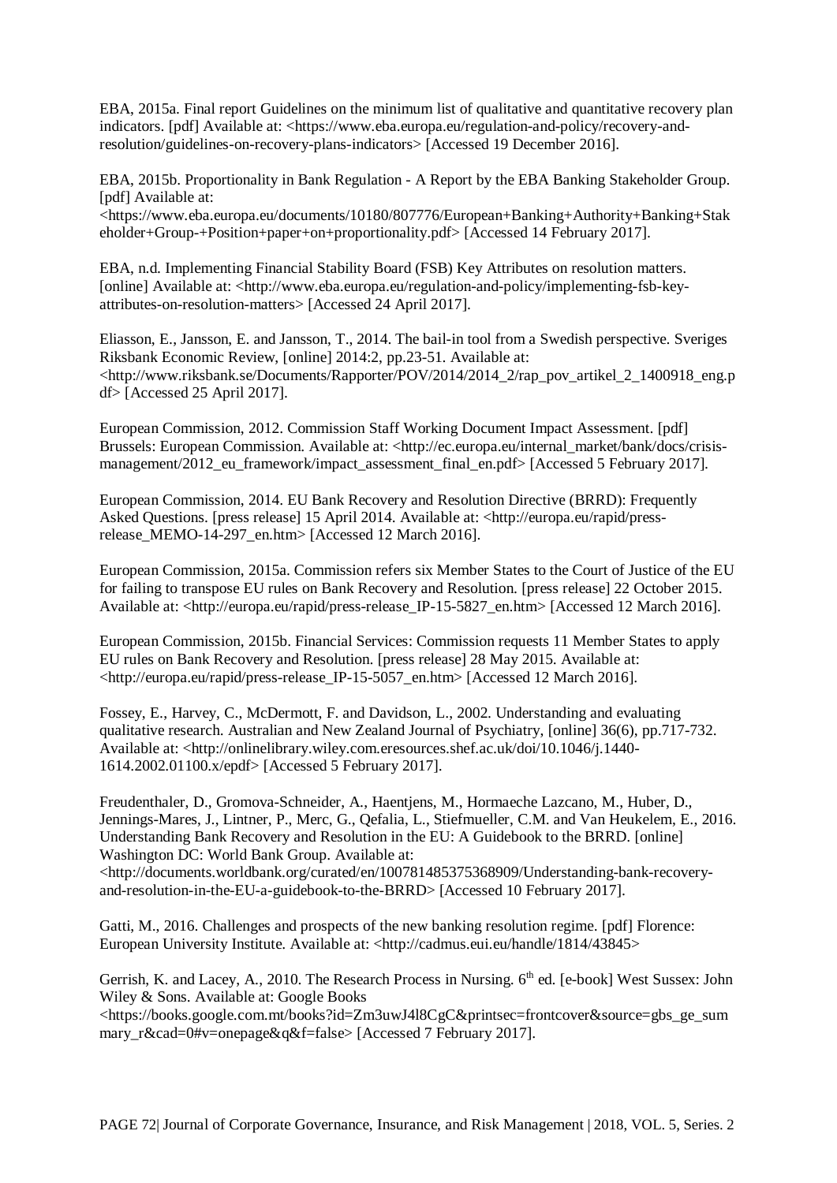EBA, 2015a. Final report Guidelines on the minimum list of qualitative and quantitative recovery plan indicators. [pdf] Available at: <https://www.eba.europa.eu/regulation-and-policy/recovery-and-resolution/guidelines-on-recovery-plans-indicators> [Accessed 19 December 2016].

EBA, 2015b. Proportionality in Bank Regulation - A Report by the EBA Banking Stakeholder Group. [pdf] Available at: <https://www.eba.europa.eu/documents/10180/807776/European+Banking+Authority+Banking+Stakeholder+Group-+Position+paper+on+proportionality.pdf> [Accessed 14 February 2017].

EBA, n.d. Implementing Financial Stability Board (FSB) Key Attributes on resolution matters. [online] Available at: <http://www.eba.europa.eu/regulation-and-policy/implementing-fsb-key-attributes-on-resolution-matters> [Accessed 24 April 2017].

Eliasson, E., Jansson, E. and Jansson, T., 2014. The bail-in tool from a Swedish perspective. Sveriges Riksbank Economic Review, [online] 2014:2, pp.23-51. Available at: <http://www.riksbank.se/Documents/Rapporter/POV/2014/2014_2/rap_pov_artikel_2_1400918_eng.pdf> [Accessed 25 April 2017].

European Commission, 2012. Commission Staff Working Document Impact Assessment. [pdf] Brussels: European Commission. Available at: <http://ec.europa.eu/internal_market/bank/docs/crisis-management/2012_eu_framework/impact_assessment_final_en.pdf> [Accessed 5 February 2017].

European Commission, 2014. EU Bank Recovery and Resolution Directive (BRRD): Frequently Asked Questions. [press release] 15 April 2014. Available at: <http://europa.eu/rapid/press-release_MEMO-14-297_en.htm> [Accessed 12 March 2016].

European Commission, 2015a. Commission refers six Member States to the Court of Justice of the EU for failing to transpose EU rules on Bank Recovery and Resolution. [press release] 22 October 2015. Available at: <http://europa.eu/rapid/press-release_IP-15-5827_en.htm> [Accessed 12 March 2016].

European Commission, 2015b. Financial Services: Commission requests 11 Member States to apply EU rules on Bank Recovery and Resolution. [press release] 28 May 2015. Available at: <http://europa.eu/rapid/press-release_IP-15-5057_en.htm> [Accessed 12 March 2016].

Fossey, E., Harvey, C., McDermott, F. and Davidson, L., 2002. Understanding and evaluating qualitative research. Australian and New Zealand Journal of Psychiatry, [online] 36(6), pp.717-732. Available at: <http://onlinelibrary.wiley.com.eresources.shef.ac.uk/doi/10.1046/j.1440-1614.2002.01100.x/epdf> [Accessed 5 February 2017].

Freudenthaler, D., Gromova-Schneider, A., Haentjens, M., Hormaeche Lazcano, M., Huber, D., Jennings-Mares, J., Lintner, P., Merc, G., Qefalia, L., Stiefmueller, C.M. and Van Heukelem, E., 2016. Understanding Bank Recovery and Resolution in the EU: A Guidebook to the BRRD. [online] Washington DC: World Bank Group. Available at: <http://documents.worldbank.org/curated/en/100781485375368909/Understanding-bank-recovery-and-resolution-in-the-EU-a-guidebook-to-the-BRRD> [Accessed 10 February 2017].

Gatti, M., 2016. Challenges and prospects of the new banking resolution regime. [pdf] Florence: European University Institute. Available at: <http://cadmus.eui.eu/handle/1814/43845>

Gerrish, K. and Lacey, A., 2010. The Research Process in Nursing. 6th ed. [e-book] West Sussex: John Wiley & Sons. Available at: Google Books <https://books.google.com.mt/books?id=Zm3uwJ4l8CgC&printsec=frontcover&source=gbs_ge_summary_r&cad=0#v=onepage&q&f=false> [Accessed 7 February 2017].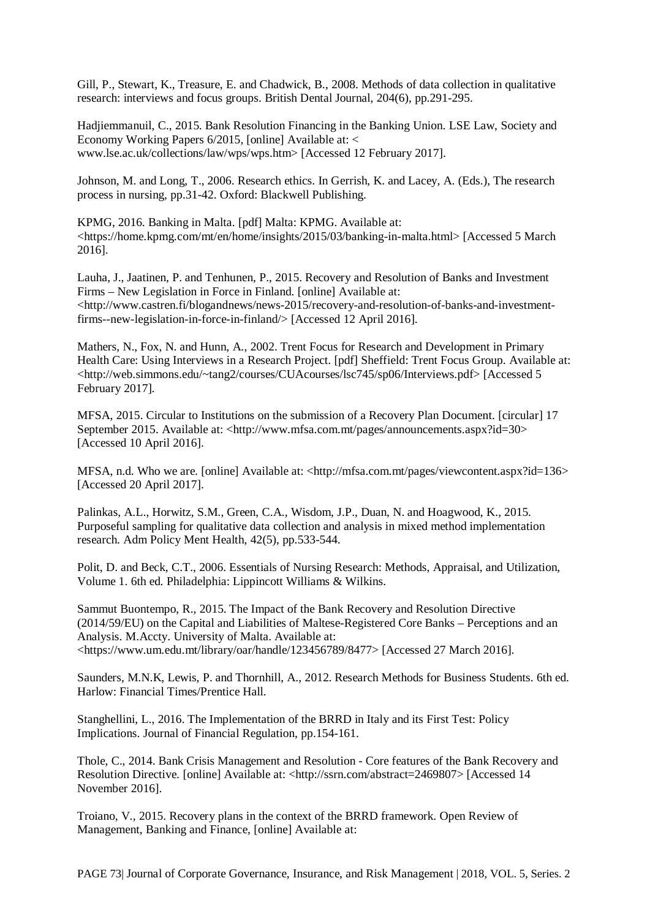Gill, P., Stewart, K., Treasure, E. and Chadwick, B., 2008. Methods of data collection in qualitative research: interviews and focus groups. British Dental Journal, 204(6), pp.291-295.

Hadjiemmanuil, C., 2015. Bank Resolution Financing in the Banking Union. LSE Law, Society and Economy Working Papers 6/2015, [online] Available at: < www.lse.ac.uk/collections/law/wps/wps.htm> [Accessed 12 February 2017].

Johnson, M. and Long, T., 2006. Research ethics. In Gerrish, K. and Lacey, A. (Eds.), The research process in nursing, pp.31-42. Oxford: Blackwell Publishing.

KPMG, 2016. Banking in Malta. [pdf] Malta: KPMG. Available at: <https://home.kpmg.com/mt/en/home/insights/2015/03/banking-in-malta.html> [Accessed 5 March 2016].

Lauha, J., Jaatinen, P. and Tenhunen, P., 2015. Recovery and Resolution of Banks and Investment Firms – New Legislation in Force in Finland. [online] Available at: <http://www.castren.fi/blogandnews/news-2015/recovery-and-resolution-of-banks-and-investment-firms--new-legislation-in-force-in-finland/> [Accessed 12 April 2016].

Mathers, N., Fox, N. and Hunn, A., 2002. Trent Focus for Research and Development in Primary Health Care: Using Interviews in a Research Project. [pdf] Sheffield: Trent Focus Group. Available at: <http://web.simmons.edu/~tang2/courses/CUAcourses/lsc745/sp06/Interviews.pdf> [Accessed 5 February 2017].

MFSA, 2015. Circular to Institutions on the submission of a Recovery Plan Document. [circular] 17 September 2015. Available at: <http://www.mfsa.com.mt/pages/announcements.aspx?id=30> [Accessed 10 April 2016].

MFSA, n.d. Who we are. [online] Available at: <http://mfsa.com.mt/pages/viewcontent.aspx?id=136> [Accessed 20 April 2017].

Palinkas, A.L., Horwitz, S.M., Green, C.A., Wisdom, J.P., Duan, N. and Hoagwood, K., 2015. Purposeful sampling for qualitative data collection and analysis in mixed method implementation research. Adm Policy Ment Health, 42(5), pp.533-544.

Polit, D. and Beck, C.T., 2006. Essentials of Nursing Research: Methods, Appraisal, and Utilization, Volume 1. 6th ed. Philadelphia: Lippincott Williams & Wilkins.

Sammut Buontempo, R., 2015. The Impact of the Bank Recovery and Resolution Directive (2014/59/EU) on the Capital and Liabilities of Maltese-Registered Core Banks – Perceptions and an Analysis. M.Accty. University of Malta. Available at: <https://www.um.edu.mt/library/oar/handle/123456789/8477> [Accessed 27 March 2016].

Saunders, M.N.K, Lewis, P. and Thornhill, A., 2012. Research Methods for Business Students. 6th ed. Harlow: Financial Times/Prentice Hall.

Stanghellini, L., 2016. The Implementation of the BRRD in Italy and its First Test: Policy Implications. Journal of Financial Regulation, pp.154-161.

Thole, C., 2014. Bank Crisis Management and Resolution - Core features of the Bank Recovery and Resolution Directive. [online] Available at: <http://ssrn.com/abstract=2469807> [Accessed 14 November 2016].

Troiano, V., 2015. Recovery plans in the context of the BRRD framework. Open Review of Management, Banking and Finance, [online] Available at: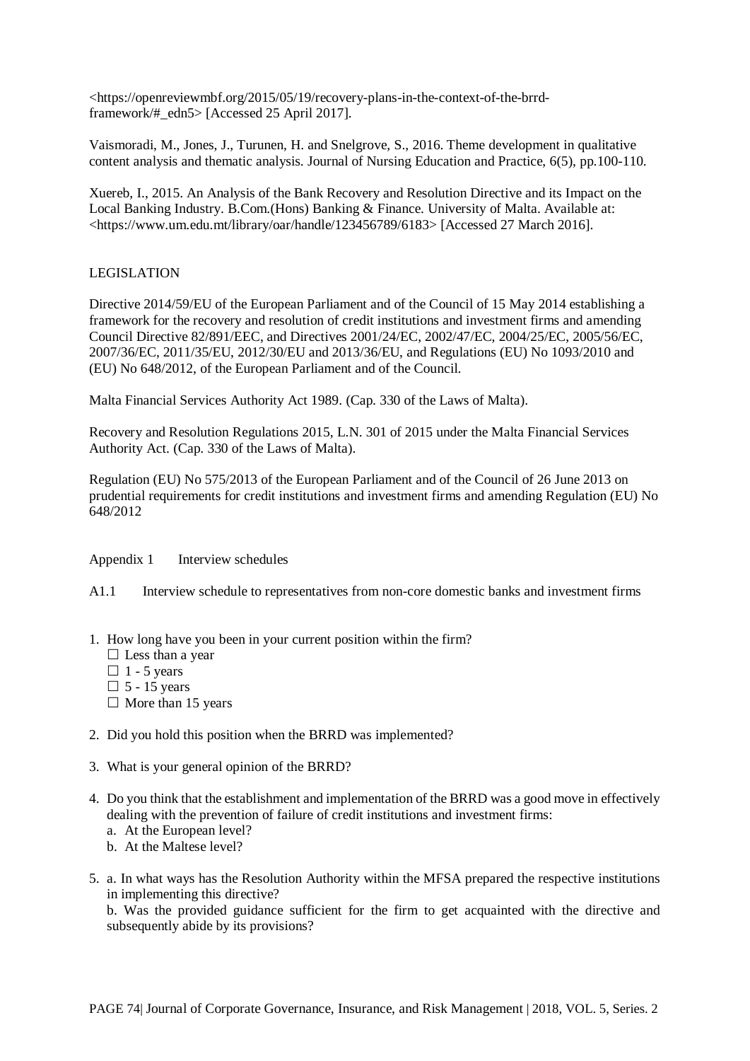<https://openreviewmbf.org/2015/05/19/recovery-plans-in-the-context-of-the-brrd-framework/#_edn5> [Accessed 25 April 2017].

Vaismoradi, M., Jones, J., Turunen, H. and Snelgrove, S., 2016. Theme development in qualitative content analysis and thematic analysis. Journal of Nursing Education and Practice, 6(5), pp.100-110.

Xuereb, I., 2015. An Analysis of the Bank Recovery and Resolution Directive and its Impact on the Local Banking Industry. B.Com.(Hons) Banking & Finance. University of Malta. Available at: <https://www.um.edu.mt/library/oar/handle/123456789/6183> [Accessed 27 March 2016].

## LEGISLATION

Directive 2014/59/EU of the European Parliament and of the Council of 15 May 2014 establishing a framework for the recovery and resolution of credit institutions and investment firms and amending Council Directive 82/891/EEC, and Directives 2001/24/EC, 2002/47/EC, 2004/25/EC, 2005/56/EC, 2007/36/EC, 2011/35/EU, 2012/30/EU and 2013/36/EU, and Regulations (EU) No 1093/2010 and (EU) No 648/2012, of the European Parliament and of the Council.

Malta Financial Services Authority Act 1989. (Cap. 330 of the Laws of Malta).

Recovery and Resolution Regulations 2015, L.N. 301 of 2015 under the Malta Financial Services Authority Act. (Cap. 330 of the Laws of Malta).

Regulation (EU) No 575/2013 of the European Parliament and of the Council of 26 June 2013 on prudential requirements for credit institutions and investment firms and amending Regulation (EU) No 648/2012

## Appendix 1 Interview schedules

### A1.1 Interview schedule to representatives from non-core domestic banks and investment firms

1. How long have you been in your current position within the firm?
   - ☐ Less than a year
   - ☐ 1 - 5 years
   - ☐ 5 - 15 years
   - ☐ More than 15 years

2. Did you hold this position when the BRRD was implemented?

3. What is your general opinion of the BRRD?

4. Do you think that the establishment and implementation of the BRRD was a good move in effectively dealing with the prevention of failure of credit institutions and investment firms:
   a. At the European level?
   b. At the Maltese level?

5. a. In what ways has the Resolution Authority within the MFSA prepared the respective institutions in implementing this directive?
   b. Was the provided guidance sufficient for the firm to get acquainted with the directive and subsequently abide by its provisions?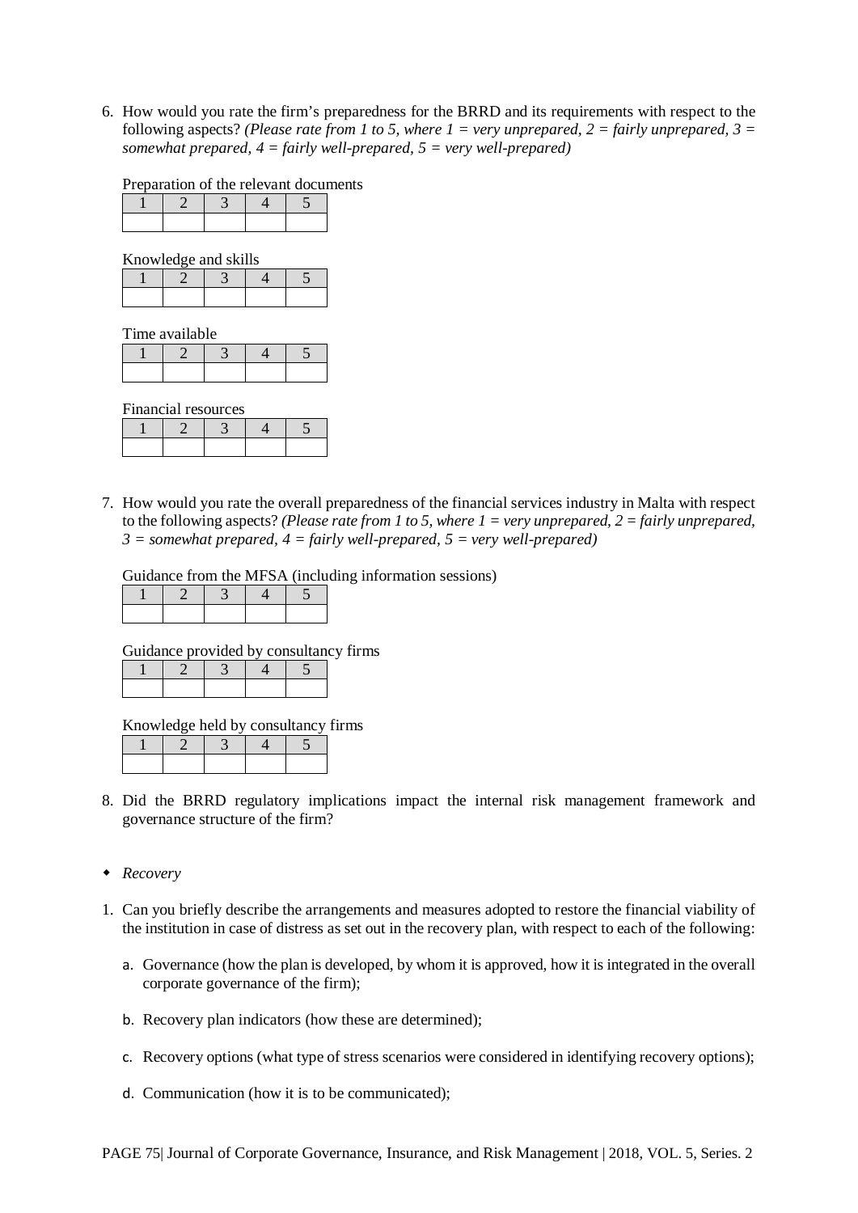6. How would you rate the firm's preparedness for the BRRD and its requirements with respect to the following aspects? *(Please rate from 1 to 5, where 1 = very unprepared, 2 = fairly unprepared, 3 = somewhat prepared, 4 = fairly well-prepared, 5 = very well-prepared)*

Preparation of the relevant documents

| 1 | 2 | 3 | 4 | 5 |
|---|---|---|---|---|
| | | | | |

Knowledge and skills

| 1 | 2 | 3 | 4 | 5 |
|---|---|---|---|---|
| | | | | |

Time available

| 1 | 2 | 3 | 4 | 5 |
|---|---|---|---|---|
| | | | | |

Financial resources

| 1 | 2 | 3 | 4 | 5 |
|---|---|---|---|---|
| | | | | |

7. How would you rate the overall preparedness of the financial services industry in Malta with respect to the following aspects? *(Please rate from 1 to 5, where 1 = very unprepared, 2 = fairly unprepared, 3 = somewhat prepared, 4 = fairly well-prepared, 5 = very well-prepared)*

Guidance from the MFSA (including information sessions)

| 1 | 2 | 3 | 4 | 5 |
|---|---|---|---|---|
| | | | | |

Guidance provided by consultancy firms

| 1 | 2 | 3 | 4 | 5 |
|---|---|---|---|---|
| | | | | |

Knowledge held by consultancy firms

| 1 | 2 | 3 | 4 | 5 |
|---|---|---|---|---|
| | | | | |

8. Did the BRRD regulatory implications impact the internal risk management framework and governance structure of the firm?

- *Recovery*

1. Can you briefly describe the arrangements and measures adopted to restore the financial viability of the institution in case of distress as set out in the recovery plan, with respect to each of the following:

   a. Governance (how the plan is developed, by whom it is approved, how it is integrated in the overall corporate governance of the firm);

   b. Recovery plan indicators (how these are determined);

   c. Recovery options (what type of stress scenarios were considered in identifying recovery options);

   d. Communication (how it is to be communicated);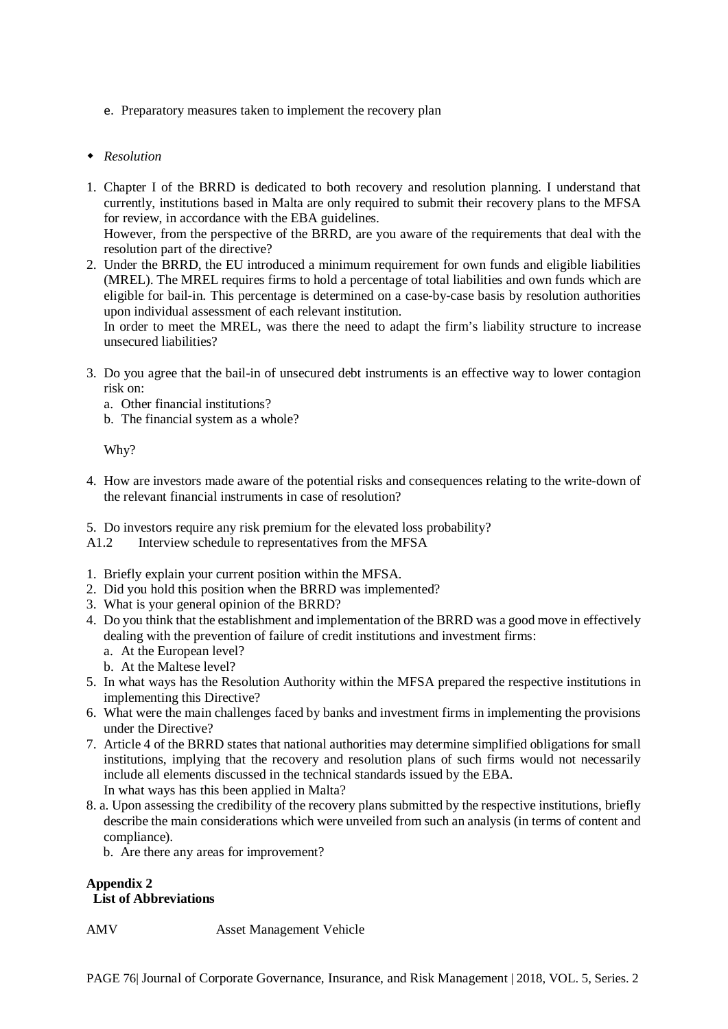e. Preparatory measures taken to implement the recovery plan

- *Resolution*

1. Chapter I of the BRRD is dedicated to both recovery and resolution planning. I understand that currently, institutions based in Malta are only required to submit their recovery plans to the MFSA for review, in accordance with the EBA guidelines.
   However, from the perspective of the BRRD, are you aware of the requirements that deal with the resolution part of the directive?
2. Under the BRRD, the EU introduced a minimum requirement for own funds and eligible liabilities (MREL). The MREL requires firms to hold a percentage of total liabilities and own funds which are eligible for bail-in. This percentage is determined on a case-by-case basis by resolution authorities upon individual assessment of each relevant institution.
   In order to meet the MREL, was there the need to adapt the firm's liability structure to increase unsecured liabilities?
3. Do you agree that the bail-in of unsecured debt instruments is an effective way to lower contagion risk on:
   a. Other financial institutions?
   b. The financial system as a whole?

   Why?
4. How are investors made aware of the potential risks and consequences relating to the write-down of the relevant financial instruments in case of resolution?
5. Do investors require any risk premium for the elevated loss probability?

A1.2 Interview schedule to representatives from the MFSA

1. Briefly explain your current position within the MFSA.
2. Did you hold this position when the BRRD was implemented?
3. What is your general opinion of the BRRD?
4. Do you think that the establishment and implementation of the BRRD was a good move in effectively dealing with the prevention of failure of credit institutions and investment firms:
   a. At the European level?
   b. At the Maltese level?
5. In what ways has the Resolution Authority within the MFSA prepared the respective institutions in implementing this Directive?
6. What were the main challenges faced by banks and investment firms in implementing the provisions under the Directive?
7. Article 4 of the BRRD states that national authorities may determine simplified obligations for small institutions, implying that the recovery and resolution plans of such firms would not necessarily include all elements discussed in the technical standards issued by the EBA.
   In what ways has this been applied in Malta?
8. a. Upon assessing the credibility of the recovery plans submitted by the respective institutions, briefly describe the main considerations which were unveiled from such an analysis (in terms of content and compliance).
   b. Are there any areas for improvement?

**Appendix 2**
**List of Abbreviations**

AMV Asset Management Vehicle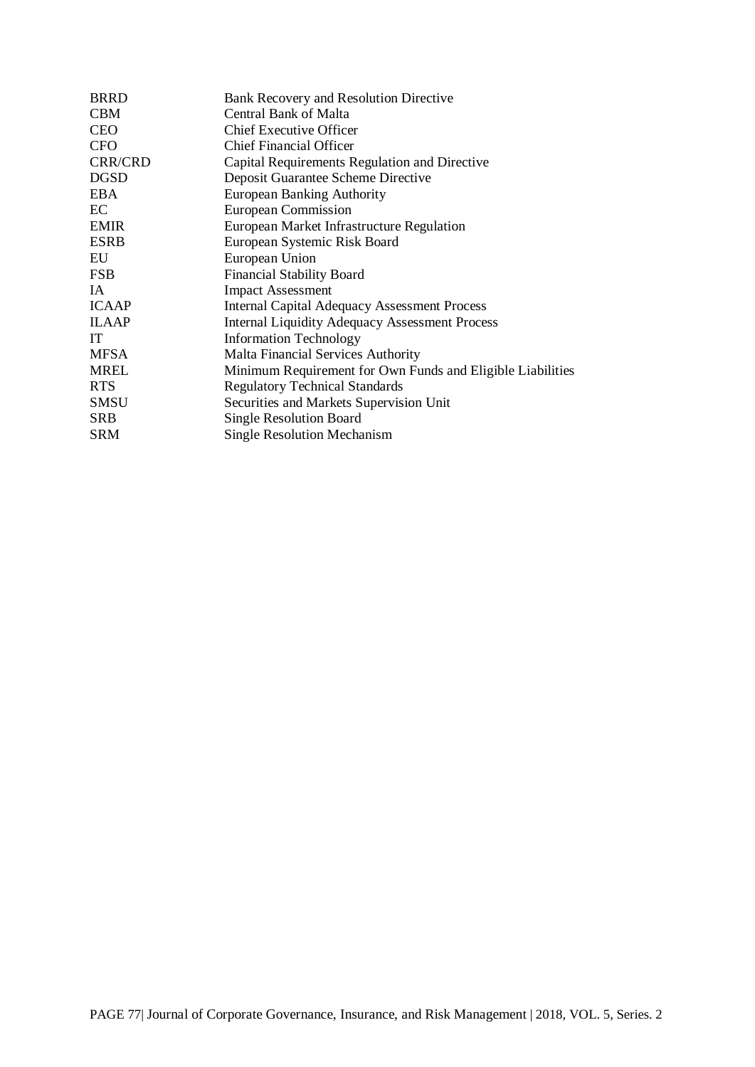| | |
|---|---|
| BRRD | Bank Recovery and Resolution Directive |
| CBM | Central Bank of Malta |
| CEO | Chief Executive Officer |
| CFO | Chief Financial Officer |
| CRR/CRD | Capital Requirements Regulation and Directive |
| DGSD | Deposit Guarantee Scheme Directive |
| EBA | European Banking Authority |
| EC | European Commission |
| EMIR | European Market Infrastructure Regulation |
| ESRB | European Systemic Risk Board |
| EU | European Union |
| FSB | Financial Stability Board |
| IA | Impact Assessment |
| ICAAP | Internal Capital Adequacy Assessment Process |
| ILAAP | Internal Liquidity Adequacy Assessment Process |
| IT | Information Technology |
| MFSA | Malta Financial Services Authority |
| MREL | Minimum Requirement for Own Funds and Eligible Liabilities |
| RTS | Regulatory Technical Standards |
| SMSU | Securities and Markets Supervision Unit |
| SRB | Single Resolution Board |
| SRM | Single Resolution Mechanism |